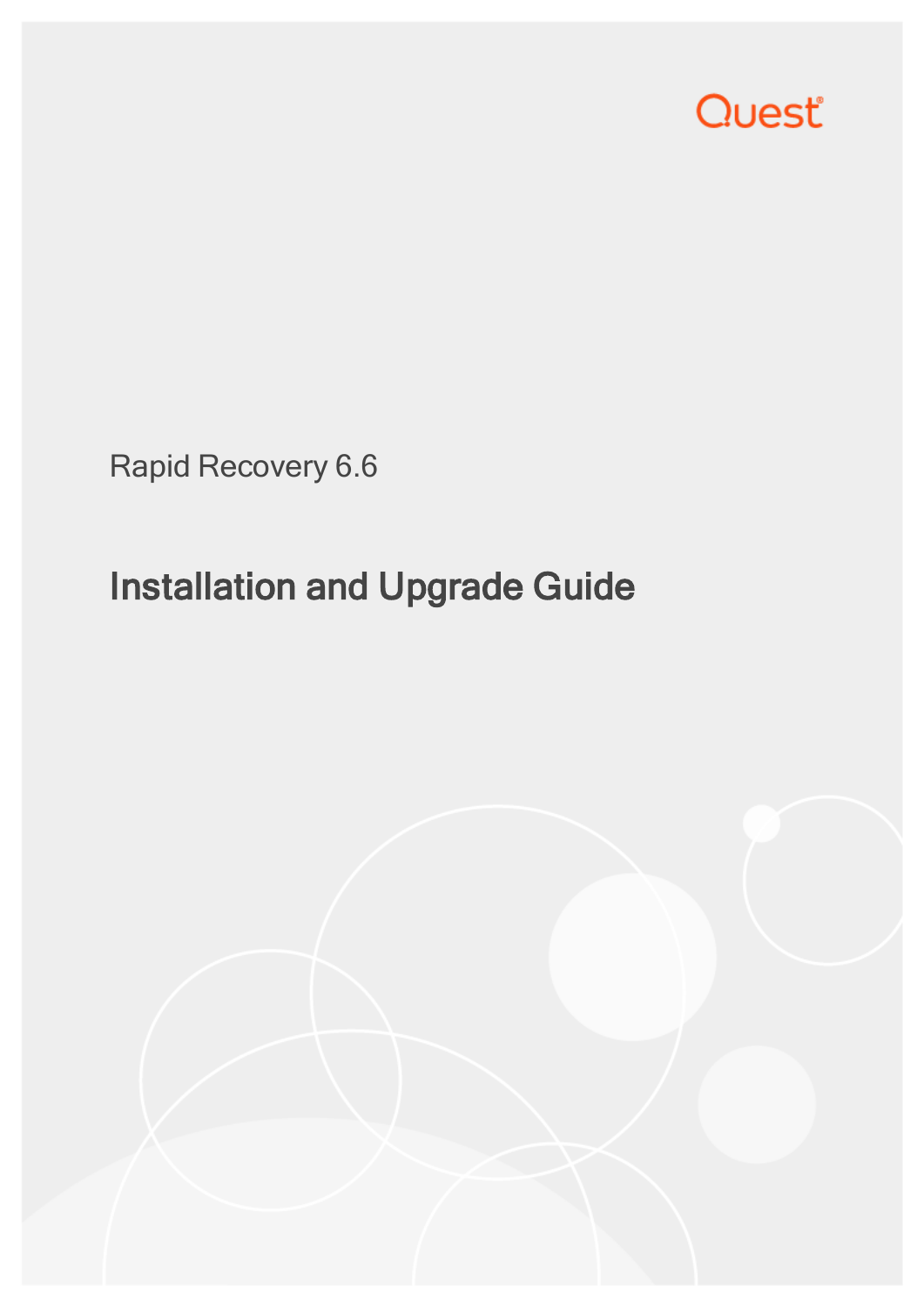Quest

Rapid Recovery 6.6

# Installation and Upgrade Guide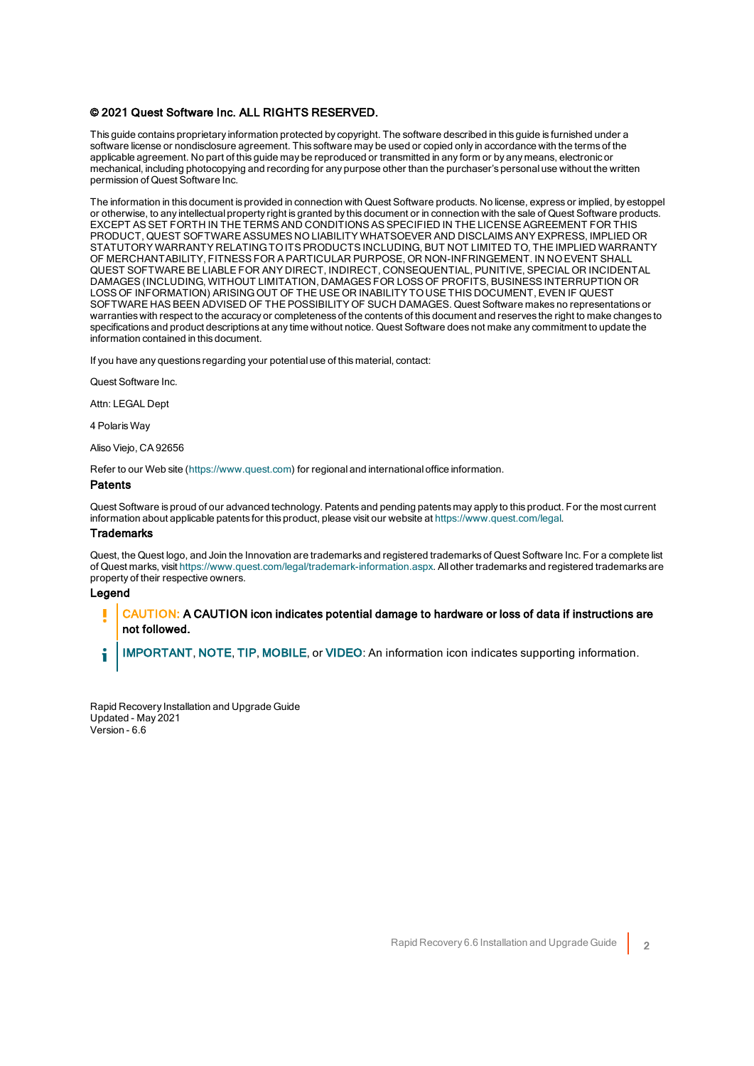**© 2021 Quest Software Inc. ALL RIGHTS RESERVED.**

This guide contains proprietary information protected by copyright. The software described in this guide is furnished under a software license or nondisclosure agreement. This software may be used or copied only in accordance with the terms of the applicable agreement. No part of this guide may be reproduced or transmitted in any form or by any means, electronic or mechanical, including photocopying and recording for any purpose other than the purchaser's personal use without the written permission of Quest Software Inc.

The information in this document is provided in connection with Quest Software products. No license, express or implied, by estoppel or otherwise, to any intellectual property right is granted by this document or in connection with the sale of Quest Software products. EXCEPT AS SET FORTH IN THE TERMS AND CONDITIONS AS SPECIFIED IN THE LICENSE AGREEMENT FOR THIS PRODUCT, QUEST SOFTWARE ASSUMES NO LIABILITY WHATSOEVER AND DISCLAIMS ANY EXPRESS, IMPLIED OR STATUTORY WARRANTY RELATING TO ITS PRODUCTS INCLUDING, BUT NOT LIMITED TO, THE IMPLIED WARRANTY OF MERCHANTABILITY, FITNESS FOR A PARTICULAR PURPOSE, OR NON-INFRINGEMENT. IN NO EVENT SHALL QUEST SOFTWARE BE LIABLE FOR ANY DIRECT, INDIRECT, CONSEQUENTIAL, PUNITIVE, SPECIAL OR INCIDENTAL DAMAGES (INCLUDING, WITHOUT LIMITATION, DAMAGES FOR LOSS OF PROFITS, BUSINESS INTERRUPTION OR LOSS OF INFORMATION) ARISING OUT OF THE USE OR INABILITY TO USE THIS DOCUMENT, EVEN IF QUEST SOFTWARE HAS BEEN ADVISED OF THE POSSIBILITY OF SUCH DAMAGES. Quest Software makes no representations or warranties with respect to the accuracy or completeness of the contents of this document and reserves the right to make changes to specifications and product descriptions at any time without notice. Quest Software does not make any commitment to update the information contained in this document.

If you have any questions regarding your potential use of this material, contact:

Quest Software Inc.

Attn: LEGAL Dept

4 Polaris Way

Aliso Viejo, CA 92656

Refer to our Web site (https://www.quest.com) for regional and international office information.

## Patents

Quest Software is proud of our advanced technology. Patents and pending patents may apply to this product. For the most current information about applicable patents for this product, please visit our website at https://www.quest.com/legal.

## Trademarks

Quest, the Quest logo, and Join the Innovation are trademarks and registered trademarks of Quest Software Inc. For a complete list of Quest marks, visit https://www.quest.com/legal/trademark-information.aspx. All other trademarks and registered trademarks are property of their respective owners.

## Legend

**CAUTION: A CAUTION icon indicates potential damage to hardware or loss of data if instructions are not followed.**

IMPORTANT, NOTE, TIP, MOBILE, or VIDEO: An information icon indicates supporting information.

Rapid Recovery Installation and Upgrade Guide
Updated - May 2021
Version - 6.6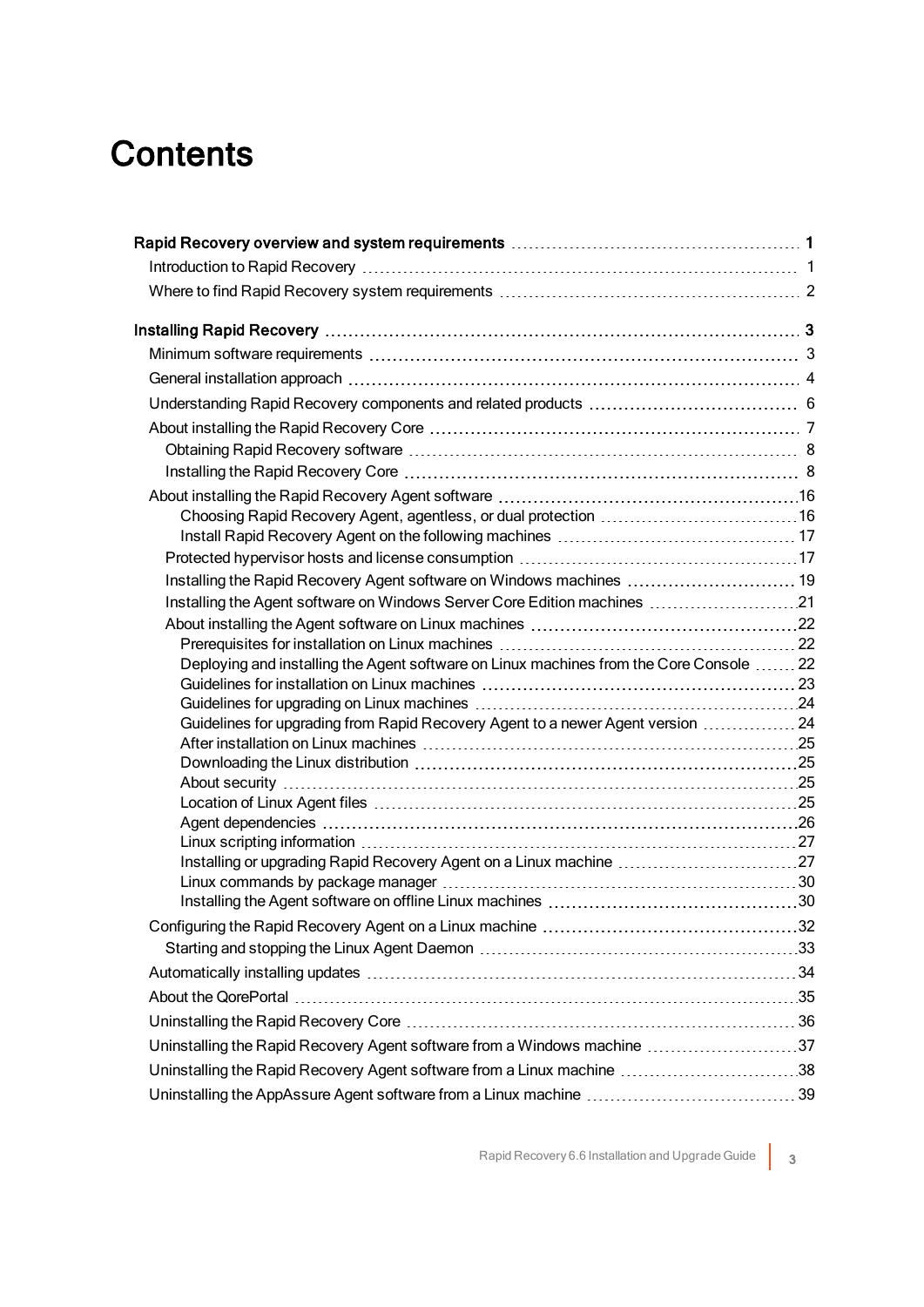# Contents

- **Rapid Recovery overview and system requirements** — **1**
  - Introduction to Rapid Recovery — 1
  - Where to find Rapid Recovery system requirements — 2
- **Installing Rapid Recovery** — **3**
  - Minimum software requirements — 3
  - General installation approach — 4
  - Understanding Rapid Recovery components and related products — 6
  - About installing the Rapid Recovery Core — 7
    - Obtaining Rapid Recovery software — 8
    - Installing the Rapid Recovery Core — 8
  - About installing the Rapid Recovery Agent software — 16
      - Choosing Rapid Recovery Agent, agentless, or dual protection — 16
      - Install Rapid Recovery Agent on the following machines — 17
    - Protected hypervisor hosts and license consumption — 17
    - Installing the Rapid Recovery Agent software on Windows machines — 19
    - Installing the Agent software on Windows Server Core Edition machines — 21
    - About installing the Agent software on Linux machines — 22
      - Prerequisites for installation on Linux machines — 22
      - Deploying and installing the Agent software on Linux machines from the Core Console — 22
      - Guidelines for installation on Linux machines — 23
      - Guidelines for upgrading on Linux machines — 24
      - Guidelines for upgrading from Rapid Recovery Agent to a newer Agent version — 24
      - After installation on Linux machines — 25
      - Downloading the Linux distribution — 25
      - About security — 25
      - Location of Linux Agent files — 25
      - Agent dependencies — 26
      - Linux scripting information — 27
      - Installing or upgrading Rapid Recovery Agent on a Linux machine — 27
      - Linux commands by package manager — 30
      - Installing the Agent software on offline Linux machines — 30
  - Configuring the Rapid Recovery Agent on a Linux machine — 32
    - Starting and stopping the Linux Agent Daemon — 33
  - Automatically installing updates — 34
  - About the QorePortal — 35
  - Uninstalling the Rapid Recovery Core — 36
  - Uninstalling the Rapid Recovery Agent software from a Windows machine — 37
  - Uninstalling the Rapid Recovery Agent software from a Linux machine — 38
  - Uninstalling the AppAssure Agent software from a Linux machine — 39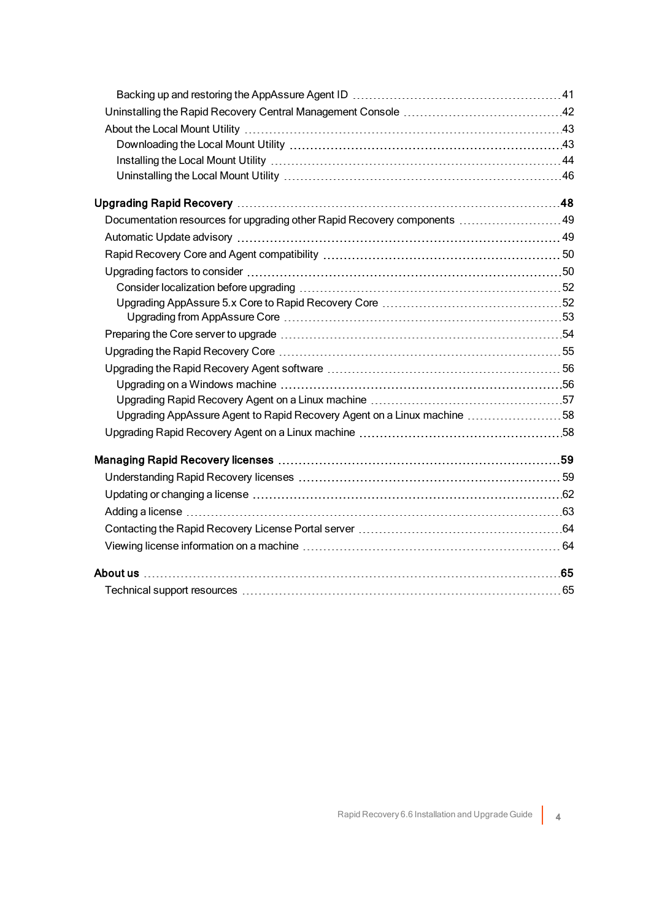- Backing up and restoring the AppAssure Agent ID 41
- Uninstalling the Rapid Recovery Central Management Console 42
- About the Local Mount Utility 43
  - Downloading the Local Mount Utility 43
  - Installing the Local Mount Utility 44
  - Uninstalling the Local Mount Utility 46

**Upgrading Rapid Recovery 48**

- Documentation resources for upgrading other Rapid Recovery components 49
- Automatic Update advisory 49
- Rapid Recovery Core and Agent compatibility 50
- Upgrading factors to consider 50
  - Consider localization before upgrading 52
  - Upgrading AppAssure 5.x Core to Rapid Recovery Core 52
    - Upgrading from AppAssure Core 53
- Preparing the Core server to upgrade 54
- Upgrading the Rapid Recovery Core 55
- Upgrading the Rapid Recovery Agent software 56
  - Upgrading on a Windows machine 56
  - Upgrading Rapid Recovery Agent on a Linux machine 57
  - Upgrading AppAssure Agent to Rapid Recovery Agent on a Linux machine 58
- Upgrading Rapid Recovery Agent on a Linux machine 58

**Managing Rapid Recovery licenses 59**

- Understanding Rapid Recovery licenses 59
- Updating or changing a license 62
- Adding a license 63
- Contacting the Rapid Recovery License Portal server 64
- Viewing license information on a machine 64

**About us 65**

- Technical support resources 65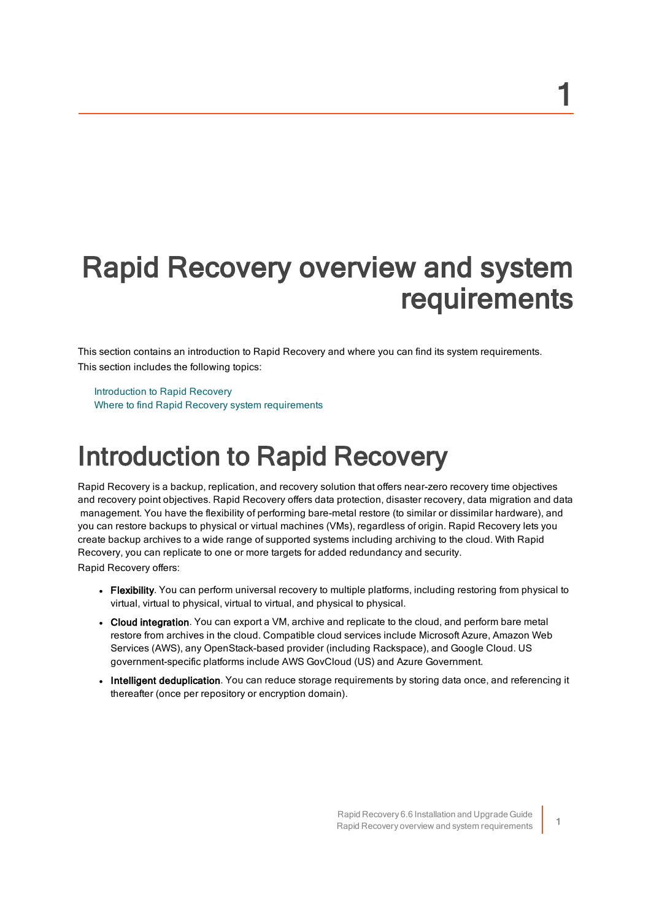# 1 Rapid Recovery overview and system requirements

This section contains an introduction to Rapid Recovery and where you can find its system requirements.

This section includes the following topics:

Introduction to Rapid Recovery
Where to find Rapid Recovery system requirements

## Introduction to Rapid Recovery

Rapid Recovery is a backup, replication, and recovery solution that offers near-zero recovery time objectives and recovery point objectives. Rapid Recovery offers data protection, disaster recovery, data migration and data management. You have the flexibility of performing bare-metal restore (to similar or dissimilar hardware), and you can restore backups to physical or virtual machines (VMs), regardless of origin. Rapid Recovery lets you create backup archives to a wide range of supported systems including archiving to the cloud. With Rapid Recovery, you can replicate to one or more targets for added redundancy and security.

Rapid Recovery offers:

- **Flexibility**. You can perform universal recovery to multiple platforms, including restoring from physical to virtual, virtual to physical, virtual to virtual, and physical to physical.
- **Cloud integration**. You can export a VM, archive and replicate to the cloud, and perform bare metal restore from archives in the cloud. Compatible cloud services include Microsoft Azure, Amazon Web Services (AWS), any OpenStack-based provider (including Rackspace), and Google Cloud. US government-specific platforms include AWS GovCloud (US) and Azure Government.
- **Intelligent deduplication**. You can reduce storage requirements by storing data once, and referencing it thereafter (once per repository or encryption domain).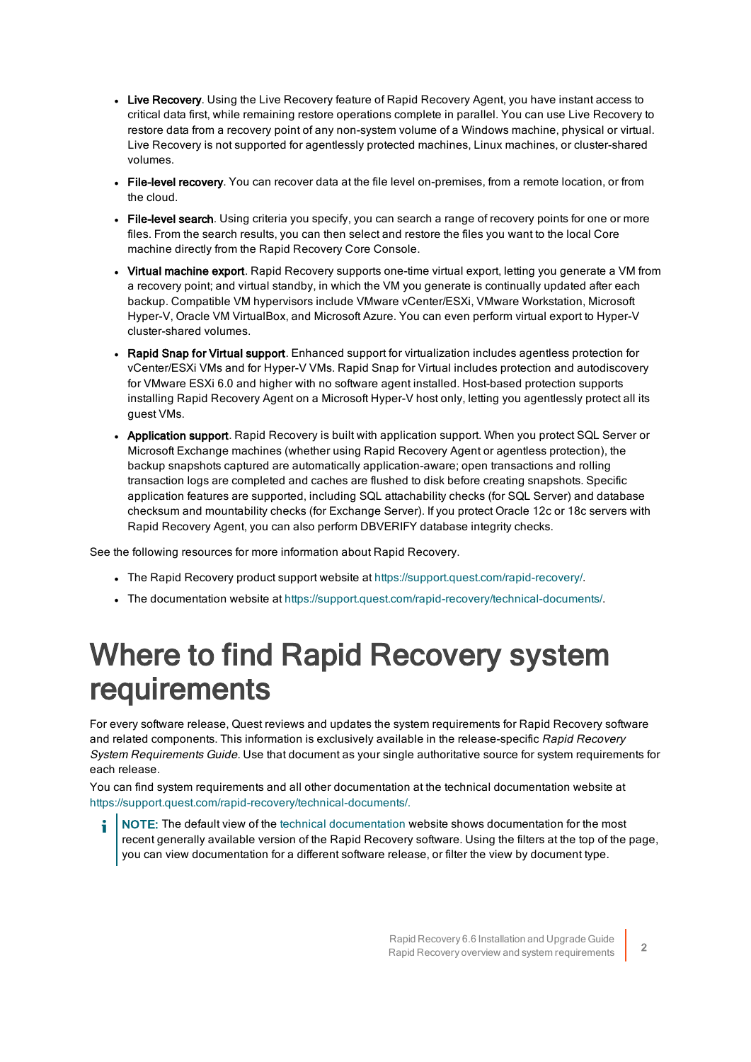- **Live Recovery**. Using the Live Recovery feature of Rapid Recovery Agent, you have instant access to critical data first, while remaining restore operations complete in parallel. You can use Live Recovery to restore data from a recovery point of any non-system volume of a Windows machine, physical or virtual. Live Recovery is not supported for agentlessly protected machines, Linux machines, or cluster-shared volumes.
- **File-level recovery**. You can recover data at the file level on-premises, from a remote location, or from the cloud.
- **File-level search**. Using criteria you specify, you can search a range of recovery points for one or more files. From the search results, you can then select and restore the files you want to the local Core machine directly from the Rapid Recovery Core Console.
- **Virtual machine export**. Rapid Recovery supports one-time virtual export, letting you generate a VM from a recovery point; and virtual standby, in which the VM you generate is continually updated after each backup. Compatible VM hypervisors include VMware vCenter/ESXi, VMware Workstation, Microsoft Hyper-V, Oracle VM VirtualBox, and Microsoft Azure. You can even perform virtual export to Hyper-V cluster-shared volumes.
- **Rapid Snap for Virtual support**. Enhanced support for virtualization includes agentless protection for vCenter/ESXi VMs and for Hyper-V VMs. Rapid Snap for Virtual includes protection and autodiscovery for VMware ESXi 6.0 and higher with no software agent installed. Host-based protection supports installing Rapid Recovery Agent on a Microsoft Hyper-V host only, letting you agentlessly protect all its guest VMs.
- **Application support**. Rapid Recovery is built with application support. When you protect SQL Server or Microsoft Exchange machines (whether using Rapid Recovery Agent or agentless protection), the backup snapshots captured are automatically application-aware; open transactions and rolling transaction logs are completed and caches are flushed to disk before creating snapshots. Specific application features are supported, including SQL attachability checks (for SQL Server) and database checksum and mountability checks (for Exchange Server). If you protect Oracle 12c or 18c servers with Rapid Recovery Agent, you can also perform DBVERIFY database integrity checks.

See the following resources for more information about Rapid Recovery.

- The Rapid Recovery product support website at https://support.quest.com/rapid-recovery/.
- The documentation website at https://support.quest.com/rapid-recovery/technical-documents/.

# Where to find Rapid Recovery system requirements

For every software release, Quest reviews and updates the system requirements for Rapid Recovery software and related components. This information is exclusively available in the release-specific *Rapid Recovery System Requirements Guide*. Use that document as your single authoritative source for system requirements for each release.

You can find system requirements and all other documentation at the technical documentation website at https://support.quest.com/rapid-recovery/technical-documents/.

> **NOTE:** The default view of the technical documentation website shows documentation for the most recent generally available version of the Rapid Recovery software. Using the filters at the top of the page, you can view documentation for a different software release, or filter the view by document type.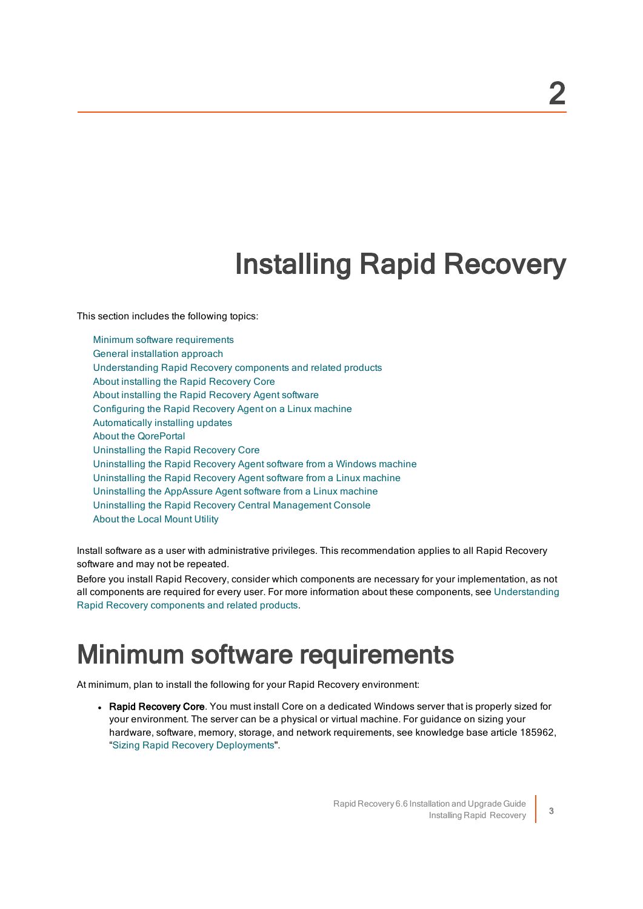# 2

# Installing Rapid Recovery

This section includes the following topics:

- Minimum software requirements
- General installation approach
- Understanding Rapid Recovery components and related products
- About installing the Rapid Recovery Core
- About installing the Rapid Recovery Agent software
- Configuring the Rapid Recovery Agent on a Linux machine
- Automatically installing updates
- About the QorePortal
- Uninstalling the Rapid Recovery Core
- Uninstalling the Rapid Recovery Agent software from a Windows machine
- Uninstalling the Rapid Recovery Agent software from a Linux machine
- Uninstalling the AppAssure Agent software from a Linux machine
- Uninstalling the Rapid Recovery Central Management Console
- About the Local Mount Utility

Install software as a user with administrative privileges. This recommendation applies to all Rapid Recovery software and may not be repeated.

Before you install Rapid Recovery, consider which components are necessary for your implementation, as not all components are required for every user. For more information about these components, see Understanding Rapid Recovery components and related products.

## Minimum software requirements

At minimum, plan to install the following for your Rapid Recovery environment:

- **Rapid Recovery Core**. You must install Core on a dedicated Windows server that is properly sized for your environment. The server can be a physical or virtual machine. For guidance on sizing your hardware, software, memory, storage, and network requirements, see knowledge base article 185962, "Sizing Rapid Recovery Deployments".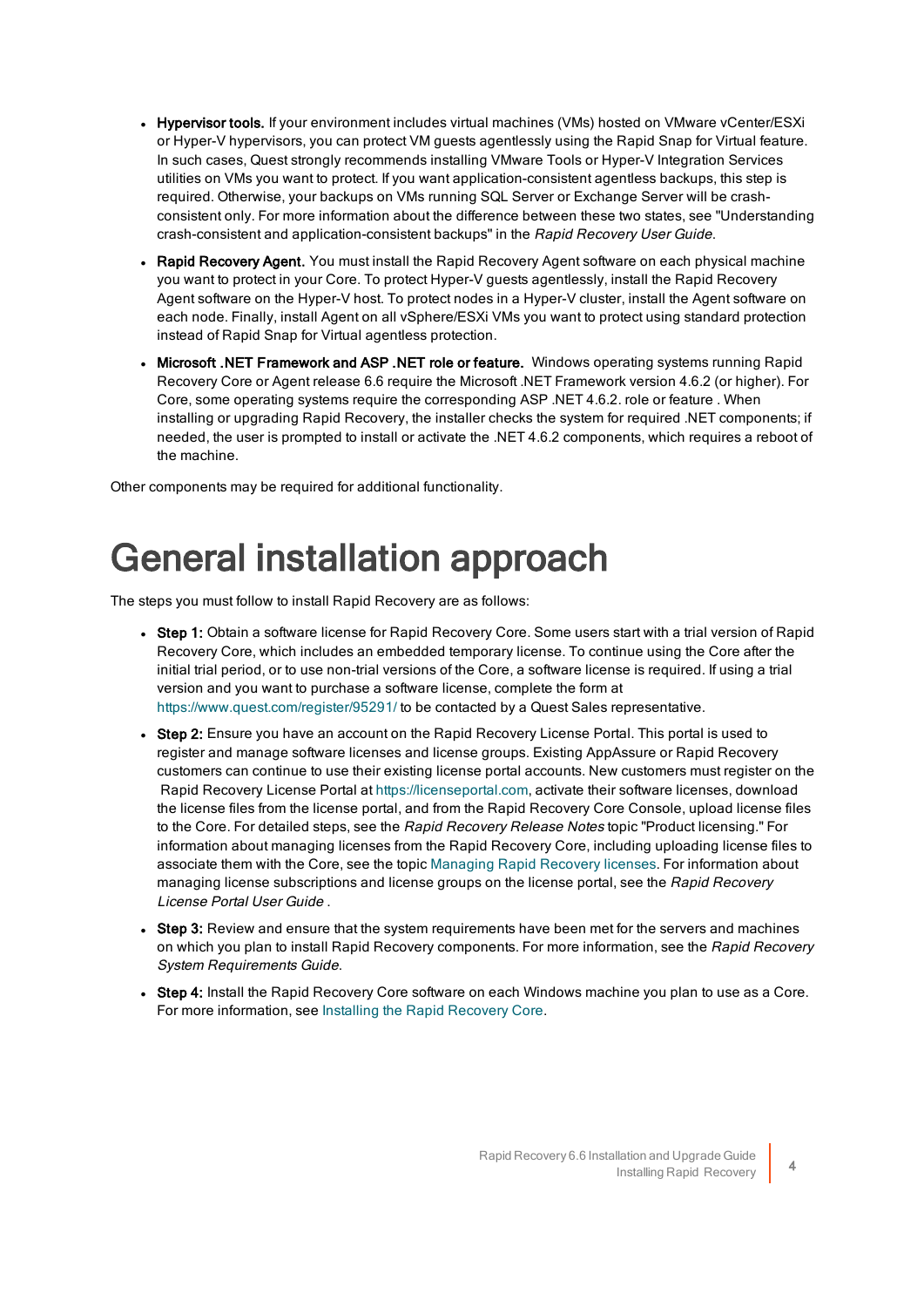- **Hypervisor tools.** If your environment includes virtual machines (VMs) hosted on VMware vCenter/ESXi or Hyper-V hypervisors, you can protect VM guests agentlessly using the Rapid Snap for Virtual feature. In such cases, Quest strongly recommends installing VMware Tools or Hyper-V Integration Services utilities on VMs you want to protect. If you want application-consistent agentless backups, this step is required. Otherwise, your backups on VMs running SQL Server or Exchange Server will be crash-consistent only. For more information about the difference between these two states, see "Understanding crash-consistent and application-consistent backups" in the *Rapid Recovery User Guide*.
- **Rapid Recovery Agent.** You must install the Rapid Recovery Agent software on each physical machine you want to protect in your Core. To protect Hyper-V guests agentlessly, install the Rapid Recovery Agent software on the Hyper-V host. To protect nodes in a Hyper-V cluster, install the Agent software on each node. Finally, install Agent on all vSphere/ESXi VMs you want to protect using standard protection instead of Rapid Snap for Virtual agentless protection.
- **Microsoft .NET Framework and ASP .NET role or feature.** Windows operating systems running Rapid Recovery Core or Agent release 6.6 require the Microsoft .NET Framework version 4.6.2 (or higher). For Core, some operating systems require the corresponding ASP .NET 4.6.2. role or feature . When installing or upgrading Rapid Recovery, the installer checks the system for required .NET components; if needed, the user is prompted to install or activate the .NET 4.6.2 components, which requires a reboot of the machine.

Other components may be required for additional functionality.

# General installation approach

The steps you must follow to install Rapid Recovery are as follows:

- **Step 1:** Obtain a software license for Rapid Recovery Core. Some users start with a trial version of Rapid Recovery Core, which includes an embedded temporary license. To continue using the Core after the initial trial period, or to use non-trial versions of the Core, a software license is required. If using a trial version and you want to purchase a software license, complete the form at https://www.quest.com/register/95291/ to be contacted by a Quest Sales representative.
- **Step 2:** Ensure you have an account on the Rapid Recovery License Portal. This portal is used to register and manage software licenses and license groups. Existing AppAssure or Rapid Recovery customers can continue to use their existing license portal accounts. New customers must register on the Rapid Recovery License Portal at https://licenseportal.com, activate their software licenses, download the license files from the license portal, and from the Rapid Recovery Core Console, upload license files to the Core. For detailed steps, see the *Rapid Recovery Release Notes* topic "Product licensing." For information about managing licenses from the Rapid Recovery Core, including uploading license files to associate them with the Core, see the topic Managing Rapid Recovery licenses. For information about managing license subscriptions and license groups on the license portal, see the *Rapid Recovery License Portal User Guide* .
- **Step 3:** Review and ensure that the system requirements have been met for the servers and machines on which you plan to install Rapid Recovery components. For more information, see the *Rapid Recovery System Requirements Guide*.
- **Step 4:** Install the Rapid Recovery Core software on each Windows machine you plan to use as a Core. For more information, see Installing the Rapid Recovery Core.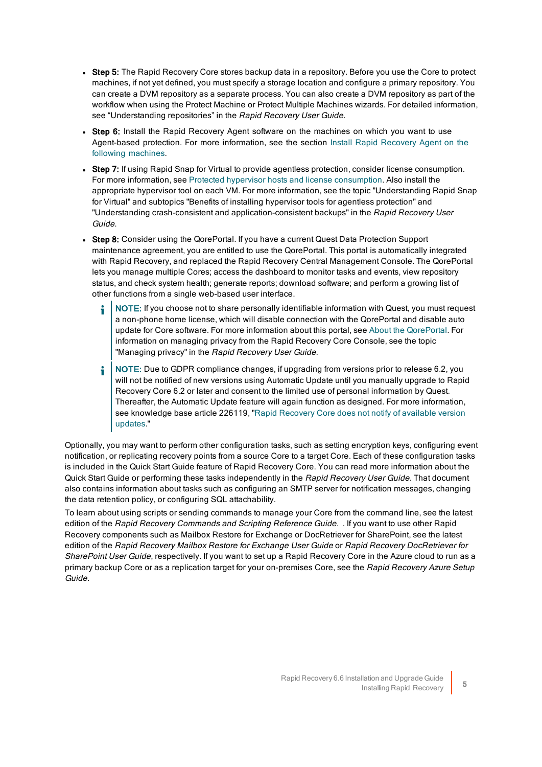- **Step 5:** The Rapid Recovery Core stores backup data in a repository. Before you use the Core to protect machines, if not yet defined, you must specify a storage location and configure a primary repository. You can create a DVM repository as a separate process. You can also create a DVM repository as part of the workflow when using the Protect Machine or Protect Multiple Machines wizards. For detailed information, see “Understanding repositories” in the *Rapid Recovery User Guide*.
- **Step 6:** Install the Rapid Recovery Agent software on the machines on which you want to use Agent-based protection. For more information, see the section Install Rapid Recovery Agent on the following machines.
- **Step 7:** If using Rapid Snap for Virtual to provide agentless protection, consider license consumption. For more information, see Protected hypervisor hosts and license consumption. Also install the appropriate hypervisor tool on each VM. For more information, see the topic "Understanding Rapid Snap for Virtual" and subtopics "Benefits of installing hypervisor tools for agentless protection" and "Understanding crash-consistent and application-consistent backups" in the *Rapid Recovery User Guide*.
- **Step 8:** Consider using the QorePortal. If you have a current Quest Data Protection Support maintenance agreement, you are entitled to use the QorePortal. This portal is automatically integrated with Rapid Recovery, and replaced the Rapid Recovery Central Management Console. The QorePortal lets you manage multiple Cores; access the dashboard to monitor tasks and events, view repository status, and check system health; generate reports; download software; and perform a growing list of other functions from a single web-based user interface.

  > **NOTE:** If you choose not to share personally identifiable information with Quest, you must request a non-phone home license, which will disable connection with the QorePortal and disable auto update for Core software. For more information about this portal, see About the QorePortal. For information on managing privacy from the Rapid Recovery Core Console, see the topic "Managing privacy" in the *Rapid Recovery User Guide*.

  > **NOTE:** Due to GDPR compliance changes, if upgrading from versions prior to release 6.2, you will not be notified of new versions using Automatic Update until you manually upgrade to Rapid Recovery Core 6.2 or later and consent to the limited use of personal information by Quest. Thereafter, the Automatic Update feature will again function as designed. For more information, see knowledge base article 226119, "Rapid Recovery Core does not notify of available version updates."

Optionally, you may want to perform other configuration tasks, such as setting encryption keys, configuring event notification, or replicating recovery points from a source Core to a target Core. Each of these configuration tasks is included in the Quick Start Guide feature of Rapid Recovery Core. You can read more information about the Quick Start Guide or performing these tasks independently in the *Rapid Recovery User Guide*. That document also contains information about tasks such as configuring an SMTP server for notification messages, changing the data retention policy, or configuring SQL attachability.

To learn about using scripts or sending commands to manage your Core from the command line, see the latest edition of the *Rapid Recovery Commands and Scripting Reference Guide*. . If you want to use other Rapid Recovery components such as Mailbox Restore for Exchange or DocRetriever for SharePoint, see the latest edition of the *Rapid Recovery Mailbox Restore for Exchange User Guide* or *Rapid Recovery DocRetriever for SharePoint User Guide*, respectively. If you want to set up a Rapid Recovery Core in the Azure cloud to run as a primary backup Core or as a replication target for your on-premises Core, see the *Rapid Recovery Azure Setup Guide*.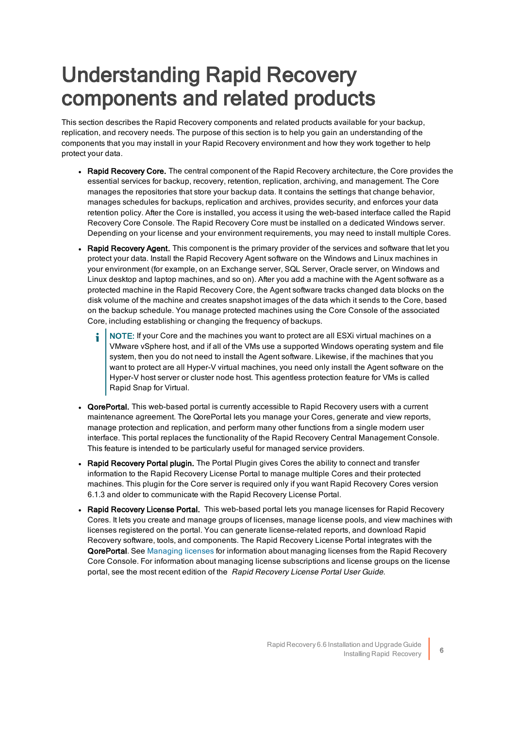# Understanding Rapid Recovery components and related products

This section describes the Rapid Recovery components and related products available for your backup, replication, and recovery needs. The purpose of this section is to help you gain an understanding of the components that you may install in your Rapid Recovery environment and how they work together to help protect your data.

- **Rapid Recovery Core.** The central component of the Rapid Recovery architecture, the Core provides the essential services for backup, recovery, retention, replication, archiving, and management. The Core manages the repositories that store your backup data. It contains the settings that change behavior, manages schedules for backups, replication and archives, provides security, and enforces your data retention policy. After the Core is installed, you access it using the web-based interface called the Rapid Recovery Core Console. The Rapid Recovery Core must be installed on a dedicated Windows server. Depending on your license and your environment requirements, you may need to install multiple Cores.
- **Rapid Recovery Agent.** This component is the primary provider of the services and software that let you protect your data. Install the Rapid Recovery Agent software on the Windows and Linux machines in your environment (for example, on an Exchange server, SQL Server, Oracle server, on Windows and Linux desktop and laptop machines, and so on). After you add a machine with the Agent software as a protected machine in the Rapid Recovery Core, the Agent software tracks changed data blocks on the disk volume of the machine and creates snapshot images of the data which it sends to the Core, based on the backup schedule. You manage protected machines using the Core Console of the associated Core, including establishing or changing the frequency of backups.

  > NOTE: If your Core and the machines you want to protect are all ESXi virtual machines on a VMware vSphere host, and if all of the VMs use a supported Windows operating system and file system, then you do not need to install the Agent software. Likewise, if the machines that you want to protect are all Hyper-V virtual machines, you need only install the Agent software on the Hyper-V host server or cluster node host. This agentless protection feature for VMs is called Rapid Snap for Virtual.

- **QorePortal.** This web-based portal is currently accessible to Rapid Recovery users with a current maintenance agreement. The QorePortal lets you manage your Cores, generate and view reports, manage protection and replication, and perform many other functions from a single modern user interface. This portal replaces the functionality of the Rapid Recovery Central Management Console. This feature is intended to be particularly useful for managed service providers.
- **Rapid Recovery Portal plugin.** The Portal Plugin gives Cores the ability to connect and transfer information to the Rapid Recovery License Portal to manage multiple Cores and their protected machines. This plugin for the Core server is required only if you want Rapid Recovery Cores version 6.1.3 and older to communicate with the Rapid Recovery License Portal.
- **Rapid Recovery License Portal.** This web-based portal lets you manage licenses for Rapid Recovery Cores. It lets you create and manage groups of licenses, manage license pools, and view machines with licenses registered on the portal. You can generate license-related reports, and download Rapid Recovery software, tools, and components. The Rapid Recovery License Portal integrates with the **QorePortal**. See Managing licenses for information about managing licenses from the Rapid Recovery Core Console. For information about managing license subscriptions and license groups on the license portal, see the most recent edition of the *Rapid Recovery License Portal User Guide.*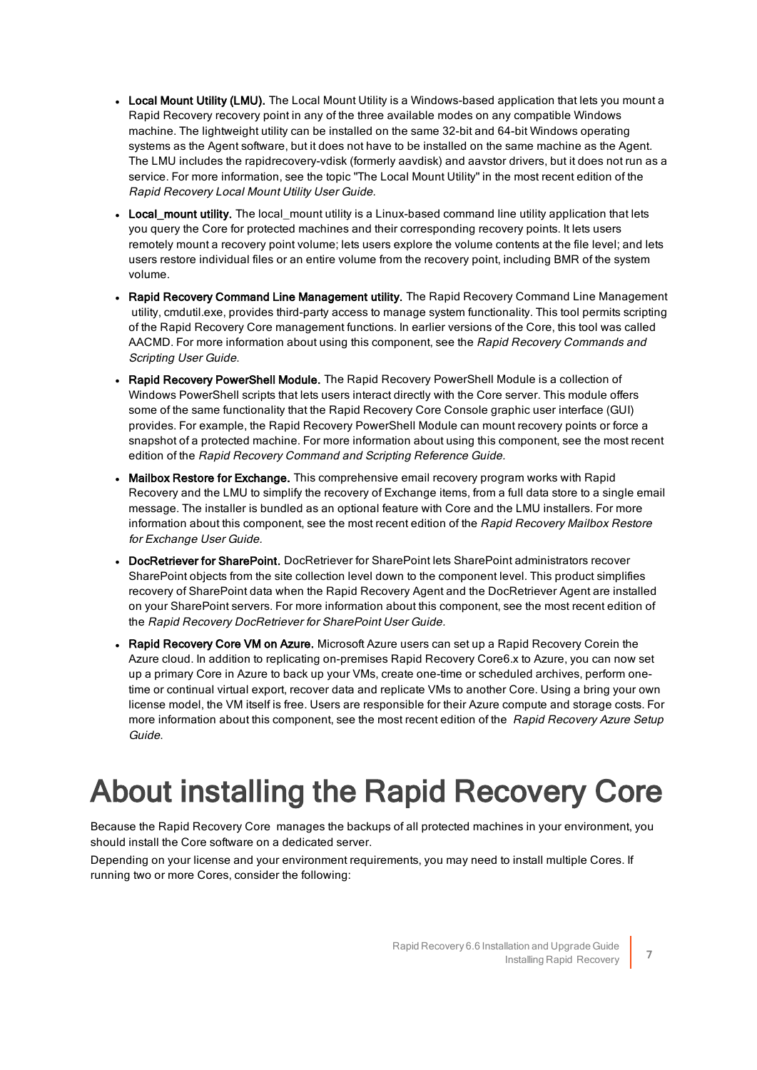- **Local Mount Utility (LMU).** The Local Mount Utility is a Windows-based application that lets you mount a Rapid Recovery recovery point in any of the three available modes on any compatible Windows machine. The lightweight utility can be installed on the same 32-bit and 64-bit Windows operating systems as the Agent software, but it does not have to be installed on the same machine as the Agent. The LMU includes the rapidrecovery-vdisk (formerly aavdisk) and aavstor drivers, but it does not run as a service. For more information, see the topic "The Local Mount Utility" in the most recent edition of the *Rapid Recovery Local Mount Utility User Guide*.
- **Local_mount utility.** The local_mount utility is a Linux-based command line utility application that lets you query the Core for protected machines and their corresponding recovery points. It lets users remotely mount a recovery point volume; lets users explore the volume contents at the file level; and lets users restore individual files or an entire volume from the recovery point, including BMR of the system volume.
- **Rapid Recovery Command Line Management utility.** The Rapid Recovery Command Line Management utility, cmdutil.exe, provides third-party access to manage system functionality. This tool permits scripting of the Rapid Recovery Core management functions. In earlier versions of the Core, this tool was called AACMD. For more information about using this component, see the *Rapid Recovery Commands and Scripting User Guide*.
- **Rapid Recovery PowerShell Module.** The Rapid Recovery PowerShell Module is a collection of Windows PowerShell scripts that lets users interact directly with the Core server. This module offers some of the same functionality that the Rapid Recovery Core Console graphic user interface (GUI) provides. For example, the Rapid Recovery PowerShell Module can mount recovery points or force a snapshot of a protected machine. For more information about using this component, see the most recent edition of the *Rapid Recovery Command and Scripting Reference Guide.*
- **Mailbox Restore for Exchange.** This comprehensive email recovery program works with Rapid Recovery and the LMU to simplify the recovery of Exchange items, from a full data store to a single email message. The installer is bundled as an optional feature with Core and the LMU installers. For more information about this component, see the most recent edition of the *Rapid Recovery Mailbox Restore for Exchange User Guide.*
- **DocRetriever for SharePoint.** DocRetriever for SharePoint lets SharePoint administrators recover SharePoint objects from the site collection level down to the component level. This product simplifies recovery of SharePoint data when the Rapid Recovery Agent and the DocRetriever Agent are installed on your SharePoint servers. For more information about this component, see the most recent edition of the *Rapid Recovery DocRetriever for SharePoint User Guide.*
- **Rapid Recovery Core VM on Azure.** Microsoft Azure users can set up a Rapid Recovery Corein the Azure cloud. In addition to replicating on-premises Rapid Recovery Core6.x to Azure, you can now set up a primary Core in Azure to back up your VMs, create one-time or scheduled archives, perform one-time or continual virtual export, recover data and replicate VMs to another Core. Using a bring your own license model, the VM itself is free. Users are responsible for their Azure compute and storage costs. For more information about this component, see the most recent edition of the *Rapid Recovery Azure Setup Guide*.

# About installing the Rapid Recovery Core

Because the Rapid Recovery Core manages the backups of all protected machines in your environment, you should install the Core software on a dedicated server.

Depending on your license and your environment requirements, you may need to install multiple Cores. If running two or more Cores, consider the following: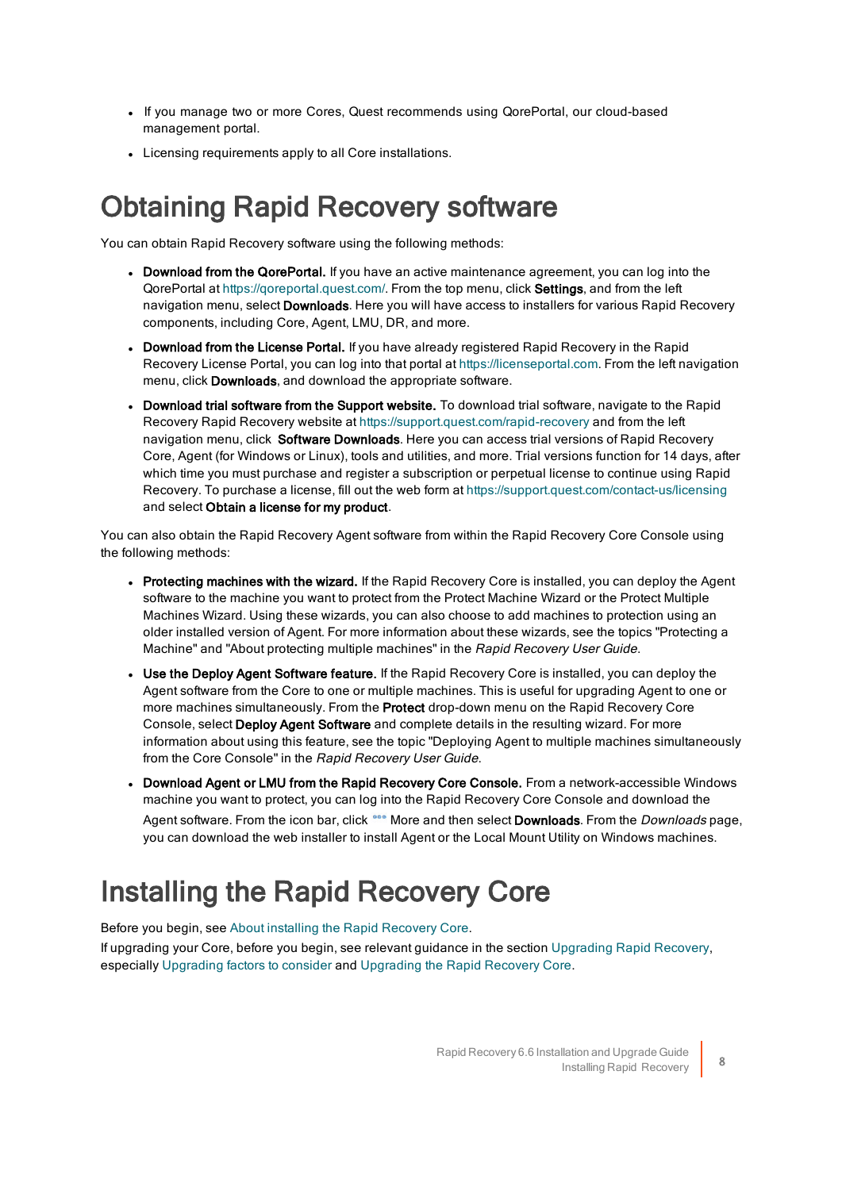- If you manage two or more Cores, Quest recommends using QorePortal, our cloud-based management portal.
- Licensing requirements apply to all Core installations.

# Obtaining Rapid Recovery software

You can obtain Rapid Recovery software using the following methods:

- **Download from the QorePortal.** If you have an active maintenance agreement, you can log into the QorePortal at https://qoreportal.quest.com/. From the top menu, click **Settings**, and from the left navigation menu, select **Downloads**. Here you will have access to installers for various Rapid Recovery components, including Core, Agent, LMU, DR, and more.
- **Download from the License Portal.** If you have already registered Rapid Recovery in the Rapid Recovery License Portal, you can log into that portal at https://licenseportal.com. From the left navigation menu, click **Downloads**, and download the appropriate software.
- **Download trial software from the Support website.** To download trial software, navigate to the Rapid Recovery Rapid Recovery website at https://support.quest.com/rapid-recovery and from the left navigation menu, click **Software Downloads**. Here you can access trial versions of Rapid Recovery Core, Agent (for Windows or Linux), tools and utilities, and more. Trial versions function for 14 days, after which time you must purchase and register a subscription or perpetual license to continue using Rapid Recovery. To purchase a license, fill out the web form at https://support.quest.com/contact-us/licensing and select **Obtain a license for my product**.

You can also obtain the Rapid Recovery Agent software from within the Rapid Recovery Core Console using the following methods:

- **Protecting machines with the wizard.** If the Rapid Recovery Core is installed, you can deploy the Agent software to the machine you want to protect from the Protect Machine Wizard or the Protect Multiple Machines Wizard. Using these wizards, you can also choose to add machines to protection using an older installed version of Agent. For more information about these wizards, see the topics "Protecting a Machine" and "About protecting multiple machines" in the *Rapid Recovery User Guide*.
- **Use the Deploy Agent Software feature.** If the Rapid Recovery Core is installed, you can deploy the Agent software from the Core to one or multiple machines. This is useful for upgrading Agent to one or more machines simultaneously. From the **Protect** drop-down menu on the Rapid Recovery Core Console, select **Deploy Agent Software** and complete details in the resulting wizard. For more information about using this feature, see the topic "Deploying Agent to multiple machines simultaneously from the Core Console" in the *Rapid Recovery User Guide*.
- **Download Agent or LMU from the Rapid Recovery Core Console.** From a network-accessible Windows machine you want to protect, you can log into the Rapid Recovery Core Console and download the Agent software. From the icon bar, click ••• More and then select **Downloads**. From the *Downloads* page, you can download the web installer to install Agent or the Local Mount Utility on Windows machines.

# Installing the Rapid Recovery Core

Before you begin, see About installing the Rapid Recovery Core.

If upgrading your Core, before you begin, see relevant guidance in the section Upgrading Rapid Recovery, especially Upgrading factors to consider and Upgrading the Rapid Recovery Core.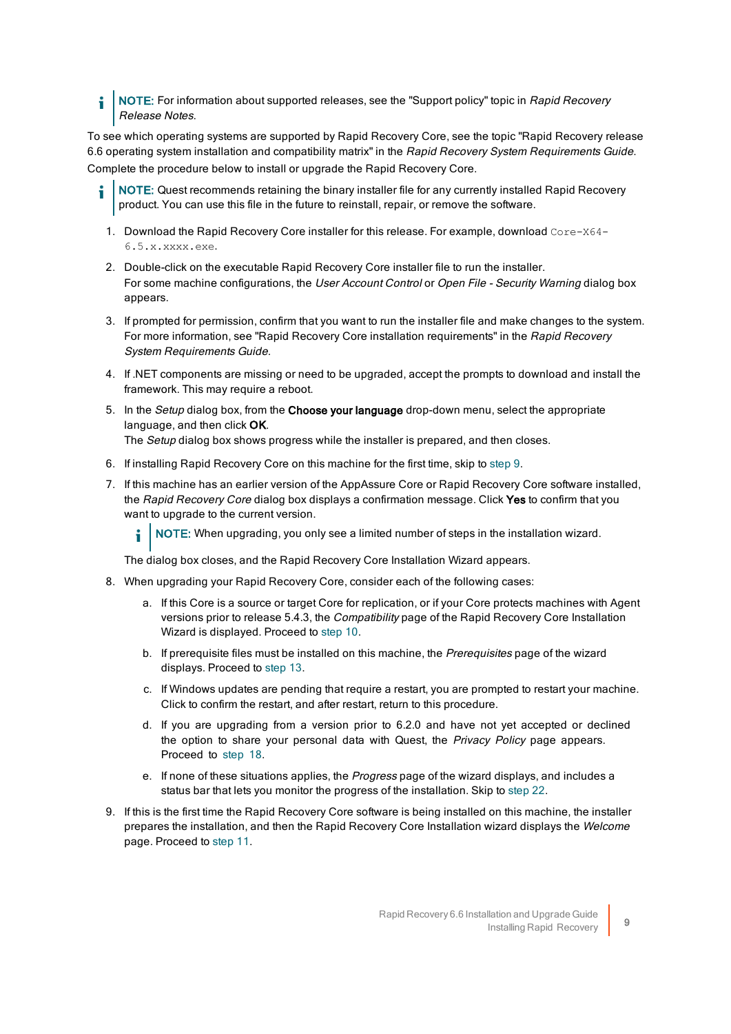> **NOTE:** For information about supported releases, see the "Support policy" topic in *Rapid Recovery Release Notes*.

To see which operating systems are supported by Rapid Recovery Core, see the topic "Rapid Recovery release 6.6 operating system installation and compatibility matrix" in the *Rapid Recovery System Requirements Guide*.

Complete the procedure below to install or upgrade the Rapid Recovery Core.

> **NOTE:** Quest recommends retaining the binary installer file for any currently installed Rapid Recovery product. You can use this file in the future to reinstall, repair, or remove the software.

1. Download the Rapid Recovery Core installer for this release. For example, download `Core-X64-6.5.x.xxxx.exe`.
2. Double-click on the executable Rapid Recovery Core installer file to run the installer.
   For some machine configurations, the *User Account Control* or *Open File - Security Warning* dialog box appears.
3. If prompted for permission, confirm that you want to run the installer file and make changes to the system.
   For more information, see "Rapid Recovery Core installation requirements" in the *Rapid Recovery System Requirements Guide*.
4. If .NET components are missing or need to be upgraded, accept the prompts to download and install the framework. This may require a reboot.
5. In the *Setup* dialog box, from the **Choose your language** drop-down menu, select the appropriate language, and then click **OK**.
   The *Setup* dialog box shows progress while the installer is prepared, and then closes.
6. If installing Rapid Recovery Core on this machine for the first time, skip to step 9.
7. If this machine has an earlier version of the AppAssure Core or Rapid Recovery Core software installed, the *Rapid Recovery Core* dialog box displays a confirmation message. Click **Yes** to confirm that you want to upgrade to the current version.

   > **NOTE:** When upgrading, you only see a limited number of steps in the installation wizard.

   The dialog box closes, and the Rapid Recovery Core Installation Wizard appears.
8. When upgrading your Rapid Recovery Core, consider each of the following cases:
   a. If this Core is a source or target Core for replication, or if your Core protects machines with Agent versions prior to release 5.4.3, the *Compatibility* page of the Rapid Recovery Core Installation Wizard is displayed. Proceed to step 10.
   b. If prerequisite files must be installed on this machine, the *Prerequisites* page of the wizard displays. Proceed to step 13.
   c. If Windows updates are pending that require a restart, you are prompted to restart your machine. Click to confirm the restart, and after restart, return to this procedure.
   d. If you are upgrading from a version prior to 6.2.0 and have not yet accepted or declined the option to share your personal data with Quest, the *Privacy Policy* page appears. Proceed to step 18.
   e. If none of these situations applies, the *Progress* page of the wizard displays, and includes a status bar that lets you monitor the progress of the installation. Skip to step 22.
9. If this is the first time the Rapid Recovery Core software is being installed on this machine, the installer prepares the installation, and then the Rapid Recovery Core Installation wizard displays the *Welcome* page. Proceed to step 11.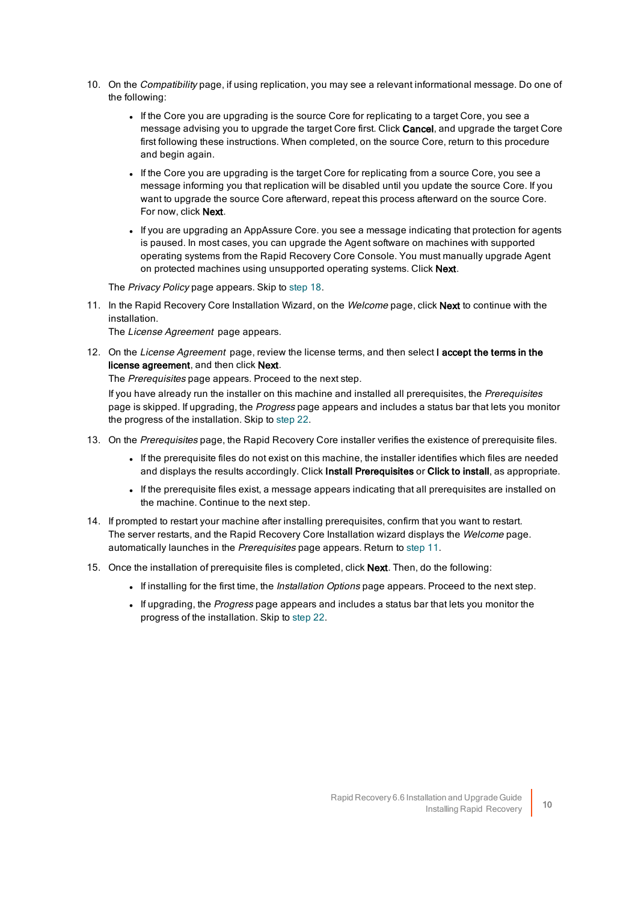10. On the *Compatibility* page, if using replication, you may see a relevant informational message. Do one of the following:

    - If the Core you are upgrading is the source Core for replicating to a target Core, you see a message advising you to upgrade the target Core first. Click **Cancel**, and upgrade the target Core first following these instructions. When completed, on the source Core, return to this procedure and begin again.
    - If the Core you are upgrading is the target Core for replicating from a source Core, you see a message informing you that replication will be disabled until you update the source Core. If you want to upgrade the source Core afterward, repeat this process afterward on the source Core. For now, click **Next**.
    - If you are upgrading an AppAssure Core. you see a message indicating that protection for agents is paused. In most cases, you can upgrade the Agent software on machines with supported operating systems from the Rapid Recovery Core Console. You must manually upgrade Agent on protected machines using unsupported operating systems. Click **Next**.

    The *Privacy Policy* page appears. Skip to step 18.

11. In the Rapid Recovery Core Installation Wizard, on the *Welcome* page, click **Next** to continue with the installation.
    The *License Agreement* page appears.

12. On the *License Agreement* page, review the license terms, and then select **I accept the terms in the license agreement**, and then click **Next**.
    The *Prerequisites* page appears. Proceed to the next step.

    If you have already run the installer on this machine and installed all prerequisites, the *Prerequisites* page is skipped. If upgrading, the *Progress* page appears and includes a status bar that lets you monitor the progress of the installation. Skip to step 22.

13. On the *Prerequisites* page, the Rapid Recovery Core installer verifies the existence of prerequisite files.

    - If the prerequisite files do not exist on this machine, the installer identifies which files are needed and displays the results accordingly. Click **Install Prerequisites** or **Click to install**, as appropriate.
    - If the prerequisite files exist, a message appears indicating that all prerequisites are installed on the machine. Continue to the next step.

14. If prompted to restart your machine after installing prerequisites, confirm that you want to restart.
    The server restarts, and the Rapid Recovery Core Installation wizard displays the *Welcome* page. automatically launches in the *Prerequisites* page appears. Return to step 11.

15. Once the installation of prerequisite files is completed, click **Next**. Then, do the following:

    - If installing for the first time, the *Installation Options* page appears. Proceed to the next step.
    - If upgrading, the *Progress* page appears and includes a status bar that lets you monitor the progress of the installation. Skip to step 22.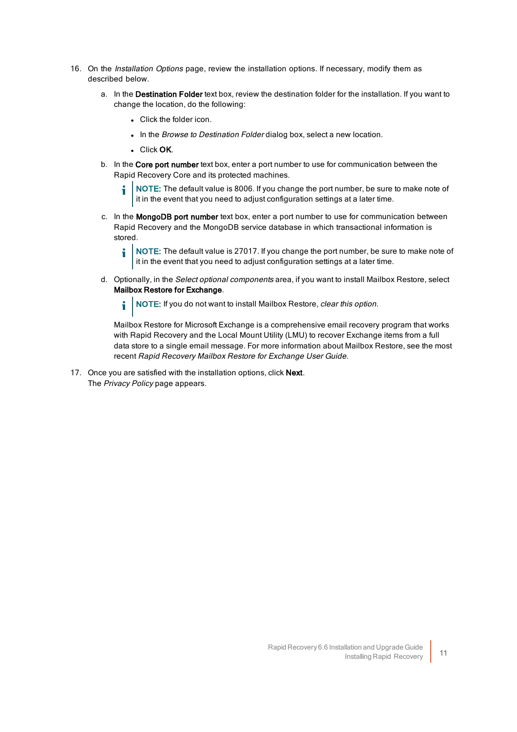16. On the *Installation Options* page, review the installation options. If necessary, modify them as described below.

    a. In the **Destination Folder** text box, review the destination folder for the installation. If you want to change the location, do the following:

       - Click the folder icon.
       - In the *Browse to Destination Folder* dialog box, select a new location.
       - Click **OK**.

    b. In the **Core port number** text box, enter a port number to use for communication between the Rapid Recovery Core and its protected machines.

       > **NOTE:** The default value is 8006. If you change the port number, be sure to make note of it in the event that you need to adjust configuration settings at a later time.

    c. In the **MongoDB port number** text box, enter a port number to use for communication between Rapid Recovery and the MongoDB service database in which transactional information is stored.

       > **NOTE:** The default value is 27017. If you change the port number, be sure to make note of it in the event that you need to adjust configuration settings at a later time.

    d. Optionally, in the *Select optional components* area, if you want to install Mailbox Restore, select **Mailbox Restore for Exchange**.

       > **NOTE:** If you do not want to install Mailbox Restore, *clear this option.*

       Mailbox Restore for Microsoft Exchange is a comprehensive email recovery program that works with Rapid Recovery and the Local Mount Utility (LMU) to recover Exchange items from a full data store to a single email message. For more information about Mailbox Restore, see the most recent *Rapid Recovery Mailbox Restore for Exchange User Guide.*

17. Once you are satisfied with the installation options, click **Next**.
    The *Privacy Policy* page appears.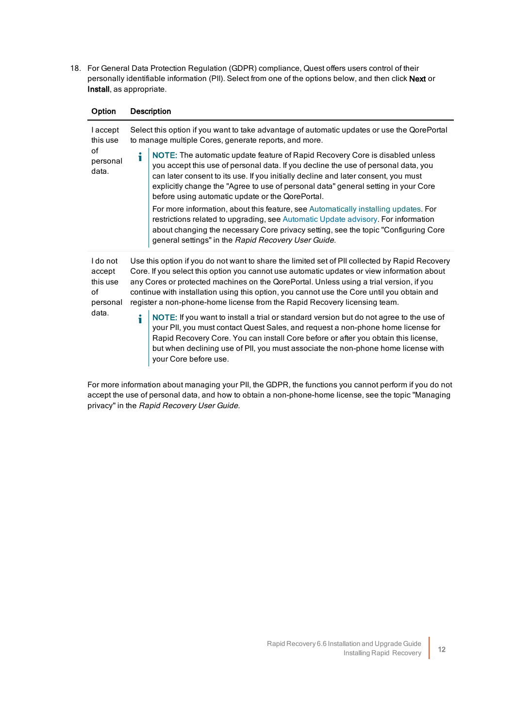18. For General Data Protection Regulation (GDPR) compliance, Quest offers users control of their personally identifiable information (PII). Select from one of the options below, and then click **Next** or **Install**, as appropriate.

| Option | Description |
|---|---|
| I accept this use of personal data. | Select this option if you want to take advantage of automatic updates or use the QorePortal to manage multiple Cores, generate reports, and more.<br><br>**NOTE:** The automatic update feature of Rapid Recovery Core is disabled unless you accept this use of personal data. If you decline the use of personal data, you can later consent to its use. If you initially decline and later consent, you must explicitly change the "Agree to use of personal data" general setting in your Core before using automatic update or the QorePortal.<br><br>For more information, about this feature, see Automatically installing updates. For restrictions related to upgrading, see Automatic Update advisory. For information about changing the necessary Core privacy setting, see the topic "Configuring Core general settings" in the *Rapid Recovery User Guide*. |
| I do not accept this use of personal data. | Use this option if you do not want to share the limited set of PII collected by Rapid Recovery Core. If you select this option you cannot use automatic updates or view information about any Cores or protected machines on the QorePortal. Unless using a trial version, if you continue with installation using this option, you cannot use the Core until you obtain and register a non-phone-home license from the Rapid Recovery licensing team.<br><br>**NOTE:** If you want to install a trial or standard version but do not agree to the use of your PII, you must contact Quest Sales, and request a non-phone home license for Rapid Recovery Core. You can install Core before or after you obtain this license, but when declining use of PII, you must associate the non-phone home license with your Core before use. |

For more information about managing your PII, the GDPR, the functions you cannot perform if you do not accept the use of personal data, and how to obtain a non-phone-home license, see the topic "Managing privacy" in the *Rapid Recovery User Guide*.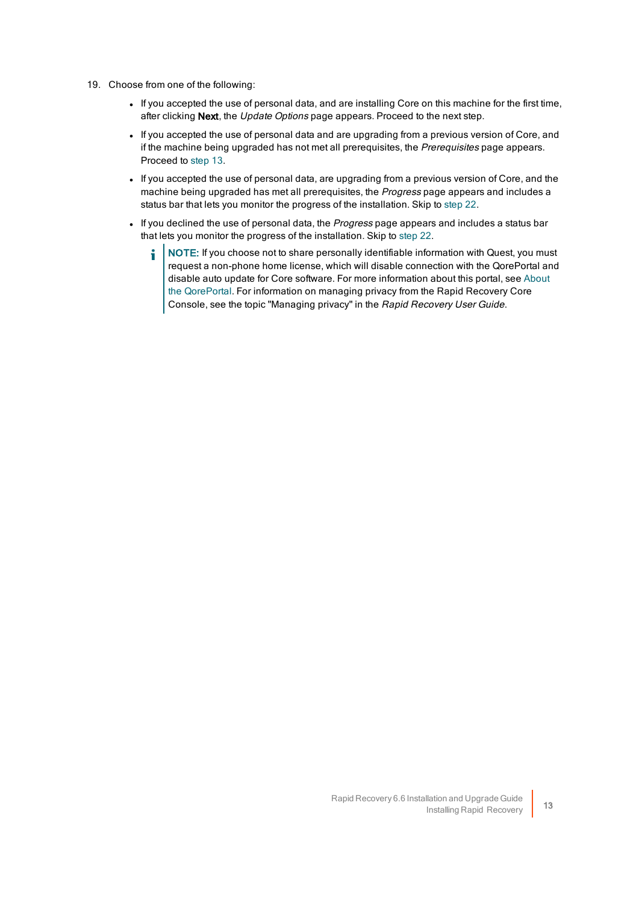19. Choose from one of the following:

    - If you accepted the use of personal data, and are installing Core on this machine for the first time, after clicking **Next**, the *Update Options* page appears. Proceed to the next step.
    - If you accepted the use of personal data and are upgrading from a previous version of Core, and if the machine being upgraded has not met all prerequisites, the *Prerequisites* page appears. Proceed to step 13.
    - If you accepted the use of personal data, are upgrading from a previous version of Core, and the machine being upgraded has met all prerequisites, the *Progress* page appears and includes a status bar that lets you monitor the progress of the installation. Skip to step 22.
    - If you declined the use of personal data, the *Progress* page appears and includes a status bar that lets you monitor the progress of the installation. Skip to step 22.

      > **NOTE:** If you choose not to share personally identifiable information with Quest, you must request a non-phone home license, which will disable connection with the QorePortal and disable auto update for Core software. For more information about this portal, see About the QorePortal. For information on managing privacy from the Rapid Recovery Core Console, see the topic "Managing privacy" in the *Rapid Recovery User Guide*.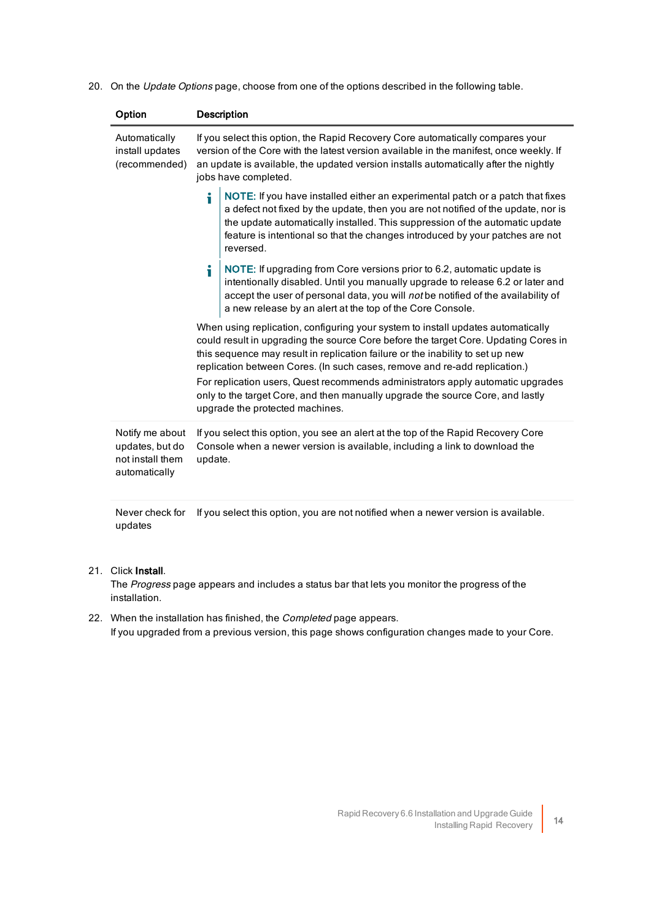20. On the *Update Options* page, choose from one of the options described in the following table.

| Option | Description |
| --- | --- |
| Automatically install updates (recommended) | If you select this option, the Rapid Recovery Core automatically compares your version of the Core with the latest version available in the manifest, once weekly. If an update is available, the updated version installs automatically after the nightly jobs have completed.<br><br>**NOTE:** If you have installed either an experimental patch or a patch that fixes a defect not fixed by the update, then you are not notified of the update, nor is the update automatically installed. This suppression of the automatic update feature is intentional so that the changes introduced by your patches are not reversed.<br><br>**NOTE:** If upgrading from Core versions prior to 6.2, automatic update is intentionally disabled. Until you manually upgrade to release 6.2 or later and accept the user of personal data, you will *not* be notified of the availability of a new release by an alert at the top of the Core Console.<br><br>When using replication, configuring your system to install updates automatically could result in upgrading the source Core before the target Core. Updating Cores in this sequence may result in replication failure or the inability to set up new replication between Cores. (In such cases, remove and re-add replication.)<br><br>For replication users, Quest recommends administrators apply automatic upgrades only to the target Core, and then manually upgrade the source Core, and lastly upgrade the protected machines. |
| Notify me about updates, but do not install them automatically | If you select this option, you see an alert at the top of the Rapid Recovery Core Console when a newer version is available, including a link to download the update. |
| Never check for updates | If you select this option, you are not notified when a newer version is available. |

21. Click **Install**.
    The *Progress* page appears and includes a status bar that lets you monitor the progress of the installation.

22. When the installation has finished, the *Completed* page appears.
    If you upgraded from a previous version, this page shows configuration changes made to your Core.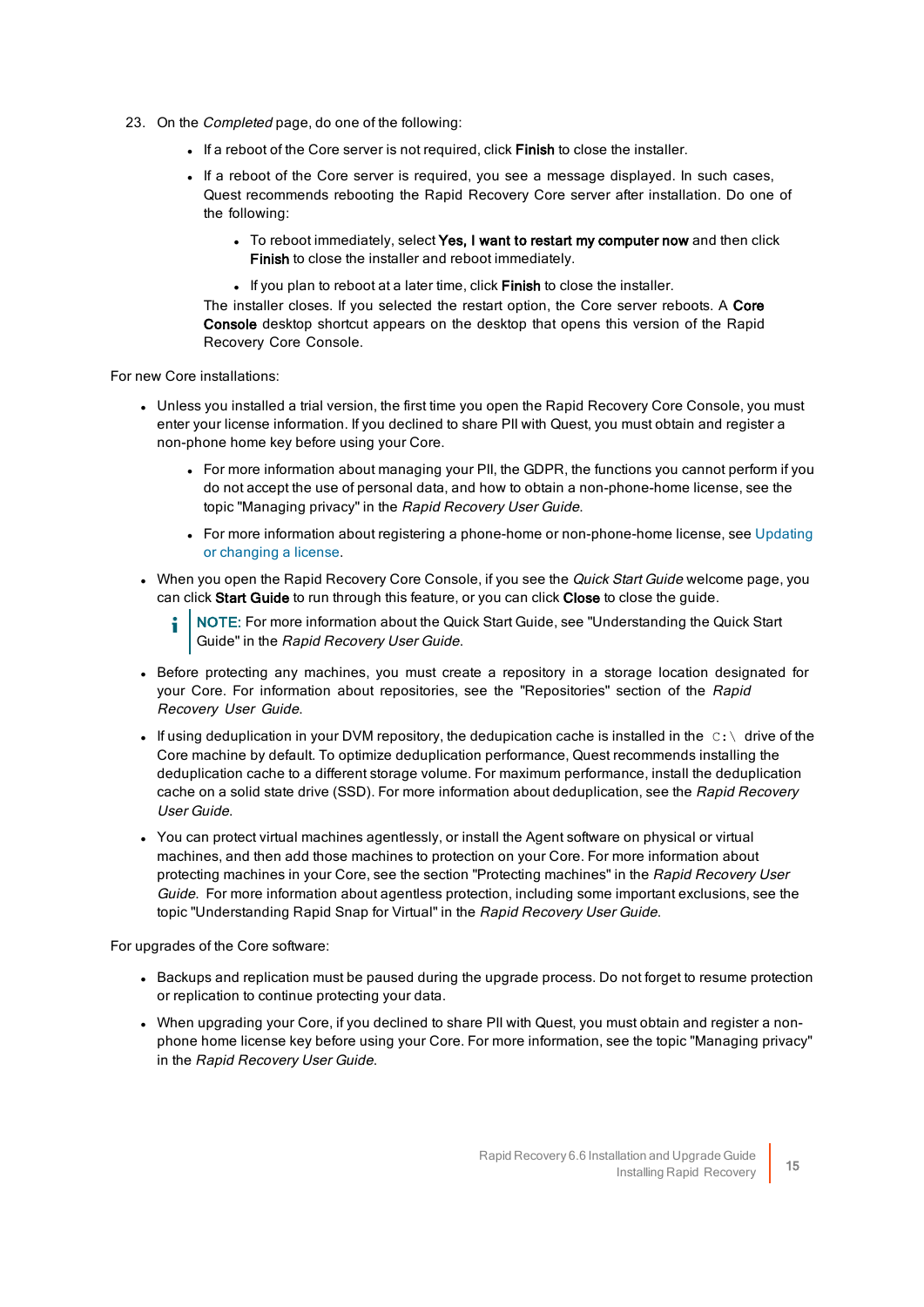23. On the *Completed* page, do one of the following:

    - If a reboot of the Core server is not required, click **Finish** to close the installer.
    - If a reboot of the Core server is required, you see a message displayed. In such cases, Quest recommends rebooting the Rapid Recovery Core server after installation. Do one of the following:
        - To reboot immediately, select **Yes, I want to restart my computer now** and then click **Finish** to close the installer and reboot immediately.
        - If you plan to reboot at a later time, click **Finish** to close the installer.

    The installer closes. If you selected the restart option, the Core server reboots. A **Core Console** desktop shortcut appears on the desktop that opens this version of the Rapid Recovery Core Console.

For new Core installations:

- Unless you installed a trial version, the first time you open the Rapid Recovery Core Console, you must enter your license information. If you declined to share PII with Quest, you must obtain and register a non-phone home key before using your Core.
    - For more information about managing your PII, the GDPR, the functions you cannot perform if you do not accept the use of personal data, and how to obtain a non-phone-home license, see the topic "Managing privacy" in the *Rapid Recovery User Guide*.
    - For more information about registering a phone-home or non-phone-home license, see Updating or changing a license.
- When you open the Rapid Recovery Core Console, if you see the *Quick Start Guide* welcome page, you can click **Start Guide** to run through this feature, or you can click **Close** to close the guide.

    NOTE: For more information about the Quick Start Guide, see "Understanding the Quick Start Guide" in the *Rapid Recovery User Guide*.

- Before protecting any machines, you must create a repository in a storage location designated for your Core. For information about repositories, see the "Repositories" section of the *Rapid Recovery User Guide*.
- If using deduplication in your DVM repository, the dedupication cache is installed in the `C:\` drive of the Core machine by default. To optimize deduplication performance, Quest recommends installing the deduplication cache to a different storage volume. For maximum performance, install the deduplication cache on a solid state drive (SSD). For more information about deduplication, see the *Rapid Recovery User Guide*.
- You can protect virtual machines agentlessly, or install the Agent software on physical or virtual machines, and then add those machines to protection on your Core. For more information about protecting machines in your Core, see the section "Protecting machines" in the *Rapid Recovery User Guide*. For more information about agentless protection, including some important exclusions, see the topic "Understanding Rapid Snap for Virtual" in the *Rapid Recovery User Guide*.

For upgrades of the Core software:

- Backups and replication must be paused during the upgrade process. Do not forget to resume protection or replication to continue protecting your data.
- When upgrading your Core, if you declined to share PII with Quest, you must obtain and register a non-phone home license key before using your Core. For more information, see the topic "Managing privacy" in the *Rapid Recovery User Guide*.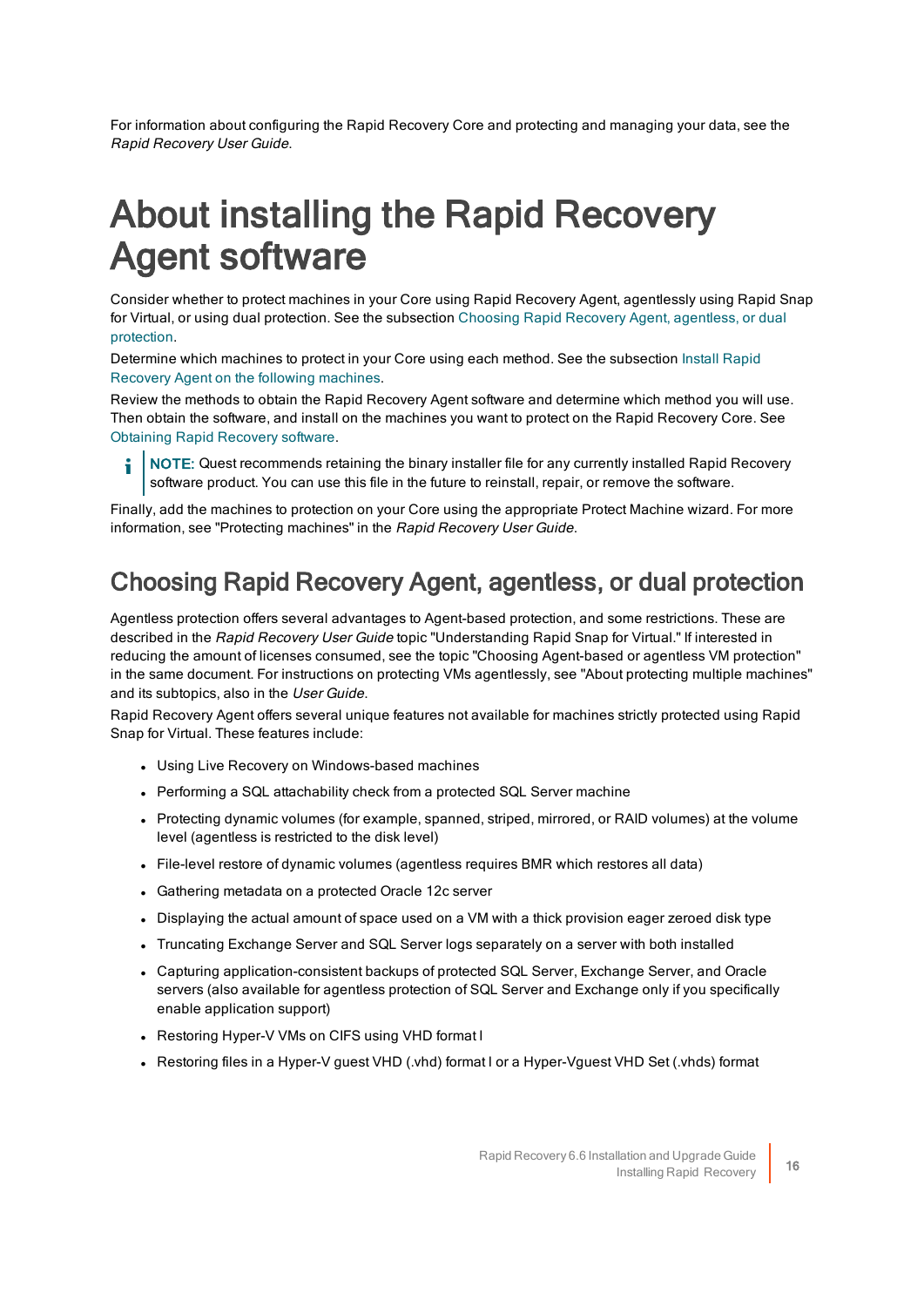For information about configuring the Rapid Recovery Core and protecting and managing your data, see the *Rapid Recovery User Guide*.

# About installing the Rapid Recovery Agent software

Consider whether to protect machines in your Core using Rapid Recovery Agent, agentlessly using Rapid Snap for Virtual, or using dual protection. See the subsection Choosing Rapid Recovery Agent, agentless, or dual protection.

Determine which machines to protect in your Core using each method. See the subsection Install Rapid Recovery Agent on the following machines.

Review the methods to obtain the Rapid Recovery Agent software and determine which method you will use. Then obtain the software, and install on the machines you want to protect on the Rapid Recovery Core. See Obtaining Rapid Recovery software.

> **NOTE:** Quest recommends retaining the binary installer file for any currently installed Rapid Recovery software product. You can use this file in the future to reinstall, repair, or remove the software.

Finally, add the machines to protection on your Core using the appropriate Protect Machine wizard. For more information, see "Protecting machines" in the *Rapid Recovery User Guide*.

## Choosing Rapid Recovery Agent, agentless, or dual protection

Agentless protection offers several advantages to Agent-based protection, and some restrictions. These are described in the *Rapid Recovery User Guide* topic "Understanding Rapid Snap for Virtual." If interested in reducing the amount of licenses consumed, see the topic "Choosing Agent-based or agentless VM protection" in the same document. For instructions on protecting VMs agentlessly, see "About protecting multiple machines" and its subtopics, also in the *User Guide*.

Rapid Recovery Agent offers several unique features not available for machines strictly protected using Rapid Snap for Virtual. These features include:

- Using Live Recovery on Windows-based machines
- Performing a SQL attachability check from a protected SQL Server machine
- Protecting dynamic volumes (for example, spanned, striped, mirrored, or RAID volumes) at the volume level (agentless is restricted to the disk level)
- File-level restore of dynamic volumes (agentless requires BMR which restores all data)
- Gathering metadata on a protected Oracle 12c server
- Displaying the actual amount of space used on a VM with a thick provision eager zeroed disk type
- Truncating Exchange Server and SQL Server logs separately on a server with both installed
- Capturing application-consistent backups of protected SQL Server, Exchange Server, and Oracle servers (also available for agentless protection of SQL Server and Exchange only if you specifically enable application support)
- Restoring Hyper-V VMs on CIFS using VHD format l
- Restoring files in a Hyper-V guest VHD (.vhd) format l or a Hyper-Vguest VHD Set (.vhds) format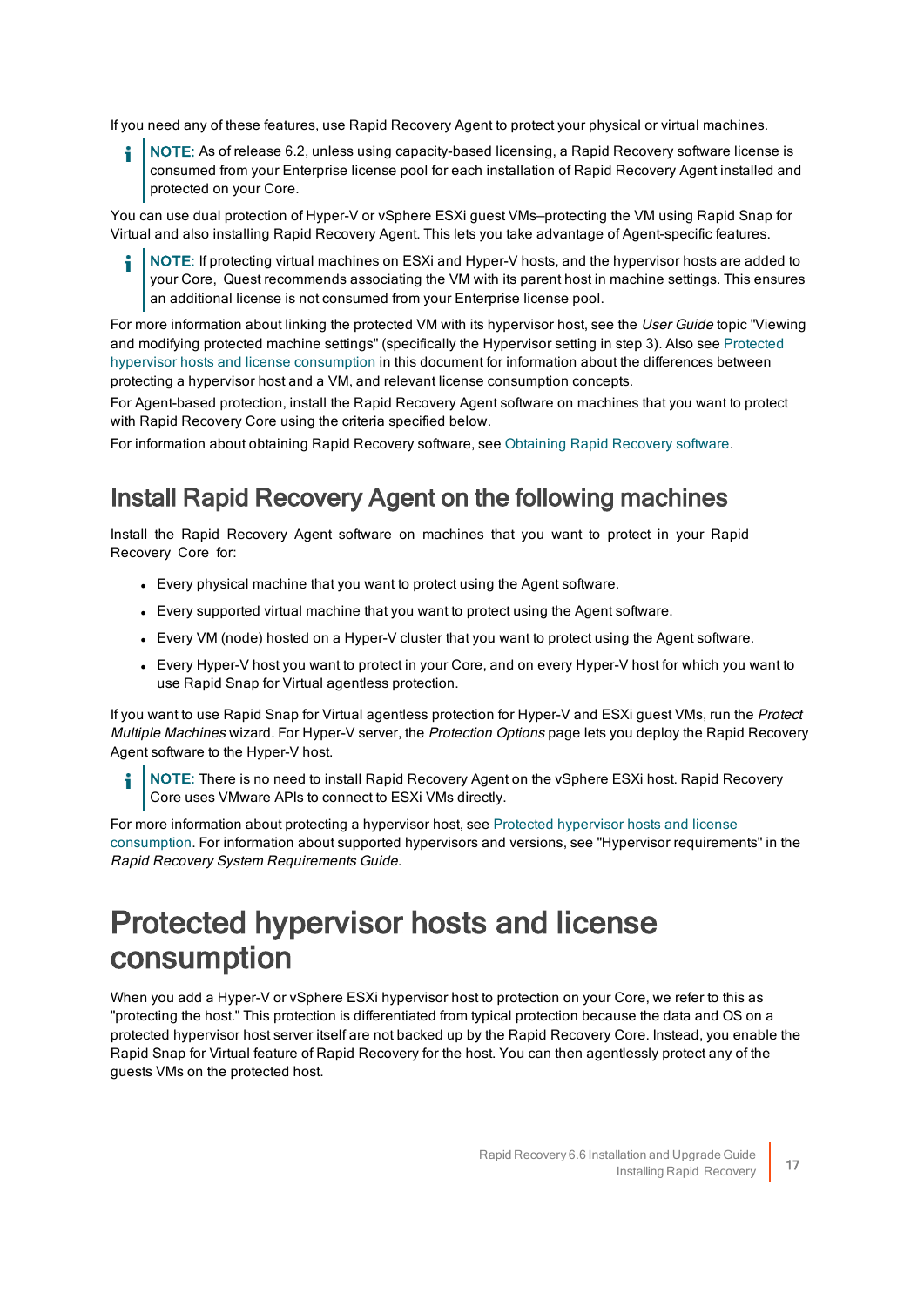If you need any of these features, use Rapid Recovery Agent to protect your physical or virtual machines.

**NOTE:** As of release 6.2, unless using capacity-based licensing, a Rapid Recovery software license is consumed from your Enterprise license pool for each installation of Rapid Recovery Agent installed and protected on your Core.

You can use dual protection of Hyper-V or vSphere ESXi guest VMs–protecting the VM using Rapid Snap for Virtual and also installing Rapid Recovery Agent. This lets you take advantage of Agent-specific features.

**NOTE:** If protecting virtual machines on ESXi and Hyper-V hosts, and the hypervisor hosts are added to your Core, Quest recommends associating the VM with its parent host in machine settings. This ensures an additional license is not consumed from your Enterprise license pool.

For more information about linking the protected VM with its hypervisor host, see the *User Guide* topic "Viewing and modifying protected machine settings" (specifically the Hypervisor setting in step 3). Also see Protected hypervisor hosts and license consumption in this document for information about the differences between protecting a hypervisor host and a VM, and relevant license consumption concepts.

For Agent-based protection, install the Rapid Recovery Agent software on machines that you want to protect with Rapid Recovery Core using the criteria specified below.

For information about obtaining Rapid Recovery software, see Obtaining Rapid Recovery software.

## Install Rapid Recovery Agent on the following machines

Install the Rapid Recovery Agent software on machines that you want to protect in your Rapid Recovery Core for:

- Every physical machine that you want to protect using the Agent software.
- Every supported virtual machine that you want to protect using the Agent software.
- Every VM (node) hosted on a Hyper-V cluster that you want to protect using the Agent software.
- Every Hyper-V host you want to protect in your Core, and on every Hyper-V host for which you want to use Rapid Snap for Virtual agentless protection.

If you want to use Rapid Snap for Virtual agentless protection for Hyper-V and ESXi guest VMs, run the *Protect Multiple Machines* wizard. For Hyper-V server, the *Protection Options* page lets you deploy the Rapid Recovery Agent software to the Hyper-V host.

**NOTE:** There is no need to install Rapid Recovery Agent on the vSphere ESXi host. Rapid Recovery Core uses VMware APIs to connect to ESXi VMs directly.

For more information about protecting a hypervisor host, see Protected hypervisor hosts and license consumption. For information about supported hypervisors and versions, see "Hypervisor requirements" in the *Rapid Recovery System Requirements Guide*.

# Protected hypervisor hosts and license consumption

When you add a Hyper-V or vSphere ESXi hypervisor host to protection on your Core, we refer to this as "protecting the host." This protection is differentiated from typical protection because the data and OS on a protected hypervisor host server itself are not backed up by the Rapid Recovery Core. Instead, you enable the Rapid Snap for Virtual feature of Rapid Recovery for the host. You can then agentlessly protect any of the guests VMs on the protected host.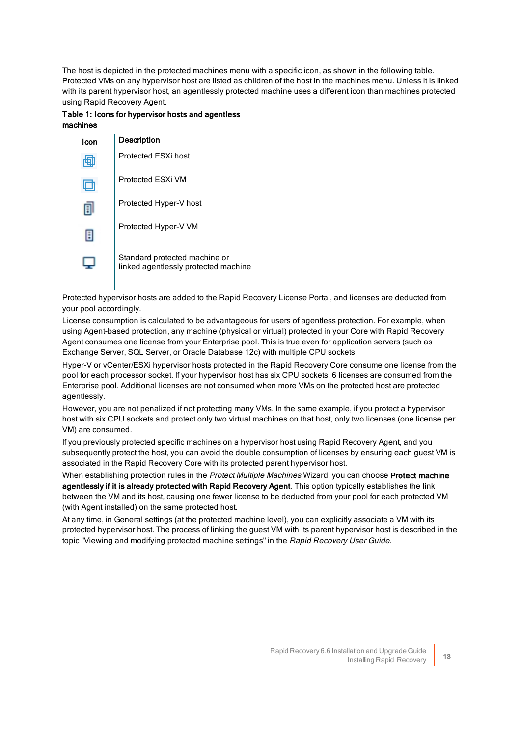The host is depicted in the protected machines menu with a specific icon, as shown in the following table. Protected VMs on any hypervisor host are listed as children of the host in the machines menu. Unless it is linked with its parent hypervisor host, an agentlessly protected machine uses a different icon than machines protected using Rapid Recovery Agent.

**Table 1: Icons for hypervisor hosts and agentless machines**

| Icon | Description |
|---|---|
| | Protected ESXi host |
| | Protected ESXi VM |
| | Protected Hyper-V host |
| | Protected Hyper-V VM |
| | Standard protected machine or linked agentlessly protected machine |

Protected hypervisor hosts are added to the Rapid Recovery License Portal, and licenses are deducted from your pool accordingly.

License consumption is calculated to be advantageous for users of agentless protection. For example, when using Agent-based protection, any machine (physical or virtual) protected in your Core with Rapid Recovery Agent consumes one license from your Enterprise pool. This is true even for application servers (such as Exchange Server, SQL Server, or Oracle Database 12c) with multiple CPU sockets.

Hyper-V or vCenter/ESXi hypervisor hosts protected in the Rapid Recovery Core consume one license from the pool for each processor socket. If your hypervisor host has six CPU sockets, 6 licenses are consumed from the Enterprise pool. Additional licenses are not consumed when more VMs on the protected host are protected agentlessly.

However, you are not penalized if not protecting many VMs. In the same example, if you protect a hypervisor host with six CPU sockets and protect only two virtual machines on that host, only two licenses (one license per VM) are consumed.

If you previously protected specific machines on a hypervisor host using Rapid Recovery Agent, and you subsequently protect the host, you can avoid the double consumption of licenses by ensuring each guest VM is associated in the Rapid Recovery Core with its protected parent hypervisor host.

When establishing protection rules in the *Protect Multiple Machines* Wizard, you can choose **Protect machine agentlessly if it is already protected with Rapid Recovery Agent**. This option typically establishes the link between the VM and its host, causing one fewer license to be deducted from your pool for each protected VM (with Agent installed) on the same protected host.

At any time, in General settings (at the protected machine level), you can explicitly associate a VM with its protected hypervisor host. The process of linking the guest VM with its parent hypervisor host is described in the topic "Viewing and modifying protected machine settings" in the *Rapid Recovery User Guide*.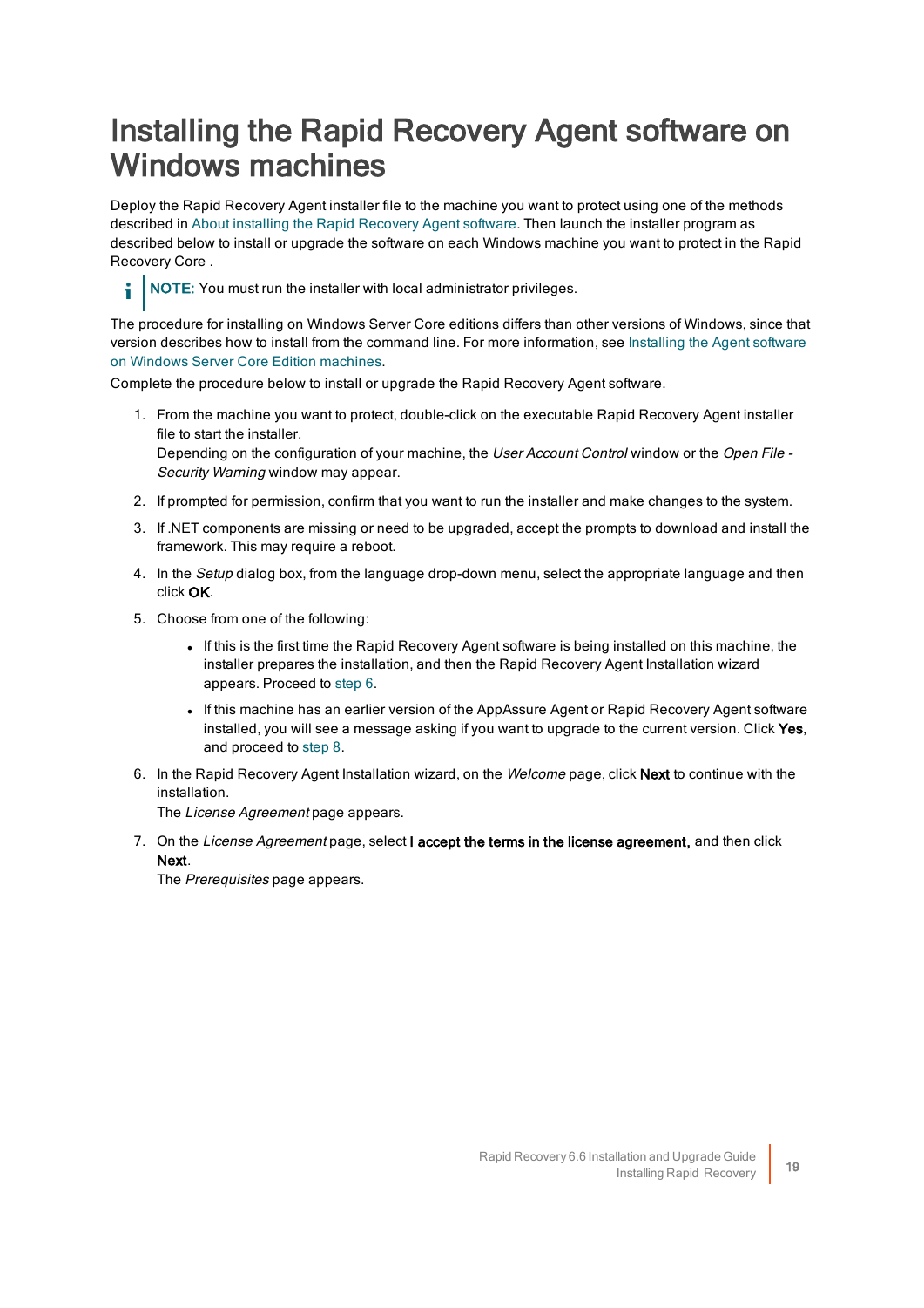# Installing the Rapid Recovery Agent software on Windows machines

Deploy the Rapid Recovery Agent installer file to the machine you want to protect using one of the methods described in About installing the Rapid Recovery Agent software. Then launch the installer program as described below to install or upgrade the software on each Windows machine you want to protect in the Rapid Recovery Core .

**NOTE:** You must run the installer with local administrator privileges.

The procedure for installing on Windows Server Core editions differs than other versions of Windows, since that version describes how to install from the command line. For more information, see Installing the Agent software on Windows Server Core Edition machines.

Complete the procedure below to install or upgrade the Rapid Recovery Agent software.

1. From the machine you want to protect, double-click on the executable Rapid Recovery Agent installer file to start the installer.
   Depending on the configuration of your machine, the *User Account Control* window or the *Open File - Security Warning* window may appear.
2. If prompted for permission, confirm that you want to run the installer and make changes to the system.
3. If .NET components are missing or need to be upgraded, accept the prompts to download and install the framework. This may require a reboot.
4. In the *Setup* dialog box, from the language drop-down menu, select the appropriate language and then click **OK**.
5. Choose from one of the following:
   - If this is the first time the Rapid Recovery Agent software is being installed on this machine, the installer prepares the installation, and then the Rapid Recovery Agent Installation wizard appears. Proceed to step 6.
   - If this machine has an earlier version of the AppAssure Agent or Rapid Recovery Agent software installed, you will see a message asking if you want to upgrade to the current version. Click **Yes**, and proceed to step 8.
6. In the Rapid Recovery Agent Installation wizard, on the *Welcome* page, click **Next** to continue with the installation.
   The *License Agreement* page appears.
7. On the *License Agreement* page, select **I accept the terms in the license agreement,** and then click **Next**.
   The *Prerequisites* page appears.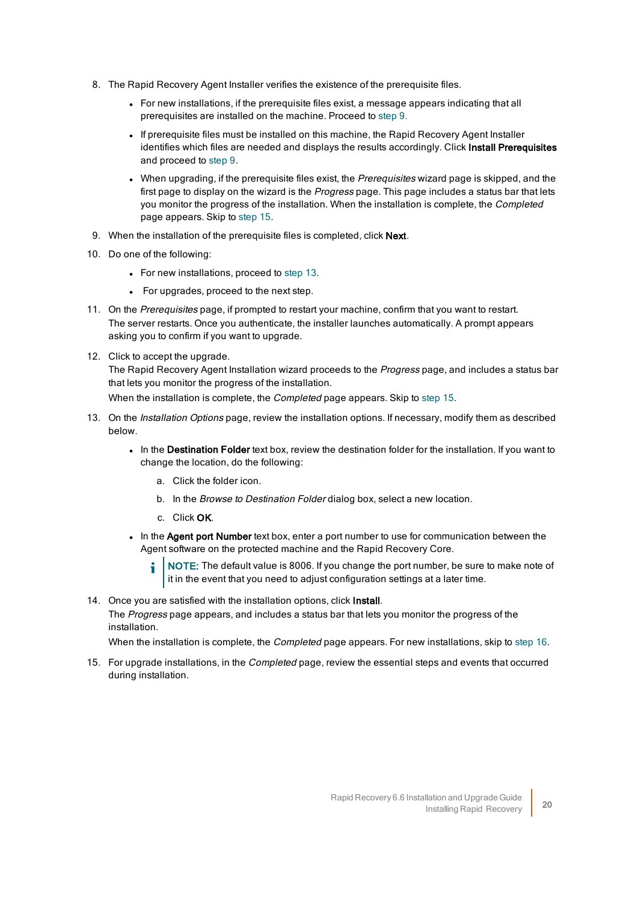8. The Rapid Recovery Agent Installer verifies the existence of the prerequisite files.
   - For new installations, if the prerequisite files exist, a message appears indicating that all prerequisites are installed on the machine. Proceed to step 9.
   - If prerequisite files must be installed on this machine, the Rapid Recovery Agent Installer identifies which files are needed and displays the results accordingly. Click **Install Prerequisites** and proceed to step 9.
   - When upgrading, if the prerequisite files exist, the *Prerequisites* wizard page is skipped, and the first page to display on the wizard is the *Progress* page. This page includes a status bar that lets you monitor the progress of the installation. When the installation is complete, the *Completed* page appears. Skip to step 15.
9. When the installation of the prerequisite files is completed, click **Next**.
10. Do one of the following:
    - For new installations, proceed to step 13.
    - For upgrades, proceed to the next step.
11. On the *Prerequisites* page, if prompted to restart your machine, confirm that you want to restart. The server restarts. Once you authenticate, the installer launches automatically. A prompt appears asking you to confirm if you want to upgrade.
12. Click to accept the upgrade.
    The Rapid Recovery Agent Installation wizard proceeds to the *Progress* page, and includes a status bar that lets you monitor the progress of the installation.
    When the installation is complete, the *Completed* page appears. Skip to step 15.
13. On the *Installation Options* page, review the installation options. If necessary, modify them as described below.
    - In the **Destination Folder** text box, review the destination folder for the installation. If you want to change the location, do the following:
      a. Click the folder icon.
      b. In the *Browse to Destination Folder* dialog box, select a new location.
      c. Click **OK**.
    - In the **Agent port Number** text box, enter a port number to use for communication between the Agent software on the protected machine and the Rapid Recovery Core.

      **NOTE:** The default value is 8006. If you change the port number, be sure to make note of it in the event that you need to adjust configuration settings at a later time.
14. Once you are satisfied with the installation options, click **Install**.
    The *Progress* page appears, and includes a status bar that lets you monitor the progress of the installation.
    When the installation is complete, the *Completed* page appears. For new installations, skip to step 16.
15. For upgrade installations, in the *Completed* page, review the essential steps and events that occurred during installation.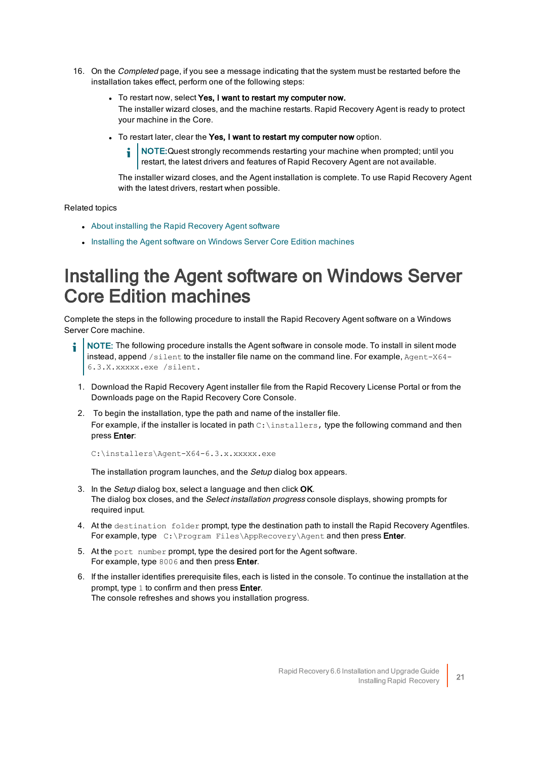16. On the *Completed* page, if you see a message indicating that the system must be restarted before the installation takes effect, perform one of the following steps:
    - To restart now, select **Yes, I want to restart my computer now.**
      The installer wizard closes, and the machine restarts. Rapid Recovery Agent is ready to protect your machine in the Core.
    - To restart later, clear the **Yes, I want to restart my computer now** option.

      **NOTE:** Quest strongly recommends restarting your machine when prompted; until you restart, the latest drivers and features of Rapid Recovery Agent are not available.

      The installer wizard closes, and the Agent installation is complete. To use Rapid Recovery Agent with the latest drivers, restart when possible.

Related topics

- About installing the Rapid Recovery Agent software
- Installing the Agent software on Windows Server Core Edition machines

# Installing the Agent software on Windows Server Core Edition machines

Complete the steps in the following procedure to install the Rapid Recovery Agent software on a Windows Server Core machine.

**NOTE:** The following procedure installs the Agent software in console mode. To install in silent mode instead, append `/silent` to the installer file name on the command line. For example, `Agent-X64-6.3.X.xxxxx.exe /silent.`

1. Download the Rapid Recovery Agent installer file from the Rapid Recovery License Portal or from the Downloads page on the Rapid Recovery Core Console.
2. To begin the installation, type the path and name of the installer file.
   For example, if the installer is located in path `C:\installers,` type the following command and then press **Enter**:

   ```
   C:\installers\Agent-X64-6.3.x.xxxxx.exe
   ```

   The installation program launches, and the *Setup* dialog box appears.
3. In the *Setup* dialog box, select a language and then click **OK**.
   The dialog box closes, and the *Select installation progress* console displays, showing prompts for required input.
4. At the `destination folder` prompt, type the destination path to install the Rapid Recovery Agentfiles. For example, type `C:\Program Files\AppRecovery\Agent` and then press **Enter**.
5. At the `port number` prompt, type the desired port for the Agent software.
   For example, type `8006` and then press **Enter**.
6. If the installer identifies prerequisite files, each is listed in the console. To continue the installation at the prompt, type `1` to confirm and then press **Enter**.
   The console refreshes and shows you installation progress.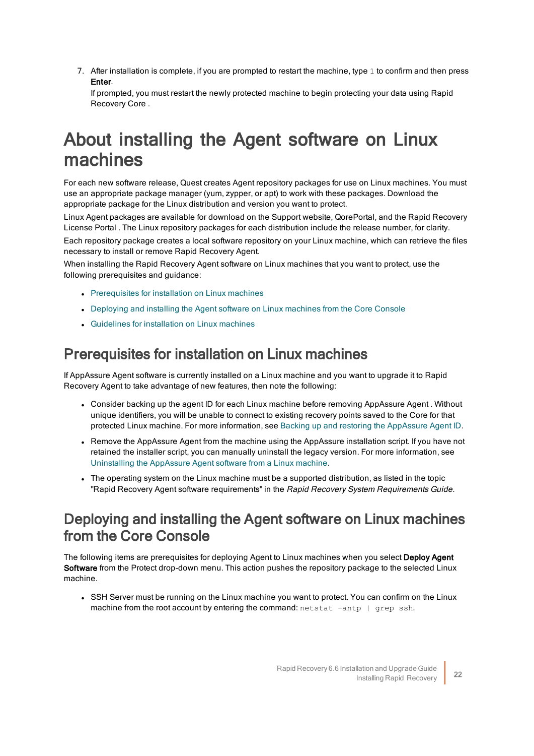7. After installation is complete, if you are prompted to restart the machine, type `1` to confirm and then press **Enter**.

   If prompted, you must restart the newly protected machine to begin protecting your data using Rapid Recovery Core .

# About installing the Agent software on Linux machines

For each new software release, Quest creates Agent repository packages for use on Linux machines. You must use an appropriate package manager (yum, zypper, or apt) to work with these packages. Download the appropriate package for the Linux distribution and version you want to protect.

Linux Agent packages are available for download on the Support website, QorePortal, and the Rapid Recovery License Portal . The Linux repository packages for each distribution include the release number, for clarity.

Each repository package creates a local software repository on your Linux machine, which can retrieve the files necessary to install or remove Rapid Recovery Agent.

When installing the Rapid Recovery Agent software on Linux machines that you want to protect, use the following prerequisites and guidance:

- Prerequisites for installation on Linux machines
- Deploying and installing the Agent software on Linux machines from the Core Console
- Guidelines for installation on Linux machines

## Prerequisites for installation on Linux machines

If AppAssure Agent software is currently installed on a Linux machine and you want to upgrade it to Rapid Recovery Agent to take advantage of new features, then note the following:

- Consider backing up the agent ID for each Linux machine before removing AppAssure Agent . Without unique identifiers, you will be unable to connect to existing recovery points saved to the Core for that protected Linux machine. For more information, see Backing up and restoring the AppAssure Agent ID.
- Remove the AppAssure Agent from the machine using the AppAssure installation script. If you have not retained the installer script, you can manually uninstall the legacy version. For more information, see Uninstalling the AppAssure Agent software from a Linux machine.
- The operating system on the Linux machine must be a supported distribution, as listed in the topic "Rapid Recovery Agent software requirements" in the *Rapid Recovery System Requirements Guide*.

## Deploying and installing the Agent software on Linux machines from the Core Console

The following items are prerequisites for deploying Agent to Linux machines when you select **Deploy Agent Software** from the Protect drop-down menu. This action pushes the repository package to the selected Linux machine.

- SSH Server must be running on the Linux machine you want to protect. You can confirm on the Linux machine from the root account by entering the command: `netstat -antp | grep ssh`.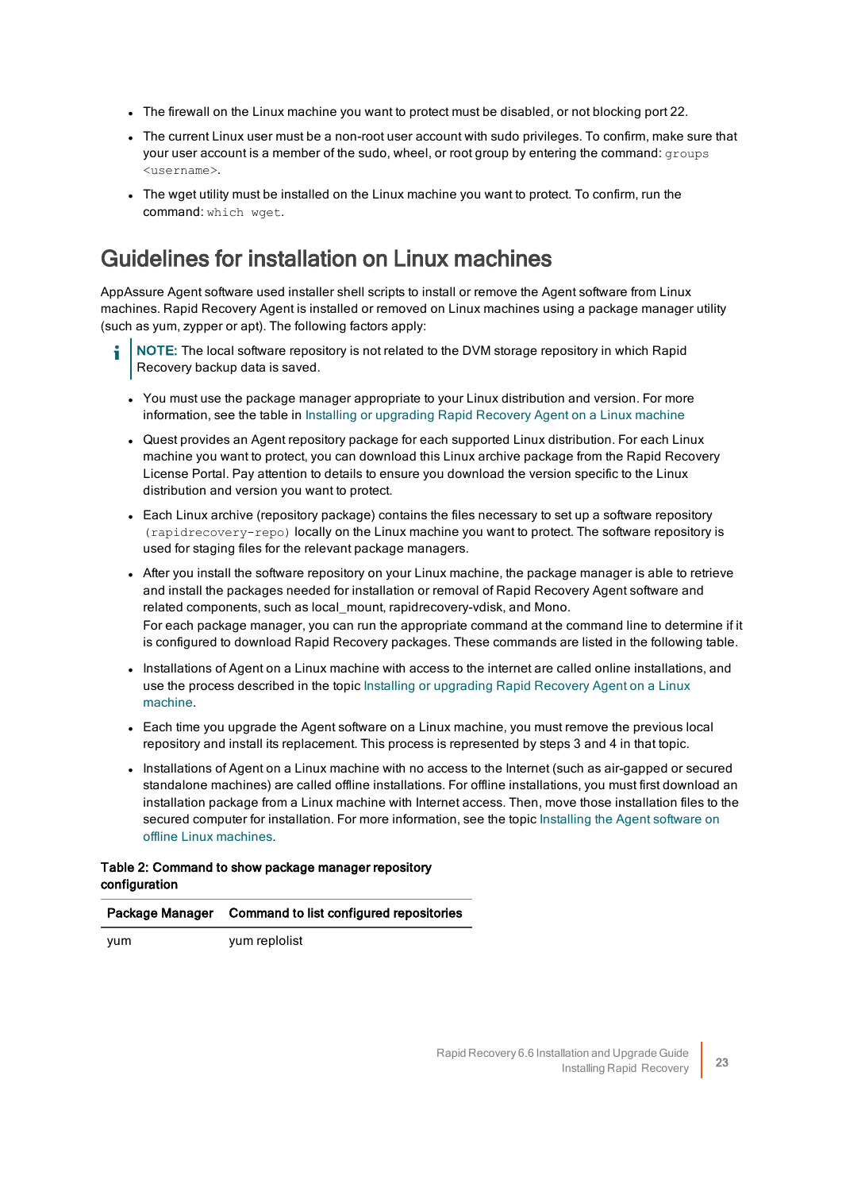- The firewall on the Linux machine you want to protect must be disabled, or not blocking port 22.
- The current Linux user must be a non-root user account with sudo privileges. To confirm, make sure that your user account is a member of the sudo, wheel, or root group by entering the command: `groups <username>`.
- The wget utility must be installed on the Linux machine you want to protect. To confirm, run the command: `which wget`.

## Guidelines for installation on Linux machines

AppAssure Agent software used installer shell scripts to install or remove the Agent software from Linux machines. Rapid Recovery Agent is installed or removed on Linux machines using a package manager utility (such as yum, zypper or apt). The following factors apply:

> **NOTE:** The local software repository is not related to the DVM storage repository in which Rapid Recovery backup data is saved.

- You must use the package manager appropriate to your Linux distribution and version. For more information, see the table in Installing or upgrading Rapid Recovery Agent on a Linux machine
- Quest provides an Agent repository package for each supported Linux distribution. For each Linux machine you want to protect, you can download this Linux archive package from the Rapid Recovery License Portal. Pay attention to details to ensure you download the version specific to the Linux distribution and version you want to protect.
- Each Linux archive (repository package) contains the files necessary to set up a software repository `(rapidrecovery-repo)` locally on the Linux machine you want to protect. The software repository is used for staging files for the relevant package managers.
- After you install the software repository on your Linux machine, the package manager is able to retrieve and install the packages needed for installation or removal of Rapid Recovery Agent software and related components, such as local_mount, rapidrecovery-vdisk, and Mono.
  For each package manager, you can run the appropriate command at the command line to determine if it is configured to download Rapid Recovery packages. These commands are listed in the following table.
- Installations of Agent on a Linux machine with access to the internet are called online installations, and use the process described in the topic Installing or upgrading Rapid Recovery Agent on a Linux machine.
- Each time you upgrade the Agent software on a Linux machine, you must remove the previous local repository and install its replacement. This process is represented by steps 3 and 4 in that topic.
- Installations of Agent on a Linux machine with no access to the Internet (such as air-gapped or secured standalone machines) are called offline installations. For offline installations, you must first download an installation package from a Linux machine with Internet access. Then, move those installation files to the secured computer for installation. For more information, see the topic Installing the Agent software on offline Linux machines.

**Table 2: Command to show package manager repository configuration**

| Package Manager | Command to list configured repositories |
| --- | --- |
| yum | yum replolist |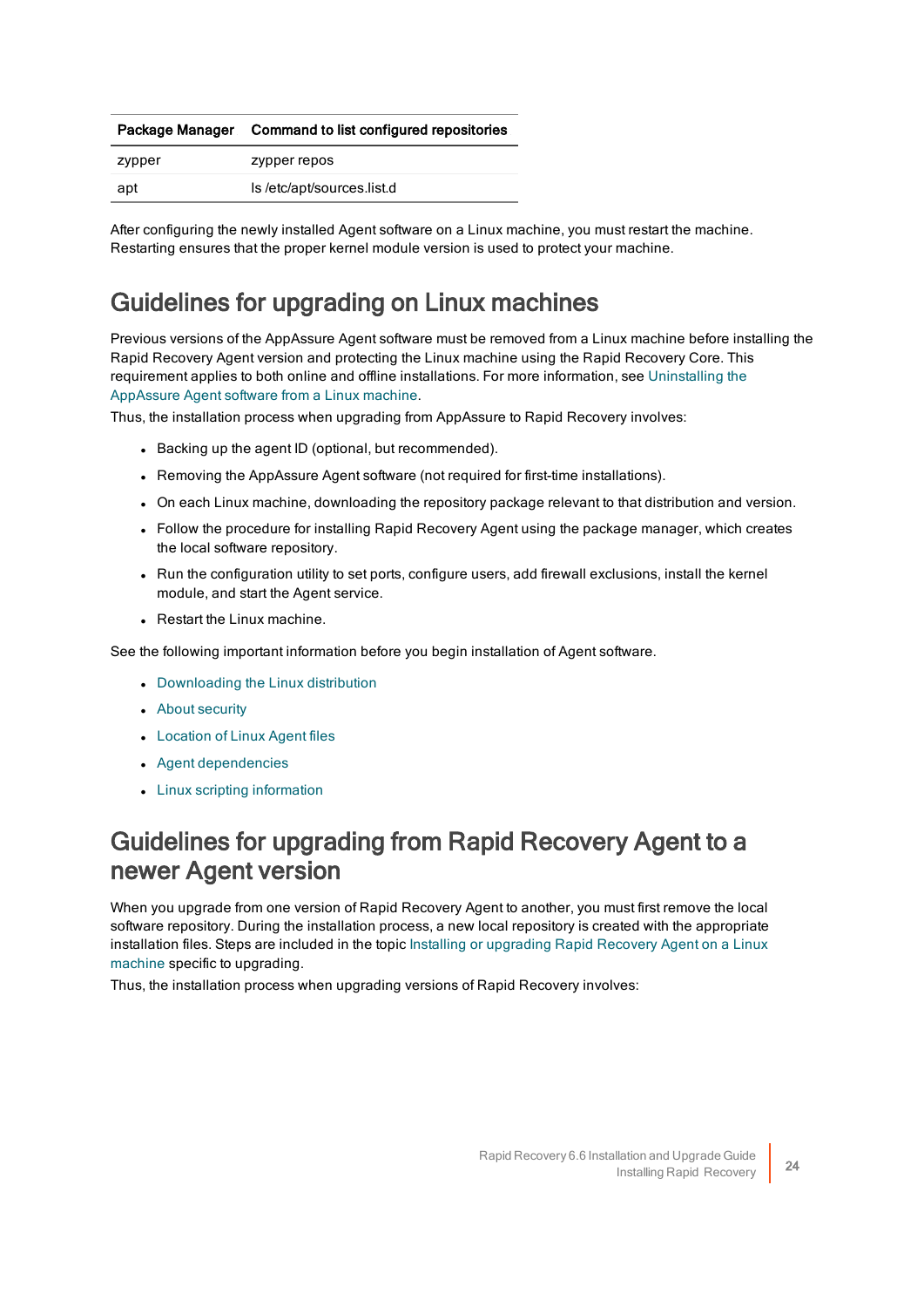| Package Manager | Command to list configured repositories |
| --- | --- |
| zypper | zypper repos |
| apt | ls /etc/apt/sources.list.d |

After configuring the newly installed Agent software on a Linux machine, you must restart the machine. Restarting ensures that the proper kernel module version is used to protect your machine.

## Guidelines for upgrading on Linux machines

Previous versions of the AppAssure Agent software must be removed from a Linux machine before installing the Rapid Recovery Agent version and protecting the Linux machine using the Rapid Recovery Core. This requirement applies to both online and offline installations. For more information, see Uninstalling the AppAssure Agent software from a Linux machine.

Thus, the installation process when upgrading from AppAssure to Rapid Recovery involves:

- Backing up the agent ID (optional, but recommended).
- Removing the AppAssure Agent software (not required for first-time installations).
- On each Linux machine, downloading the repository package relevant to that distribution and version.
- Follow the procedure for installing Rapid Recovery Agent using the package manager, which creates the local software repository.
- Run the configuration utility to set ports, configure users, add firewall exclusions, install the kernel module, and start the Agent service.
- Restart the Linux machine.

See the following important information before you begin installation of Agent software.

- Downloading the Linux distribution
- About security
- Location of Linux Agent files
- Agent dependencies
- Linux scripting information

## Guidelines for upgrading from Rapid Recovery Agent to a newer Agent version

When you upgrade from one version of Rapid Recovery Agent to another, you must first remove the local software repository. During the installation process, a new local repository is created with the appropriate installation files. Steps are included in the topic Installing or upgrading Rapid Recovery Agent on a Linux machine specific to upgrading.

Thus, the installation process when upgrading versions of Rapid Recovery involves: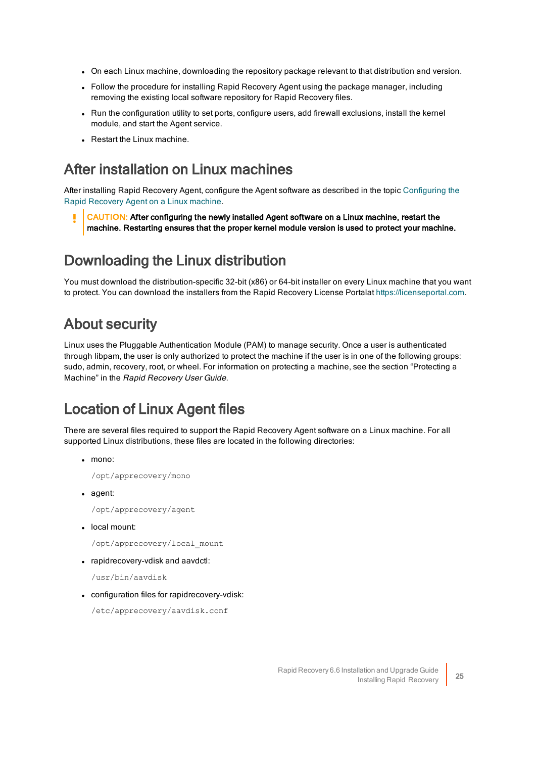- On each Linux machine, downloading the repository package relevant to that distribution and version.
- Follow the procedure for installing Rapid Recovery Agent using the package manager, including removing the existing local software repository for Rapid Recovery files.
- Run the configuration utility to set ports, configure users, add firewall exclusions, install the kernel module, and start the Agent service.
- Restart the Linux machine.

## After installation on Linux machines

After installing Rapid Recovery Agent, configure the Agent software as described in the topic Configuring the Rapid Recovery Agent on a Linux machine.

> **CAUTION: After configuring the newly installed Agent software on a Linux machine, restart the machine. Restarting ensures that the proper kernel module version is used to protect your machine.**

## Downloading the Linux distribution

You must download the distribution-specific 32-bit (x86) or 64-bit installer on every Linux machine that you want to protect. You can download the installers from the Rapid Recovery License Portalat https://licenseportal.com.

## About security

Linux uses the Pluggable Authentication Module (PAM) to manage security. Once a user is authenticated through libpam, the user is only authorized to protect the machine if the user is in one of the following groups: sudo, admin, recovery, root, or wheel. For information on protecting a machine, see the section “Protecting a Machine” in the *Rapid Recovery User Guide*.

## Location of Linux Agent files

There are several files required to support the Rapid Recovery Agent software on a Linux machine. For all supported Linux distributions, these files are located in the following directories:

- mono:

  `/opt/apprecovery/mono`

- agent:

  `/opt/apprecovery/agent`

- local mount:

  `/opt/apprecovery/local_mount`

- rapidrecovery-vdisk and aavdctl:

  `/usr/bin/aavdisk`

- configuration files for rapidrecovery-vdisk:

  `/etc/apprecovery/aavdisk.conf`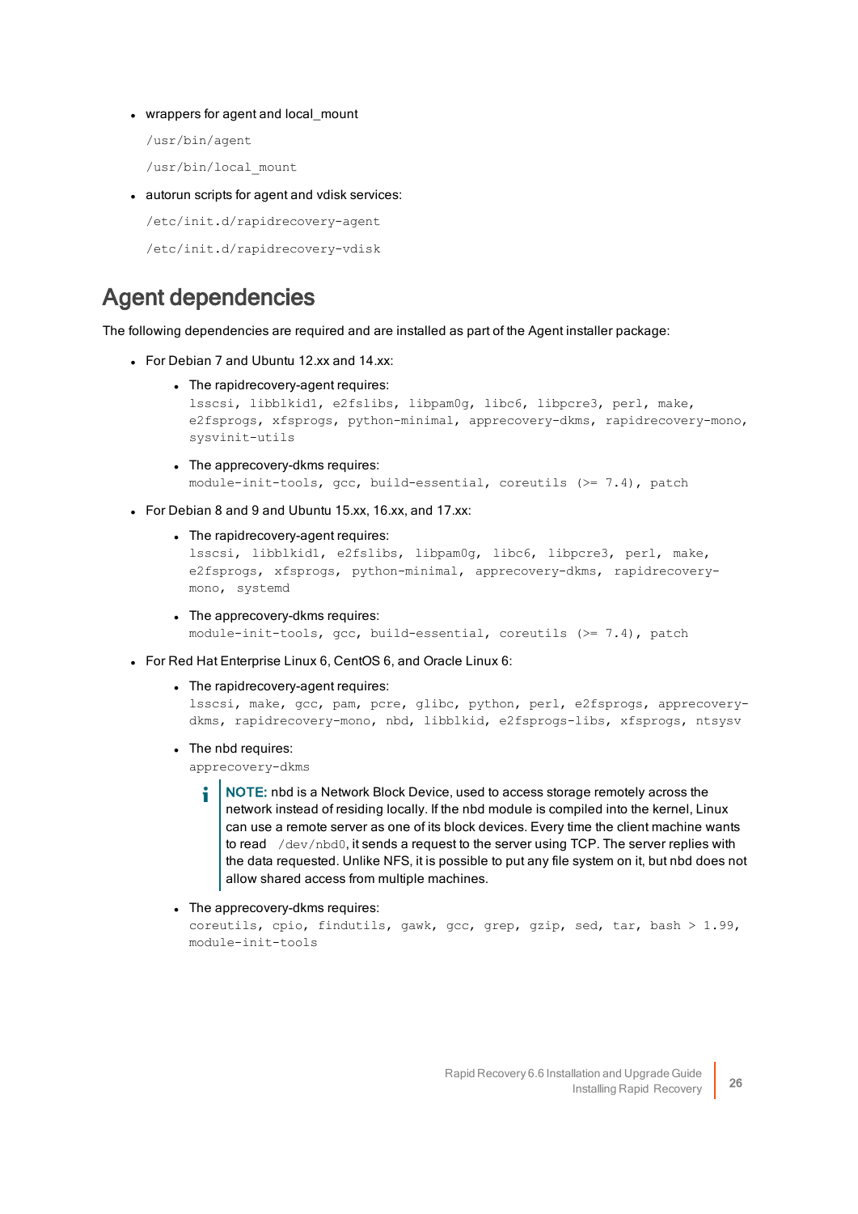- wrappers for agent and local_mount

  `/usr/bin/agent`

  `/usr/bin/local_mount`

- autorun scripts for agent and vdisk services:

  `/etc/init.d/rapidrecovery-agent`

  `/etc/init.d/rapidrecovery-vdisk`

## Agent dependencies

The following dependencies are required and are installed as part of the Agent installer package:

- For Debian 7 and Ubuntu 12.xx and 14.xx:
  - The rapidrecovery-agent requires:
    `lsscsi, libblkid1, e2fslibs, libpam0g, libc6, libpcre3, perl, make, e2fsprogs, xfsprogs, python-minimal, apprecovery-dkms, rapidrecovery-mono, sysvinit-utils`
  - The apprecovery-dkms requires:
    `module-init-tools, gcc, build-essential, coreutils (>= 7.4), patch`
- For Debian 8 and 9 and Ubuntu 15.xx, 16.xx, and 17.xx:
  - The rapidrecovery-agent requires:
    `lsscsi, libblkid1, e2fslibs, libpam0g, libc6, libpcre3, perl, make, e2fsprogs, xfsprogs, python-minimal, apprecovery-dkms, rapidrecovery-mono, systemd`
  - The apprecovery-dkms requires:
    `module-init-tools, gcc, build-essential, coreutils (>= 7.4), patch`
- For Red Hat Enterprise Linux 6, CentOS 6, and Oracle Linux 6:
  - The rapidrecovery-agent requires:
    `lsscsi, make, gcc, pam, pcre, glibc, python, perl, e2fsprogs, apprecovery-dkms, rapidrecovery-mono, nbd, libblkid, e2fsprogs-libs, xfsprogs, ntsysv`
  - The nbd requires:
    `apprecovery-dkms`

    > **NOTE:** nbd is a Network Block Device, used to access storage remotely across the network instead of residing locally. If the nbd module is compiled into the kernel, Linux can use a remote server as one of its block devices. Every time the client machine wants to read `/dev/nbd0`, it sends a request to the server using TCP. The server replies with the data requested. Unlike NFS, it is possible to put any file system on it, but nbd does not allow shared access from multiple machines.

  - The apprecovery-dkms requires:
    `coreutils, cpio, findutils, gawk, gcc, grep, gzip, sed, tar, bash > 1.99, module-init-tools`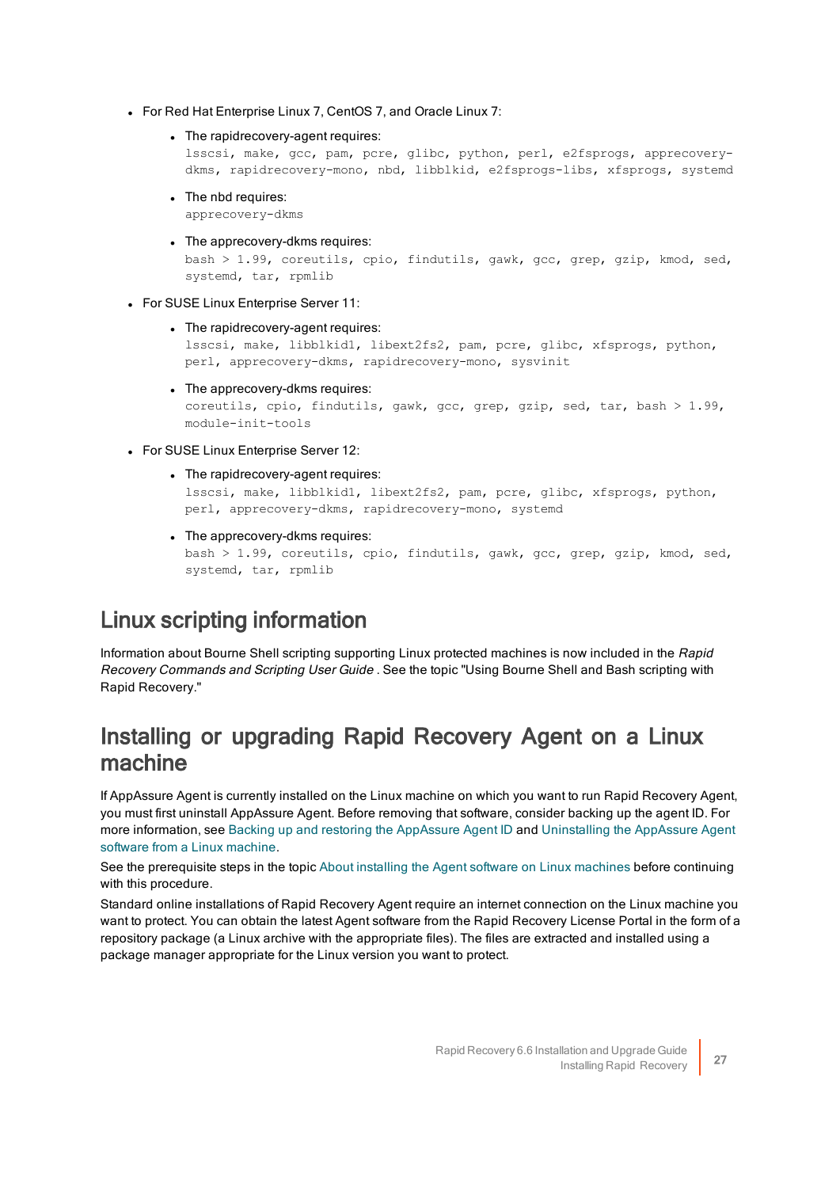- For Red Hat Enterprise Linux 7, CentOS 7, and Oracle Linux 7:
  - The rapidrecovery-agent requires:
    `lsscsi, make, gcc, pam, pcre, glibc, python, perl, e2fsprogs, apprecovery-dkms, rapidrecovery-mono, nbd, libblkid, e2fsprogs-libs, xfsprogs, systemd`
  - The nbd requires:
    `apprecovery-dkms`
  - The apprecovery-dkms requires:
    `bash > 1.99, coreutils, cpio, findutils, gawk, gcc, grep, gzip, kmod, sed, systemd, tar, rpmlib`
- For SUSE Linux Enterprise Server 11:
  - The rapidrecovery-agent requires:
    `lsscsi, make, libblkid1, libext2fs2, pam, pcre, glibc, xfsprogs, python, perl, apprecovery-dkms, rapidrecovery-mono, sysvinit`
  - The apprecovery-dkms requires:
    `coreutils, cpio, findutils, gawk, gcc, grep, gzip, sed, tar, bash > 1.99, module-init-tools`
- For SUSE Linux Enterprise Server 12:
  - The rapidrecovery-agent requires:
    `lsscsi, make, libblkid1, libext2fs2, pam, pcre, glibc, xfsprogs, python, perl, apprecovery-dkms, rapidrecovery-mono, systemd`
  - The apprecovery-dkms requires:
    `bash > 1.99, coreutils, cpio, findutils, gawk, gcc, grep, gzip, kmod, sed, systemd, tar, rpmlib`

## Linux scripting information

Information about Bourne Shell scripting supporting Linux protected machines is now included in the *Rapid Recovery Commands and Scripting User Guide* . See the topic "Using Bourne Shell and Bash scripting with Rapid Recovery."

## Installing or upgrading Rapid Recovery Agent on a Linux machine

If AppAssure Agent is currently installed on the Linux machine on which you want to run Rapid Recovery Agent, you must first uninstall AppAssure Agent. Before removing that software, consider backing up the agent ID. For more information, see Backing up and restoring the AppAssure Agent ID and Uninstalling the AppAssure Agent software from a Linux machine.

See the prerequisite steps in the topic About installing the Agent software on Linux machines before continuing with this procedure.

Standard online installations of Rapid Recovery Agent require an internet connection on the Linux machine you want to protect. You can obtain the latest Agent software from the Rapid Recovery License Portal in the form of a repository package (a Linux archive with the appropriate files). The files are extracted and installed using a package manager appropriate for the Linux version you want to protect.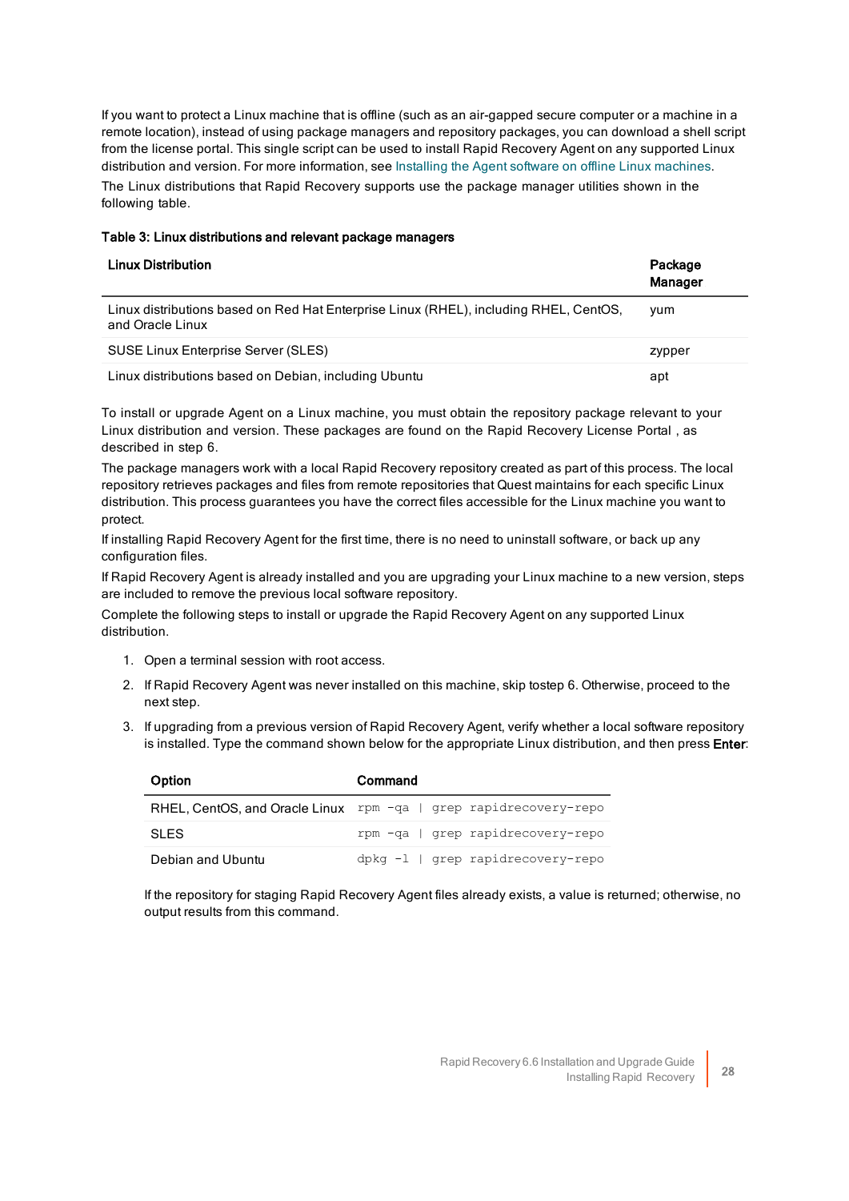If you want to protect a Linux machine that is offline (such as an air-gapped secure computer or a machine in a remote location), instead of using package managers and repository packages, you can download a shell script from the license portal. This single script can be used to install Rapid Recovery Agent on any supported Linux distribution and version. For more information, see Installing the Agent software on offline Linux machines.

The Linux distributions that Rapid Recovery supports use the package manager utilities shown in the following table.

**Table 3: Linux distributions and relevant package managers**

| Linux Distribution | Package Manager |
|---|---|
| Linux distributions based on Red Hat Enterprise Linux (RHEL), including RHEL, CentOS, and Oracle Linux | yum |
| SUSE Linux Enterprise Server (SLES) | zypper |
| Linux distributions based on Debian, including Ubuntu | apt |

To install or upgrade Agent on a Linux machine, you must obtain the repository package relevant to your Linux distribution and version. These packages are found on the Rapid Recovery License Portal , as described in step 6.

The package managers work with a local Rapid Recovery repository created as part of this process. The local repository retrieves packages and files from remote repositories that Quest maintains for each specific Linux distribution. This process guarantees you have the correct files accessible for the Linux machine you want to protect.

If installing Rapid Recovery Agent for the first time, there is no need to uninstall software, or back up any configuration files.

If Rapid Recovery Agent is already installed and you are upgrading your Linux machine to a new version, steps are included to remove the previous local software repository.

Complete the following steps to install or upgrade the Rapid Recovery Agent on any supported Linux distribution.

1. Open a terminal session with root access.
2. If Rapid Recovery Agent was never installed on this machine, skip tostep 6. Otherwise, proceed to the next step.
3. If upgrading from a previous version of Rapid Recovery Agent, verify whether a local software repository is installed. Type the command shown below for the appropriate Linux distribution, and then press **Enter**:

   | Option | Command |
   |---|---|
   | RHEL, CentOS, and Oracle Linux | `rpm -qa | grep rapidrecovery-repo` |
   | SLES | `rpm -qa | grep rapidrecovery-repo` |
   | Debian and Ubuntu | `dpkg -l | grep rapidrecovery-repo` |

   If the repository for staging Rapid Recovery Agent files already exists, a value is returned; otherwise, no output results from this command.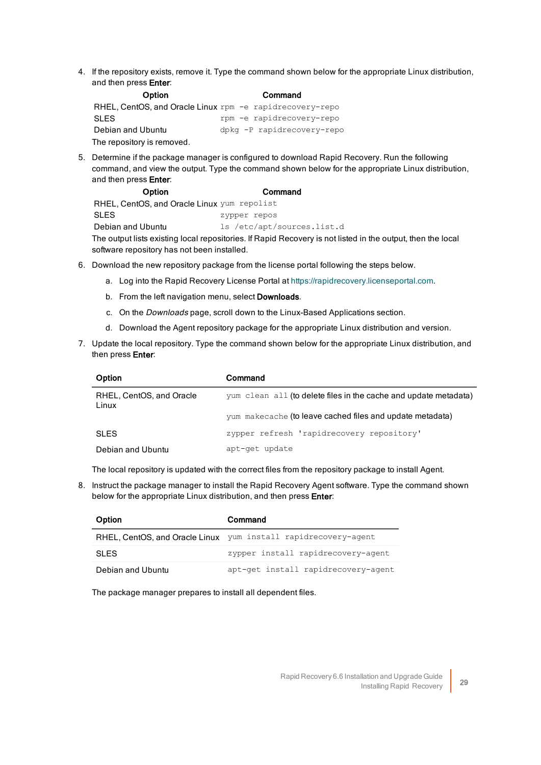4. If the repository exists, remove it. Type the command shown below for the appropriate Linux distribution, and then press **Enter**:

| Option | Command |
|---|---|
| RHEL, CentOS, and Oracle Linux | `rpm -e rapidrecovery-repo` |
| SLES | `rpm -e rapidrecovery-repo` |
| Debian and Ubuntu | `dpkg -P rapidrecovery-repo` |

   The repository is removed.

5. Determine if the package manager is configured to download Rapid Recovery. Run the following command, and view the output. Type the command shown below for the appropriate Linux distribution, and then press **Enter**:

| Option | Command |
|---|---|
| RHEL, CentOS, and Oracle Linux | `yum repolist` |
| SLES | `zypper repos` |
| Debian and Ubuntu | `ls /etc/apt/sources.list.d` |

   The output lists existing local repositories. If Rapid Recovery is not listed in the output, then the local software repository has not been installed.

6. Download the new repository package from the license portal following the steps below.

   a. Log into the Rapid Recovery License Portal at https://rapidrecovery.licenseportal.com.

   b. From the left navigation menu, select **Downloads**.

   c. On the *Downloads* page, scroll down to the Linux-Based Applications section.

   d. Download the Agent repository package for the appropriate Linux distribution and version.

7. Update the local repository. Type the command shown below for the appropriate Linux distribution, and then press **Enter**:

| Option | Command |
|---|---|
| RHEL, CentOS, and Oracle Linux | `yum clean all` (to delete files in the cache and update metadata) |
| | `yum makecache` (to leave cached files and update metadata) |
| SLES | `zypper refresh 'rapidrecovery repository'` |
| Debian and Ubuntu | `apt-get update` |

   The local repository is updated with the correct files from the repository package to install Agent.

8. Instruct the package manager to install the Rapid Recovery Agent software. Type the command shown below for the appropriate Linux distribution, and then press **Enter**:

| Option | Command |
|---|---|
| RHEL, CentOS, and Oracle Linux | `yum install rapidrecovery-agent` |
| SLES | `zypper install rapidrecovery-agent` |
| Debian and Ubuntu | `apt-get install rapidrecovery-agent` |

   The package manager prepares to install all dependent files.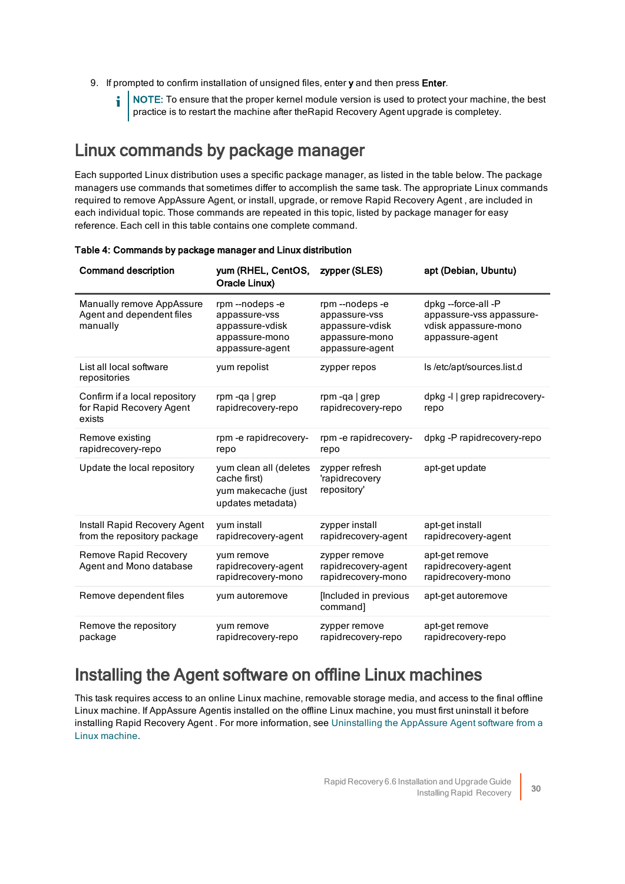9. If prompted to confirm installation of unsigned files, enter **y** and then press **Enter**.

> NOTE: To ensure that the proper kernel module version is used to protect your machine, the best practice is to restart the machine after theRapid Recovery Agent upgrade is completey.

## Linux commands by package manager

Each supported Linux distribution uses a specific package manager, as listed in the table below. The package managers use commands that sometimes differ to accomplish the same task. The appropriate Linux commands required to remove AppAssure Agent, or install, upgrade, or remove Rapid Recovery Agent , are included in each individual topic. Those commands are repeated in this topic, listed by package manager for easy reference. Each cell in this table contains one complete command.

**Table 4: Commands by package manager and Linux distribution**

| Command description | yum (RHEL, CentOS, Oracle Linux) | zypper (SLES) | apt (Debian, Ubuntu) |
|---|---|---|---|
| Manually remove AppAssure Agent and dependent files manually | rpm --nodeps -e appassure-vss appassure-vdisk appassure-mono appassure-agent | rpm --nodeps -e appassure-vss appassure-vdisk appassure-mono appassure-agent | dpkg --force-all -P appassure-vss appassure-vdisk appassure-mono appassure-agent |
| List all local software repositories | yum repolist | zypper repos | ls /etc/apt/sources.list.d |
| Confirm if a local repository for Rapid Recovery Agent exists | rpm -qa \| grep rapidrecovery-repo | rpm -qa \| grep rapidrecovery-repo | dpkg -l \| grep rapidrecovery-repo |
| Remove existing rapidrecovery-repo | rpm -e rapidrecovery-repo | rpm -e rapidrecovery-repo | dpkg -P rapidrecovery-repo |
| Update the local repository | yum clean all (deletes cache first)<br>yum makecache (just updates metadata) | zypper refresh 'rapidrecovery repository' | apt-get update |
| Install Rapid Recovery Agent from the repository package | yum install rapidrecovery-agent | zypper install rapidrecovery-agent | apt-get install rapidrecovery-agent |
| Remove Rapid Recovery Agent and Mono database | yum remove rapidrecovery-agent rapidrecovery-mono | zypper remove rapidrecovery-agent rapidrecovery-mono | apt-get remove rapidrecovery-agent rapidrecovery-mono |
| Remove dependent files | yum autoremove | [Included in previous command] | apt-get autoremove |
| Remove the repository package | yum remove rapidrecovery-repo | zypper remove rapidrecovery-repo | apt-get remove rapidrecovery-repo |

## Installing the Agent software on offline Linux machines

This task requires access to an online Linux machine, removable storage media, and access to the final offline Linux machine. If AppAssure Agentis installed on the offline Linux machine, you must first uninstall it before installing Rapid Recovery Agent . For more information, see Uninstalling the AppAssure Agent software from a Linux machine.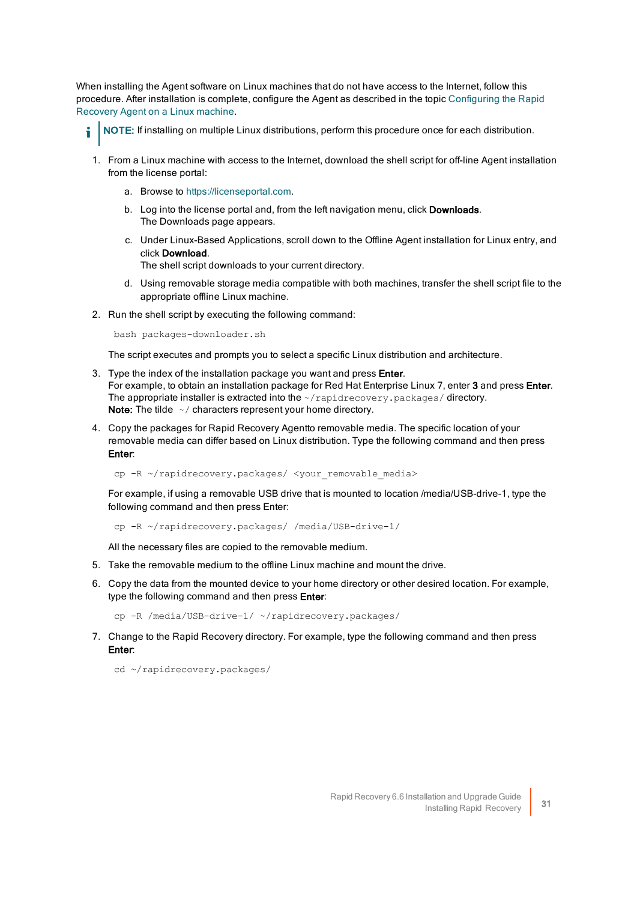When installing the Agent software on Linux machines that do not have access to the Internet, follow this procedure. After installation is complete, configure the Agent as described in the topic Configuring the Rapid Recovery Agent on a Linux machine.

**NOTE:** If installing on multiple Linux distributions, perform this procedure once for each distribution.

1. From a Linux machine with access to the Internet, download the shell script for off-line Agent installation from the license portal:
   a. Browse to https://licenseportal.com.
   b. Log into the license portal and, from the left navigation menu, click **Downloads**.
      The Downloads page appears.
   c. Under Linux-Based Applications, scroll down to the Offline Agent installation for Linux entry, and click **Download**.
      The shell script downloads to your current directory.
   d. Using removable storage media compatible with both machines, transfer the shell script file to the appropriate offline Linux machine.
2. Run the shell script by executing the following command:

   ```
   bash packages-downloader.sh
   ```

   The script executes and prompts you to select a specific Linux distribution and architecture.
3. Type the index of the installation package you want and press **Enter**.
   For example, to obtain an installation package for Red Hat Enterprise Linux 7, enter **3** and press **Enter**.
   The appropriate installer is extracted into the `~/rapidrecovery.packages/` directory.
   **Note:** The tilde `~/` characters represent your home directory.
4. Copy the packages for Rapid Recovery Agentto removable media. The specific location of your removable media can differ based on Linux distribution. Type the following command and then press **Enter**:

   ```
   cp -R ~/rapidrecovery.packages/ <your_removable_media>
   ```

   For example, if using a removable USB drive that is mounted to location /media/USB-drive-1, type the following command and then press Enter:

   ```
   cp -R ~/rapidrecovery.packages/ /media/USB-drive-1/
   ```

   All the necessary files are copied to the removable medium.
5. Take the removable medium to the offline Linux machine and mount the drive.
6. Copy the data from the mounted device to your home directory or other desired location. For example, type the following command and then press **Enter**:

   ```
   cp -R /media/USB-drive-1/ ~/rapidrecovery.packages/
   ```

7. Change to the Rapid Recovery directory. For example, type the following command and then press **Enter**:

   ```
   cd ~/rapidrecovery.packages/
   ```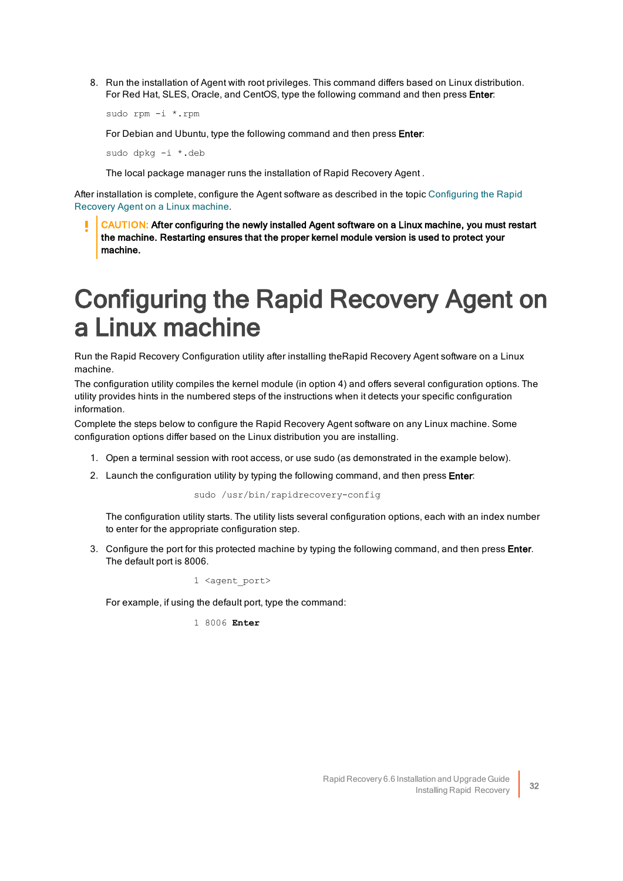8. Run the installation of Agent with root privileges. This command differs based on Linux distribution. For Red Hat, SLES, Oracle, and CentOS, type the following command and then press **Enter**:

   ```
   sudo rpm -i *.rpm
   ```

   For Debian and Ubuntu, type the following command and then press **Enter**:

   ```
   sudo dpkg -i *.deb
   ```

   The local package manager runs the installation of Rapid Recovery Agent .

After installation is complete, configure the Agent software as described in the topic Configuring the Rapid Recovery Agent on a Linux machine.

> CAUTION: **After configuring the newly installed Agent software on a Linux machine, you must restart the machine. Restarting ensures that the proper kernel module version is used to protect your machine.**

# Configuring the Rapid Recovery Agent on a Linux machine

Run the Rapid Recovery Configuration utility after installing theRapid Recovery Agent software on a Linux machine.

The configuration utility compiles the kernel module (in option 4) and offers several configuration options. The utility provides hints in the numbered steps of the instructions when it detects your specific configuration information.

Complete the steps below to configure the Rapid Recovery Agent software on any Linux machine. Some configuration options differ based on the Linux distribution you are installing.

1. Open a terminal session with root access, or use sudo (as demonstrated in the example below).
2. Launch the configuration utility by typing the following command, and then press **Enter**:

   ```
   sudo /usr/bin/rapidrecovery-config
   ```

   The configuration utility starts. The utility lists several configuration options, each with an index number to enter for the appropriate configuration step.
3. Configure the port for this protected machine by typing the following command, and then press **Enter**. The default port is 8006.

   ```
   1 <agent_port>
   ```

   For example, if using the default port, type the command:

   ```
   1 8006 Enter
   ```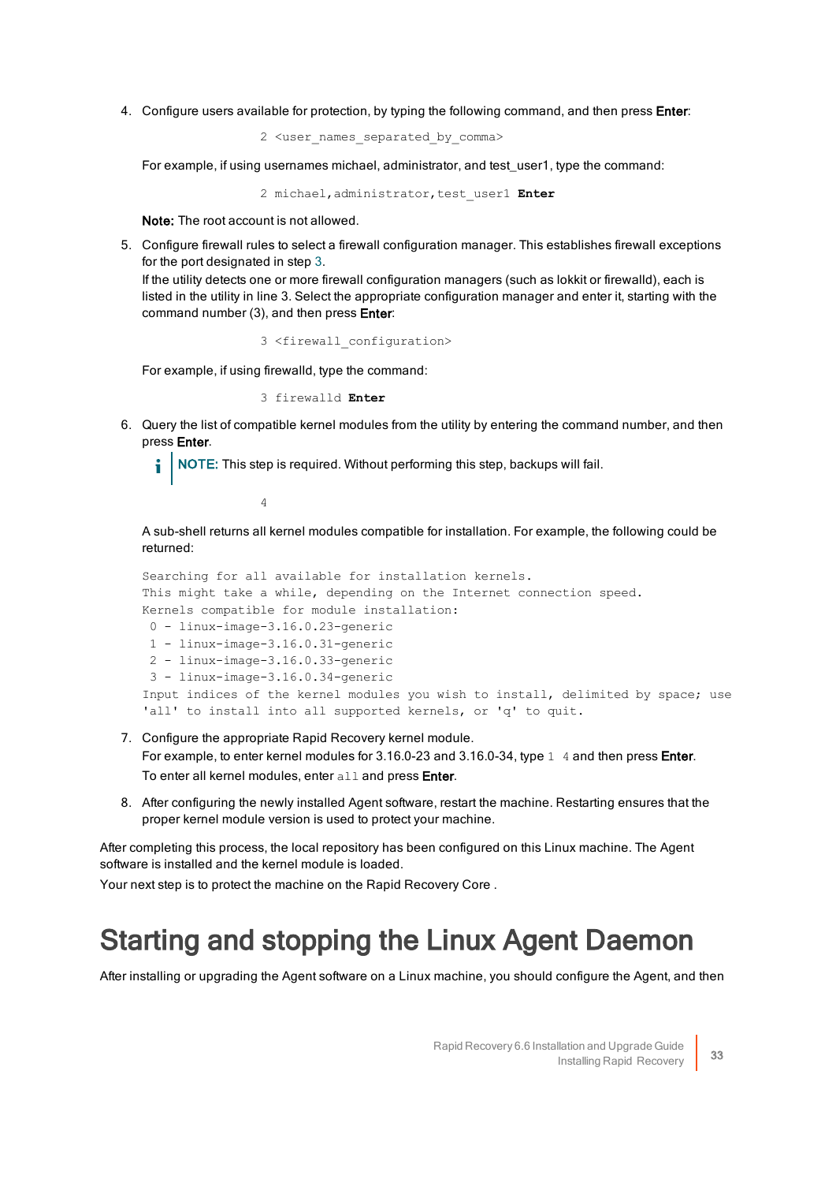4. Configure users available for protection, by typing the following command, and then press **Enter**:

   ```
   2 <user_names_separated_by_comma>
   ```

   For example, if using usernames michael, administrator, and test_user1, type the command:

   ```
   2 michael,administrator,test_user1 Enter
   ```

   **Note:** The root account is not allowed.

5. Configure firewall rules to select a firewall configuration manager. This establishes firewall exceptions for the port designated in step 3.
   If the utility detects one or more firewall configuration managers (such as lokkit or firewalld), each is listed in the utility in line 3. Select the appropriate configuration manager and enter it, starting with the command number (3), and then press **Enter**:

   ```
   3 <firewall_configuration>
   ```

   For example, if using firewalld, type the command:

   ```
   3 firewalld Enter
   ```

6. Query the list of compatible kernel modules from the utility by entering the command number, and then press **Enter**.

   > NOTE: This step is required. Without performing this step, backups will fail.

   ```
   4
   ```

   A sub-shell returns all kernel modules compatible for installation. For example, the following could be returned:

   ```
   Searching for all available for installation kernels.
   This might take a while, depending on the Internet connection speed.
   Kernels compatible for module installation:
    0 - linux-image-3.16.0.23-generic
    1 - linux-image-3.16.0.31-generic
    2 - linux-image-3.16.0.33-generic
    3 - linux-image-3.16.0.34-generic
   Input indices of the kernel modules you wish to install, delimited by space; use
   'all' to install into all supported kernels, or 'q' to quit.
   ```

7. Configure the appropriate Rapid Recovery kernel module.
   For example, to enter kernel modules for 3.16.0-23 and 3.16.0-34, type `1 4` and then press **Enter**.
   To enter all kernel modules, enter `all` and press **Enter**.

8. After configuring the newly installed Agent software, restart the machine. Restarting ensures that the proper kernel module version is used to protect your machine.

After completing this process, the local repository has been configured on this Linux machine. The Agent software is installed and the kernel module is loaded.

Your next step is to protect the machine on the Rapid Recovery Core .

# Starting and stopping the Linux Agent Daemon

After installing or upgrading the Agent software on a Linux machine, you should configure the Agent, and then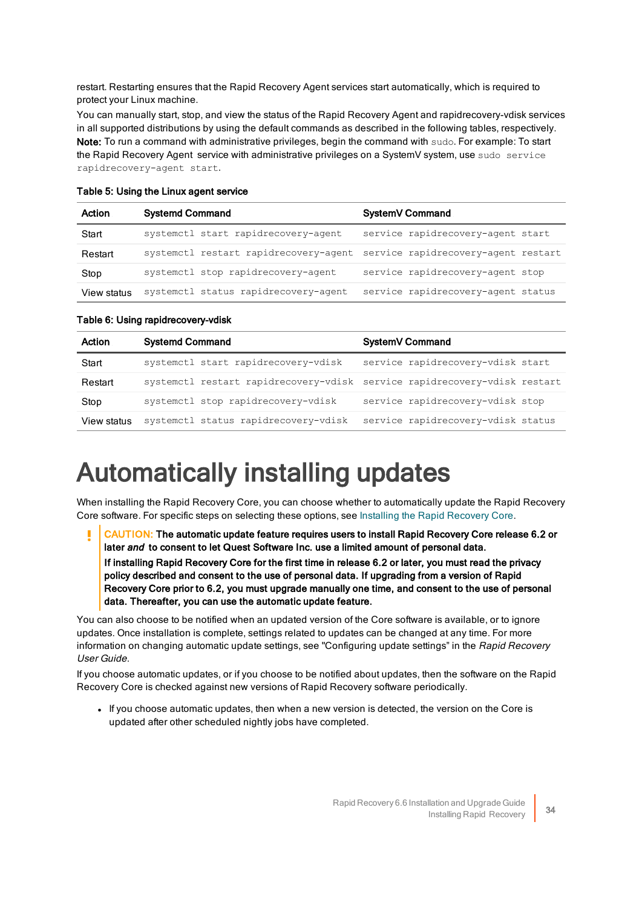restart. Restarting ensures that the Rapid Recovery Agent services start automatically, which is required to protect your Linux machine.

You can manually start, stop, and view the status of the Rapid Recovery Agent and rapidrecovery-vdisk services in all supported distributions by using the default commands as described in the following tables, respectively.

**Note:** To run a command with administrative privileges, begin the command with `sudo`. For example: To start the Rapid Recovery Agent service with administrative privileges on a SystemV system, use `sudo service rapidrecovery-agent start`.

**Table 5: Using the Linux agent service**

| Action | Systemd Command | SystemV Command |
|---|---|---|
| Start | `systemctl start rapidrecovery-agent` | `service rapidrecovery-agent start` |
| Restart | `systemctl restart rapidrecovery-agent` | `service rapidrecovery-agent restart` |
| Stop | `systemctl stop rapidrecovery-agent` | `service rapidrecovery-agent stop` |
| View status | `systemctl status rapidrecovery-agent` | `service rapidrecovery-agent status` |

**Table 6: Using rapidrecovery-vdisk**

| Action | Systemd Command | SystemV Command |
|---|---|---|
| Start | `systemctl start rapidrecovery-vdisk` | `service rapidrecovery-vdisk start` |
| Restart | `systemctl restart rapidrecovery-vdisk` | `service rapidrecovery-vdisk restart` |
| Stop | `systemctl stop rapidrecovery-vdisk` | `service rapidrecovery-vdisk stop` |
| View status | `systemctl status rapidrecovery-vdisk` | `service rapidrecovery-vdisk status` |

# Automatically installing updates

When installing the Rapid Recovery Core, you can choose whether to automatically update the Rapid Recovery Core software. For specific steps on selecting these options, see Installing the Rapid Recovery Core.

> **CAUTION: The automatic update feature requires users to install Rapid Recovery Core release 6.2 or later *and* to consent to let Quest Software Inc. use a limited amount of personal data.**
>
> **If installing Rapid Recovery Core for the first time in release 6.2 or later, you must read the privacy policy described and consent to the use of personal data. If upgrading from a version of Rapid Recovery Core prior to 6.2, you must upgrade manually one time, and consent to the use of personal data. Thereafter, you can use the automatic update feature.**

You can also choose to be notified when an updated version of the Core software is available, or to ignore updates. Once installation is complete, settings related to updates can be changed at any time. For more information on changing automatic update settings, see "Configuring update settings" in the *Rapid Recovery User Guide*.

If you choose automatic updates, or if you choose to be notified about updates, then the software on the Rapid Recovery Core is checked against new versions of Rapid Recovery software periodically.

- If you choose automatic updates, then when a new version is detected, the version on the Core is updated after other scheduled nightly jobs have completed.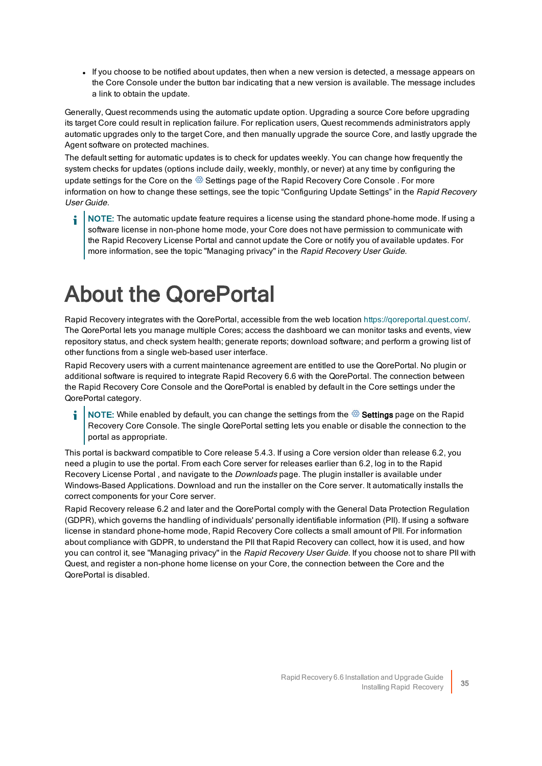- If you choose to be notified about updates, then when a new version is detected, a message appears on the Core Console under the button bar indicating that a new version is available. The message includes a link to obtain the update.

Generally, Quest recommends using the automatic update option. Upgrading a source Core before upgrading its target Core could result in replication failure. For replication users, Quest recommends administrators apply automatic upgrades only to the target Core, and then manually upgrade the source Core, and lastly upgrade the Agent software on protected machines.

The default setting for automatic updates is to check for updates weekly. You can change how frequently the system checks for updates (options include daily, weekly, monthly, or never) at any time by configuring the update settings for the Core on the Settings page of the Rapid Recovery Core Console . For more information on how to change these settings, see the topic “Configuring Update Settings” in the *Rapid Recovery User Guide*.

> **NOTE:** The automatic update feature requires a license using the standard phone-home mode. If using a software license in non-phone home mode, your Core does not have permission to communicate with the Rapid Recovery License Portal and cannot update the Core or notify you of available updates. For more information, see the topic "Managing privacy" in the *Rapid Recovery User Guide*.

# About the QorePortal

Rapid Recovery integrates with the QorePortal, accessible from the web location https://qoreportal.quest.com/. The QorePortal lets you manage multiple Cores; access the dashboard we can monitor tasks and events, view repository status, and check system health; generate reports; download software; and perform a growing list of other functions from a single web-based user interface.

Rapid Recovery users with a current maintenance agreement are entitled to use the QorePortal. No plugin or additional software is required to integrate Rapid Recovery 6.6 with the QorePortal. The connection between the Rapid Recovery Core Console and the QorePortal is enabled by default in the Core settings under the QorePortal category.

> **NOTE:** While enabled by default, you can change the settings from the **Settings** page on the Rapid Recovery Core Console. The single QorePortal setting lets you enable or disable the connection to the portal as appropriate.

This portal is backward compatible to Core release 5.4.3. If using a Core version older than release 6.2, you need a plugin to use the portal. From each Core server for releases earlier than 6.2, log in to the Rapid Recovery License Portal , and navigate to the *Downloads* page. The plugin installer is available under Windows-Based Applications. Download and run the installer on the Core server. It automatically installs the correct components for your Core server.

Rapid Recovery release 6.2 and later and the QorePortal comply with the General Data Protection Regulation (GDPR), which governs the handling of individuals' personally identifiable information (PII). If using a software license in standard phone-home mode, Rapid Recovery Core collects a small amount of PII. For information about compliance with GDPR, to understand the PII that Rapid Recovery can collect, how it is used, and how you can control it, see "Managing privacy" in the *Rapid Recovery User Guide*. If you choose not to share PII with Quest, and register a non-phone home license on your Core, the connection between the Core and the QorePortal is disabled.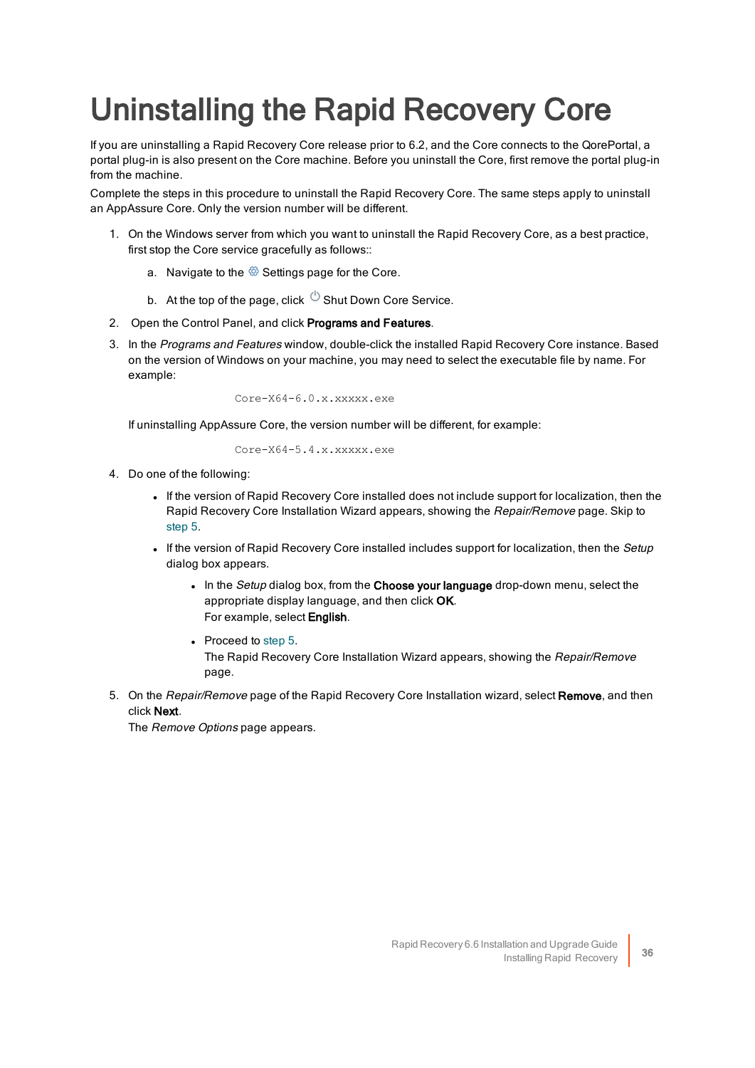# Uninstalling the Rapid Recovery Core

If you are uninstalling a Rapid Recovery Core release prior to 6.2, and the Core connects to the QorePortal, a portal plug-in is also present on the Core machine. Before you uninstall the Core, first remove the portal plug-in from the machine.

Complete the steps in this procedure to uninstall the Rapid Recovery Core. The same steps apply to uninstall an AppAssure Core. Only the version number will be different.

1. On the Windows server from which you want to uninstall the Rapid Recovery Core, as a best practice, first stop the Core service gracefully as follows::
   a. Navigate to the Settings page for the Core.
   b. At the top of the page, click Shut Down Core Service.
2. Open the Control Panel, and click **Programs and Features**.
3. In the *Programs and Features* window, double-click the installed Rapid Recovery Core instance. Based on the version of Windows on your machine, you may need to select the executable file by name. For example:

   ```
   Core-X64-6.0.x.xxxxx.exe
   ```

   If uninstalling AppAssure Core, the version number will be different, for example:

   ```
   Core-X64-5.4.x.xxxxx.exe
   ```

4. Do one of the following:
   - If the version of Rapid Recovery Core installed does not include support for localization, then the Rapid Recovery Core Installation Wizard appears, showing the *Repair/Remove* page. Skip to step 5.
   - If the version of Rapid Recovery Core installed includes support for localization, then the *Setup* dialog box appears.
     - In the *Setup* dialog box, from the **Choose your language** drop-down menu, select the appropriate display language, and then click **OK**.
       For example, select **English**.
     - Proceed to step 5.
       The Rapid Recovery Core Installation Wizard appears, showing the *Repair/Remove* page.
5. On the *Repair/Remove* page of the Rapid Recovery Core Installation wizard, select **Remove**, and then click **Next**.
   The *Remove Options* page appears.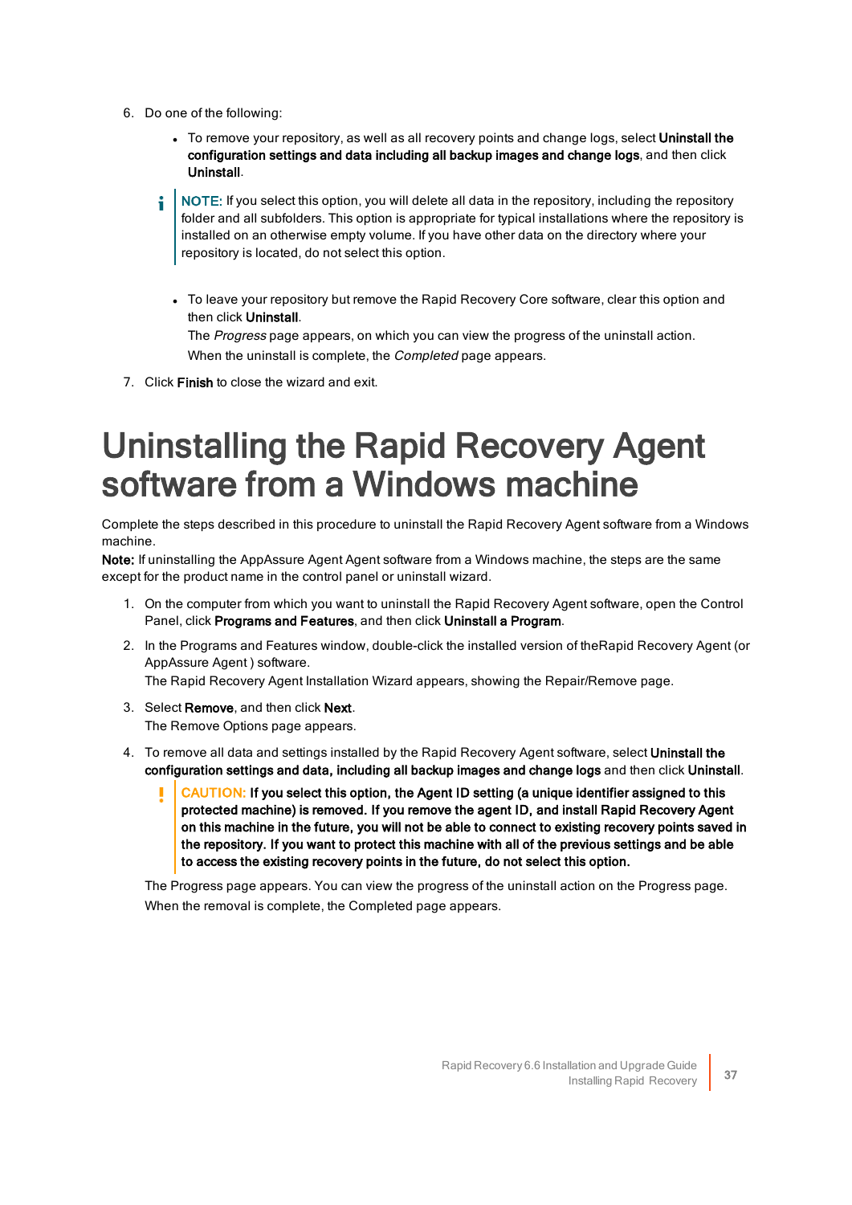6. Do one of the following:

    - To remove your repository, as well as all recovery points and change logs, select **Uninstall the configuration settings and data including all backup images and change logs**, and then click **Uninstall**.

    > NOTE: If you select this option, you will delete all data in the repository, including the repository folder and all subfolders. This option is appropriate for typical installations where the repository is installed on an otherwise empty volume. If you have other data on the directory where your repository is located, do not select this option.

    - To leave your repository but remove the Rapid Recovery Core software, clear this option and then click **Uninstall**.
      The *Progress* page appears, on which you can view the progress of the uninstall action.
      When the uninstall is complete, the *Completed* page appears.

7. Click **Finish** to close the wizard and exit.

# Uninstalling the Rapid Recovery Agent software from a Windows machine

Complete the steps described in this procedure to uninstall the Rapid Recovery Agent software from a Windows machine.

**Note:** If uninstalling the AppAssure Agent Agent software from a Windows machine, the steps are the same except for the product name in the control panel or uninstall wizard.

1. On the computer from which you want to uninstall the Rapid Recovery Agent software, open the Control Panel, click **Programs and Features**, and then click **Uninstall a Program**.
2. In the Programs and Features window, double-click the installed version of theRapid Recovery Agent (or AppAssure Agent ) software.
   The Rapid Recovery Agent Installation Wizard appears, showing the Repair/Remove page.
3. Select **Remove**, and then click **Next**.
   The Remove Options page appears.
4. To remove all data and settings installed by the Rapid Recovery Agent software, select **Uninstall the configuration settings and data, including all backup images and change logs** and then click **Uninstall**.

   > CAUTION: **If you select this option, the Agent ID setting (a unique identifier assigned to this protected machine) is removed. If you remove the agent ID, and install Rapid Recovery Agent on this machine in the future, you will not be able to connect to existing recovery points saved in the repository. If you want to protect this machine with all of the previous settings and be able to access the existing recovery points in the future, do not select this option.**

   The Progress page appears. You can view the progress of the uninstall action on the Progress page.
   When the removal is complete, the Completed page appears.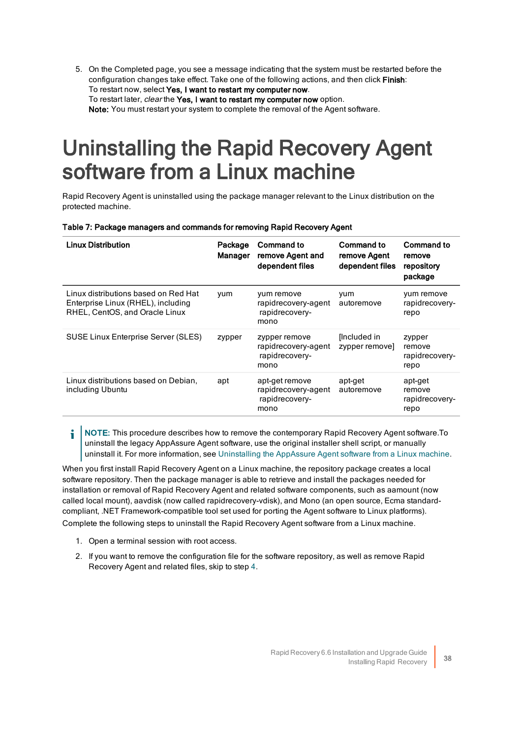5. On the Completed page, you see a message indicating that the system must be restarted before the configuration changes take effect. Take one of the following actions, and then click **Finish**:
   To restart now, select **Yes, I want to restart my computer now**.
   To restart later, *clear* the **Yes, I want to restart my computer now** option.
   **Note:** You must restart your system to complete the removal of the Agent software.

# Uninstalling the Rapid Recovery Agent software from a Linux machine

Rapid Recovery Agent is uninstalled using the package manager relevant to the Linux distribution on the protected machine.

**Table 7: Package managers and commands for removing Rapid Recovery Agent**

| Linux Distribution | Package Manager | Command to remove Agent and dependent files | Command to remove Agent dependent files | Command to remove repository package |
|---|---|---|---|---|
| Linux distributions based on Red Hat Enterprise Linux (RHEL), including RHEL, CentOS, and Oracle Linux | yum | yum remove rapidrecovery-agent rapidrecovery-mono | yum autoremove | yum remove rapidrecovery-repo |
| SUSE Linux Enterprise Server (SLES) | zypper | zypper remove rapidrecovery-agent rapidrecovery-mono | [Included in zypper remove] | zypper remove rapidrecovery-repo |
| Linux distributions based on Debian, including Ubuntu | apt | apt-get remove rapidrecovery-agent rapidrecovery-mono | apt-get autoremove | apt-get remove rapidrecovery-repo |

**NOTE:** This procedure describes how to remove the contemporary Rapid Recovery Agent software.To uninstall the legacy AppAssure Agent software, use the original installer shell script, or manually uninstall it. For more information, see Uninstalling the AppAssure Agent software from a Linux machine.

When you first install Rapid Recovery Agent on a Linux machine, the repository package creates a local software repository. Then the package manager is able to retrieve and install the packages needed for installation or removal of Rapid Recovery Agent and related software components, such as aamount (now called local mount), aavdisk (now called rapidrecovery-vdisk), and Mono (an open source, Ecma standard-compliant, .NET Framework-compatible tool set used for porting the Agent software to Linux platforms).

Complete the following steps to uninstall the Rapid Recovery Agent software from a Linux machine.

1. Open a terminal session with root access.
2. If you want to remove the configuration file for the software repository, as well as remove Rapid Recovery Agent and related files, skip to step 4.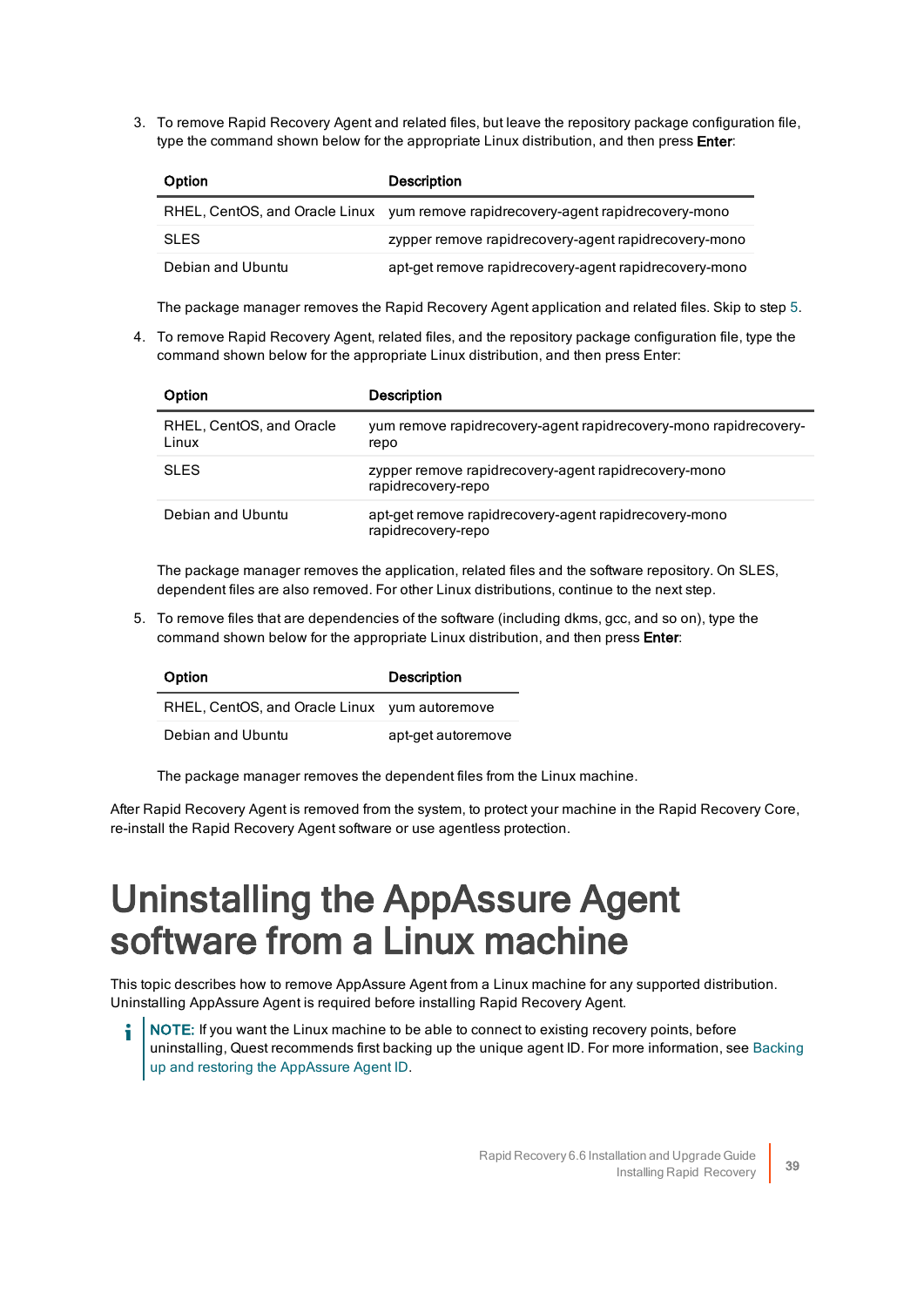3. To remove Rapid Recovery Agent and related files, but leave the repository package configuration file, type the command shown below for the appropriate Linux distribution, and then press **Enter**:

| Option | Description |
| --- | --- |
| RHEL, CentOS, and Oracle Linux | yum remove rapidrecovery-agent rapidrecovery-mono |
| SLES | zypper remove rapidrecovery-agent rapidrecovery-mono |
| Debian and Ubuntu | apt-get remove rapidrecovery-agent rapidrecovery-mono |

   The package manager removes the Rapid Recovery Agent application and related files. Skip to step 5.

4. To remove Rapid Recovery Agent, related files, and the repository package configuration file, type the command shown below for the appropriate Linux distribution, and then press Enter:

| Option | Description |
| --- | --- |
| RHEL, CentOS, and Oracle Linux | yum remove rapidrecovery-agent rapidrecovery-mono rapidrecovery-repo |
| SLES | zypper remove rapidrecovery-agent rapidrecovery-mono rapidrecovery-repo |
| Debian and Ubuntu | apt-get remove rapidrecovery-agent rapidrecovery-mono rapidrecovery-repo |

   The package manager removes the application, related files and the software repository. On SLES, dependent files are also removed. For other Linux distributions, continue to the next step.

5. To remove files that are dependencies of the software (including dkms, gcc, and so on), type the command shown below for the appropriate Linux distribution, and then press **Enter**:

| Option | Description |
| --- | --- |
| RHEL, CentOS, and Oracle Linux | yum autoremove |
| Debian and Ubuntu | apt-get autoremove |

   The package manager removes the dependent files from the Linux machine.

After Rapid Recovery Agent is removed from the system, to protect your machine in the Rapid Recovery Core, re-install the Rapid Recovery Agent software or use agentless protection.

# Uninstalling the AppAssure Agent software from a Linux machine

This topic describes how to remove AppAssure Agent from a Linux machine for any supported distribution. Uninstalling AppAssure Agent is required before installing Rapid Recovery Agent.

> **NOTE:** If you want the Linux machine to be able to connect to existing recovery points, before uninstalling, Quest recommends first backing up the unique agent ID. For more information, see Backing up and restoring the AppAssure Agent ID.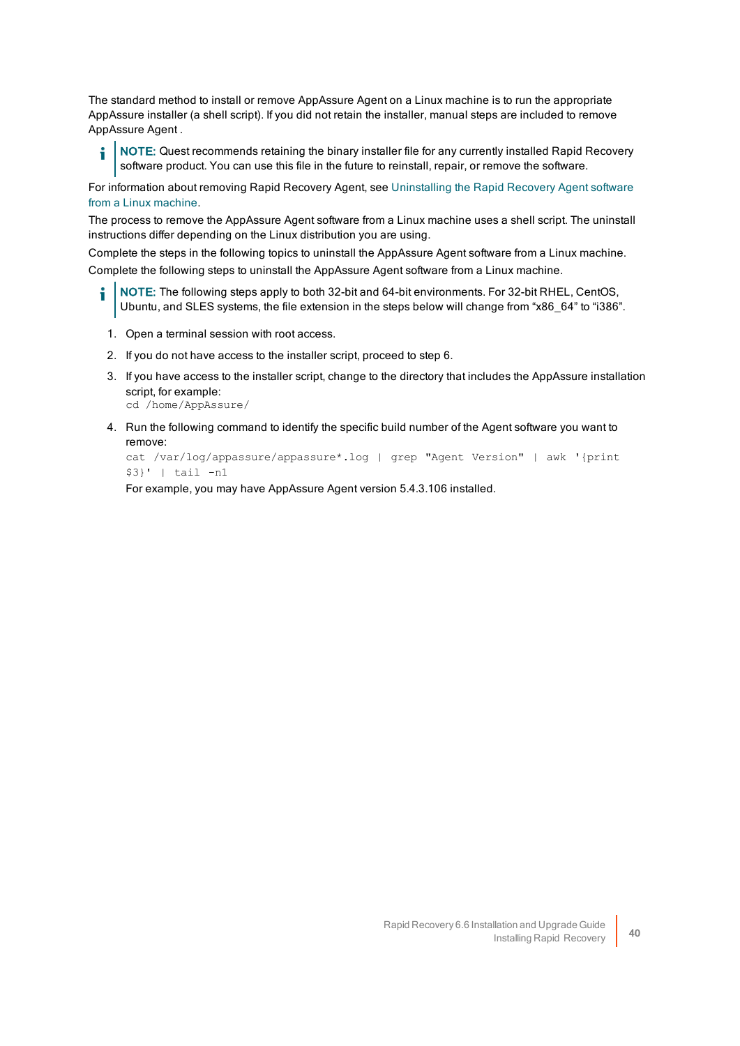The standard method to install or remove AppAssure Agent on a Linux machine is to run the appropriate AppAssure installer (a shell script). If you did not retain the installer, manual steps are included to remove AppAssure Agent .

> **NOTE:** Quest recommends retaining the binary installer file for any currently installed Rapid Recovery software product. You can use this file in the future to reinstall, repair, or remove the software.

For information about removing Rapid Recovery Agent, see Uninstalling the Rapid Recovery Agent software from a Linux machine.

The process to remove the AppAssure Agent software from a Linux machine uses a shell script. The uninstall instructions differ depending on the Linux distribution you are using.

Complete the steps in the following topics to uninstall the AppAssure Agent software from a Linux machine.

Complete the following steps to uninstall the AppAssure Agent software from a Linux machine.

> **NOTE:** The following steps apply to both 32-bit and 64-bit environments. For 32-bit RHEL, CentOS, Ubuntu, and SLES systems, the file extension in the steps below will change from “x86_64” to “i386”.

1. Open a terminal session with root access.
2. If you do not have access to the installer script, proceed to step 6.
3. If you have access to the installer script, change to the directory that includes the AppAssure installation script, for example:
   ```
   cd /home/AppAssure/
   ```
4. Run the following command to identify the specific build number of the Agent software you want to remove:
   ```
   cat /var/log/appassure/appassure*.log | grep "Agent Version" | awk '{print $3}' | tail -n1
   ```
   For example, you may have AppAssure Agent version 5.4.3.106 installed.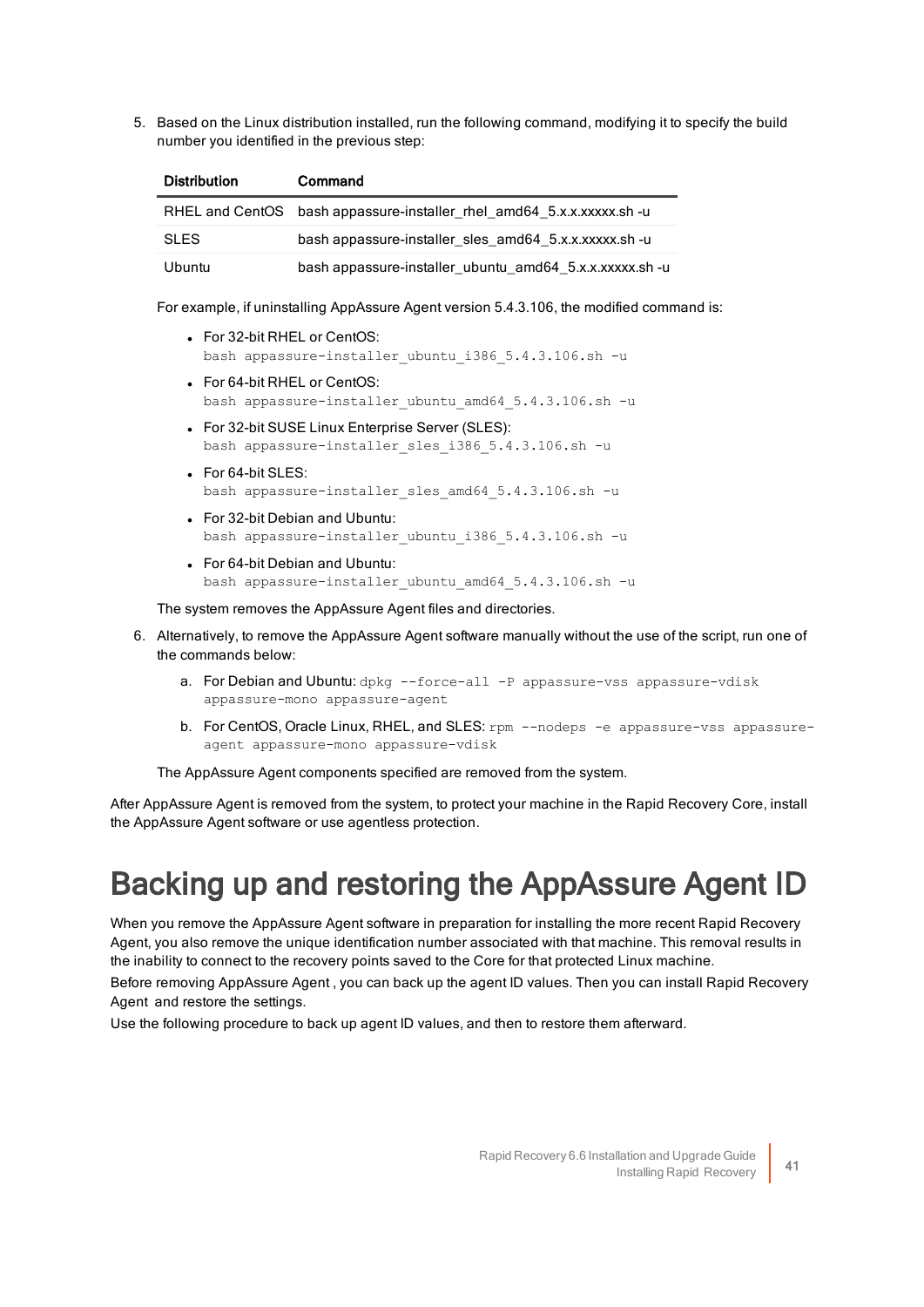5. Based on the Linux distribution installed, run the following command, modifying it to specify the build number you identified in the previous step:

| Distribution | Command |
| --- | --- |
| RHEL and CentOS | bash appassure-installer_rhel_amd64_5.x.x.xxxxx.sh -u |
| SLES | bash appassure-installer_sles_amd64_5.x.x.xxxxx.sh -u |
| Ubuntu | bash appassure-installer_ubuntu_amd64_5.x.x.xxxxx.sh -u |

For example, if uninstalling AppAssure Agent version 5.4.3.106, the modified command is:

- For 32-bit RHEL or CentOS:
  `bash appassure-installer_ubuntu_i386_5.4.3.106.sh -u`
- For 64-bit RHEL or CentOS:
  `bash appassure-installer_ubuntu_amd64_5.4.3.106.sh -u`
- For 32-bit SUSE Linux Enterprise Server (SLES):
  `bash appassure-installer_sles_i386_5.4.3.106.sh -u`
- For 64-bit SLES:
  `bash appassure-installer_sles_amd64_5.4.3.106.sh -u`
- For 32-bit Debian and Ubuntu:
  `bash appassure-installer_ubuntu_i386_5.4.3.106.sh -u`
- For 64-bit Debian and Ubuntu:
  `bash appassure-installer_ubuntu_amd64_5.4.3.106.sh -u`

The system removes the AppAssure Agent files and directories.

6. Alternatively, to remove the AppAssure Agent software manually without the use of the script, run one of the commands below:

   a. For Debian and Ubuntu: `dpkg --force-all -P appassure-vss appassure-vdisk appassure-mono appassure-agent`

   b. For CentOS, Oracle Linux, RHEL, and SLES: `rpm --nodeps -e appassure-vss appassure-agent appassure-mono appassure-vdisk`

The AppAssure Agent components specified are removed from the system.

After AppAssure Agent is removed from the system, to protect your machine in the Rapid Recovery Core, install the AppAssure Agent software or use agentless protection.

# Backing up and restoring the AppAssure Agent ID

When you remove the AppAssure Agent software in preparation for installing the more recent Rapid Recovery Agent, you also remove the unique identification number associated with that machine. This removal results in the inability to connect to the recovery points saved to the Core for that protected Linux machine.

Before removing AppAssure Agent , you can back up the agent ID values. Then you can install Rapid Recovery Agent and restore the settings.

Use the following procedure to back up agent ID values, and then to restore them afterward.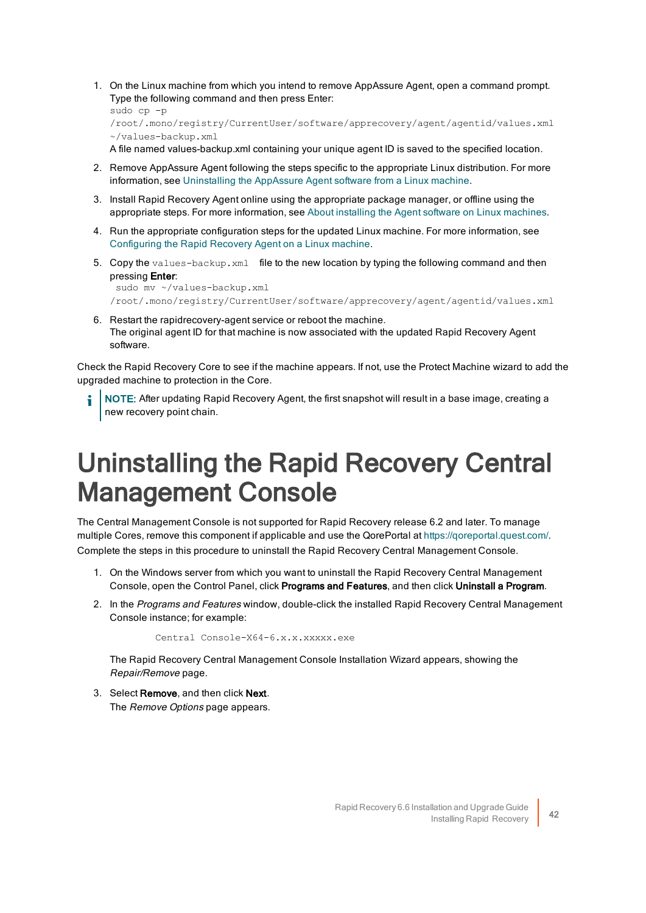1. On the Linux machine from which you intend to remove AppAssure Agent, open a command prompt. Type the following command and then press Enter:
   ```
   sudo cp -p
   /root/.mono/registry/CurrentUser/software/apprecovery/agent/agentid/values.xml
   ~/values-backup.xml
   ```
   A file named values-backup.xml containing your unique agent ID is saved to the specified location.
2. Remove AppAssure Agent following the steps specific to the appropriate Linux distribution. For more information, see Uninstalling the AppAssure Agent software from a Linux machine.
3. Install Rapid Recovery Agent online using the appropriate package manager, or offline using the appropriate steps. For more information, see About installing the Agent software on Linux machines.
4. Run the appropriate configuration steps for the updated Linux machine. For more information, see Configuring the Rapid Recovery Agent on a Linux machine.
5. Copy the `values-backup.xml` file to the new location by typing the following command and then pressing **Enter**:
   ```
   sudo mv ~/values-backup.xml
   /root/.mono/registry/CurrentUser/software/apprecovery/agent/agentid/values.xml
   ```
6. Restart the rapidrecovery-agent service or reboot the machine.
   The original agent ID for that machine is now associated with the updated Rapid Recovery Agent software.

Check the Rapid Recovery Core to see if the machine appears. If not, use the Protect Machine wizard to add the upgraded machine to protection in the Core.

**NOTE:** After updating Rapid Recovery Agent, the first snapshot will result in a base image, creating a new recovery point chain.

# Uninstalling the Rapid Recovery Central Management Console

The Central Management Console is not supported for Rapid Recovery release 6.2 and later. To manage multiple Cores, remove this component if applicable and use the QorePortal at https://qoreportal.quest.com/.

Complete the steps in this procedure to uninstall the Rapid Recovery Central Management Console.

1. On the Windows server from which you want to uninstall the Rapid Recovery Central Management Console, open the Control Panel, click **Programs and Features**, and then click **Uninstall a Program**.
2. In the *Programs and Features* window, double-click the installed Rapid Recovery Central Management Console instance; for example:
   ```
   Central Console-X64-6.x.x.xxxxx.exe
   ```
   The Rapid Recovery Central Management Console Installation Wizard appears, showing the *Repair/Remove* page.
3. Select **Remove**, and then click **Next**.
   The *Remove Options* page appears.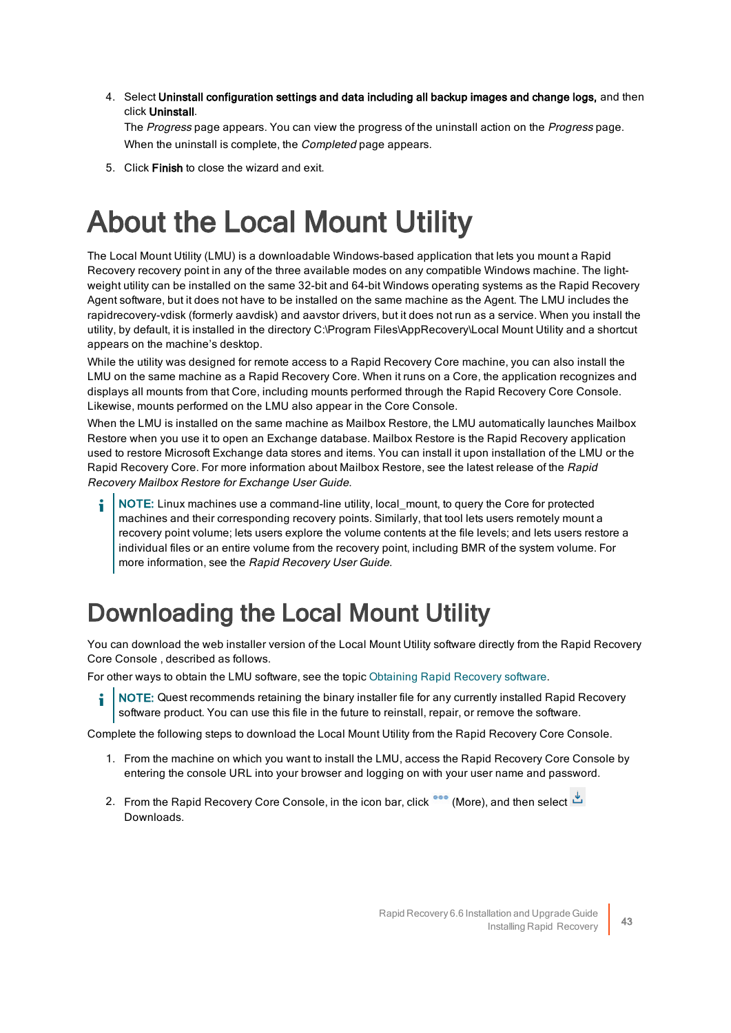4. Select **Uninstall configuration settings and data including all backup images and change logs,** and then click **Uninstall**.

   The *Progress* page appears. You can view the progress of the uninstall action on the *Progress* page. When the uninstall is complete, the *Completed* page appears.

5. Click **Finish** to close the wizard and exit.

# About the Local Mount Utility

The Local Mount Utility (LMU) is a downloadable Windows-based application that lets you mount a Rapid Recovery recovery point in any of the three available modes on any compatible Windows machine. The light-weight utility can be installed on the same 32-bit and 64-bit Windows operating systems as the Rapid Recovery Agent software, but it does not have to be installed on the same machine as the Agent. The LMU includes the rapidrecovery-vdisk (formerly aavdisk) and aavstor drivers, but it does not run as a service. When you install the utility, by default, it is installed in the directory C:\Program Files\AppRecovery\Local Mount Utility and a shortcut appears on the machine's desktop.

While the utility was designed for remote access to a Rapid Recovery Core machine, you can also install the LMU on the same machine as a Rapid Recovery Core. When it runs on a Core, the application recognizes and displays all mounts from that Core, including mounts performed through the Rapid Recovery Core Console. Likewise, mounts performed on the LMU also appear in the Core Console.

When the LMU is installed on the same machine as Mailbox Restore, the LMU automatically launches Mailbox Restore when you use it to open an Exchange database. Mailbox Restore is the Rapid Recovery application used to restore Microsoft Exchange data stores and items. You can install it upon installation of the LMU or the Rapid Recovery Core. For more information about Mailbox Restore, see the latest release of the *Rapid Recovery Mailbox Restore for Exchange User Guide*.

> **NOTE:** Linux machines use a command-line utility, local_mount, to query the Core for protected machines and their corresponding recovery points. Similarly, that tool lets users remotely mount a recovery point volume; lets users explore the volume contents at the file levels; and lets users restore a individual files or an entire volume from the recovery point, including BMR of the system volume. For more information, see the *Rapid Recovery User Guide*.

# Downloading the Local Mount Utility

You can download the web installer version of the Local Mount Utility software directly from the Rapid Recovery Core Console , described as follows.

For other ways to obtain the LMU software, see the topic Obtaining Rapid Recovery software.

> **NOTE:** Quest recommends retaining the binary installer file for any currently installed Rapid Recovery software product. You can use this file in the future to reinstall, repair, or remove the software.

Complete the following steps to download the Local Mount Utility from the Rapid Recovery Core Console.

1. From the machine on which you want to install the LMU, access the Rapid Recovery Core Console by entering the console URL into your browser and logging on with your user name and password.

2. From the Rapid Recovery Core Console, in the icon bar, click (More), and then select Downloads.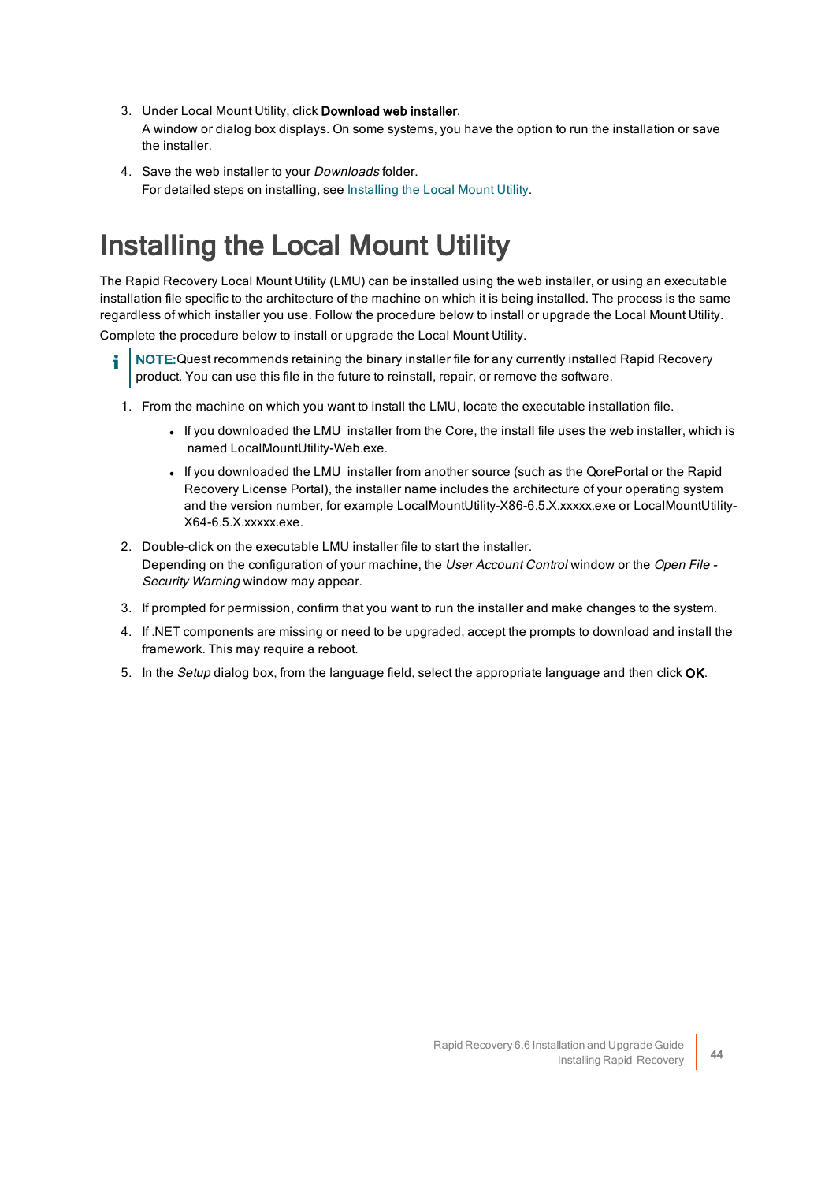3. Under Local Mount Utility, click **Download web installer**.
   A window or dialog box displays. On some systems, you have the option to run the installation or save the installer.
4. Save the web installer to your *Downloads* folder.
   For detailed steps on installing, see Installing the Local Mount Utility.

# Installing the Local Mount Utility

The Rapid Recovery Local Mount Utility (LMU) can be installed using the web installer, or using an executable installation file specific to the architecture of the machine on which it is being installed. The process is the same regardless of which installer you use. Follow the procedure below to install or upgrade the Local Mount Utility.

Complete the procedure below to install or upgrade the Local Mount Utility.

> **NOTE:** Quest recommends retaining the binary installer file for any currently installed Rapid Recovery product. You can use this file in the future to reinstall, repair, or remove the software.

1. From the machine on which you want to install the LMU, locate the executable installation file.
   - If you downloaded the LMU installer from the Core, the install file uses the web installer, which is named LocalMountUtility-Web.exe.
   - If you downloaded the LMU installer from another source (such as the QorePortal or the Rapid Recovery License Portal), the installer name includes the architecture of your operating system and the version number, for example LocalMountUtility-X86-6.5.X.xxxxx.exe or LocalMountUtility-X64-6.5.X.xxxxx.exe.
2. Double-click on the executable LMU installer file to start the installer.
   Depending on the configuration of your machine, the *User Account Control* window or the *Open File - Security Warning* window may appear.
3. If prompted for permission, confirm that you want to run the installer and make changes to the system.
4. If .NET components are missing or need to be upgraded, accept the prompts to download and install the framework. This may require a reboot.
5. In the *Setup* dialog box, from the language field, select the appropriate language and then click **OK**.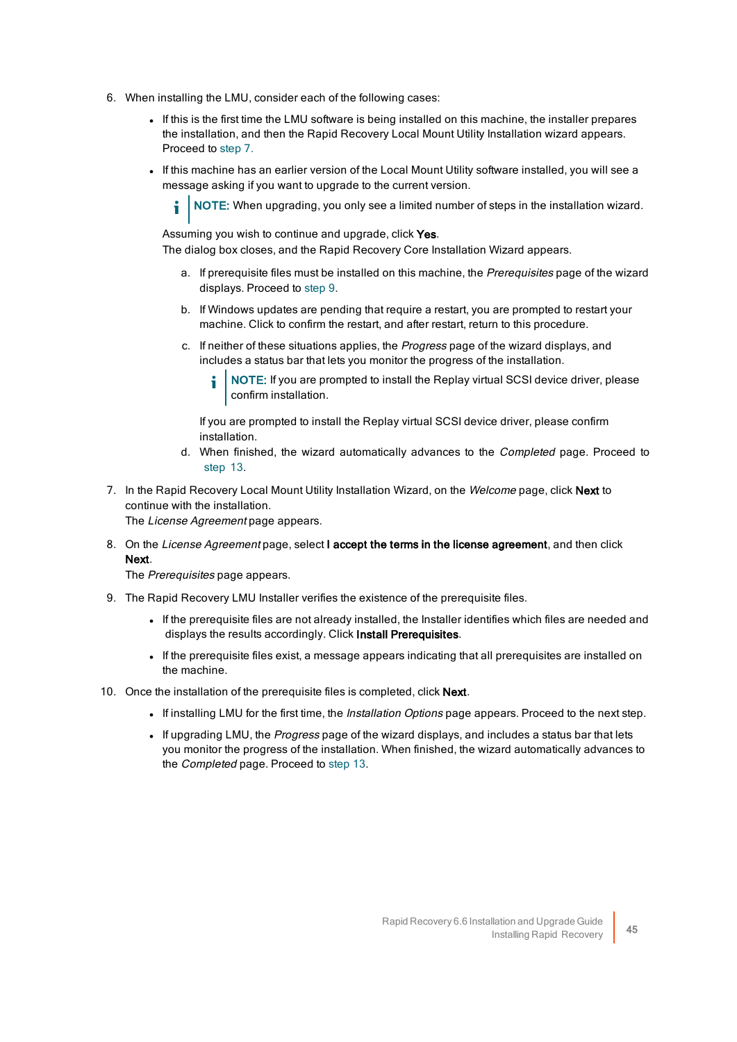6. When installing the LMU, consider each of the following cases:

   - If this is the first time the LMU software is being installed on this machine, the installer prepares the installation, and then the Rapid Recovery Local Mount Utility Installation wizard appears. Proceed to step 7.
   - If this machine has an earlier version of the Local Mount Utility software installed, you will see a message asking if you want to upgrade to the current version.

     > **NOTE:** When upgrading, you only see a limited number of steps in the installation wizard.

     Assuming you wish to continue and upgrade, click **Yes**.
     The dialog box closes, and the Rapid Recovery Core Installation Wizard appears.

     a. If prerequisite files must be installed on this machine, the *Prerequisites* page of the wizard displays. Proceed to step 9.
     b. If Windows updates are pending that require a restart, you are prompted to restart your machine. Click to confirm the restart, and after restart, return to this procedure.
     c. If neither of these situations applies, the *Progress* page of the wizard displays, and includes a status bar that lets you monitor the progress of the installation.

        > **NOTE:** If you are prompted to install the Replay virtual SCSI device driver, please confirm installation.

        If you are prompted to install the Replay virtual SCSI device driver, please confirm installation.
     d. When finished, the wizard automatically advances to the *Completed* page. Proceed to step 13.

7. In the Rapid Recovery Local Mount Utility Installation Wizard, on the *Welcome* page, click **Next** to continue with the installation.
   The *License Agreement* page appears.

8. On the *License Agreement* page, select **I accept the terms in the license agreement**, and then click **Next**.
   The *Prerequisites* page appears.

9. The Rapid Recovery LMU Installer verifies the existence of the prerequisite files.

   - If the prerequisite files are not already installed, the Installer identifies which files are needed and displays the results accordingly. Click **Install Prerequisites**.
   - If the prerequisite files exist, a message appears indicating that all prerequisites are installed on the machine.

10. Once the installation of the prerequisite files is completed, click **Next**.

    - If installing LMU for the first time, the *Installation Options* page appears. Proceed to the next step.
    - If upgrading LMU, the *Progress* page of the wizard displays, and includes a status bar that lets you monitor the progress of the installation. When finished, the wizard automatically advances to the *Completed* page. Proceed to step 13.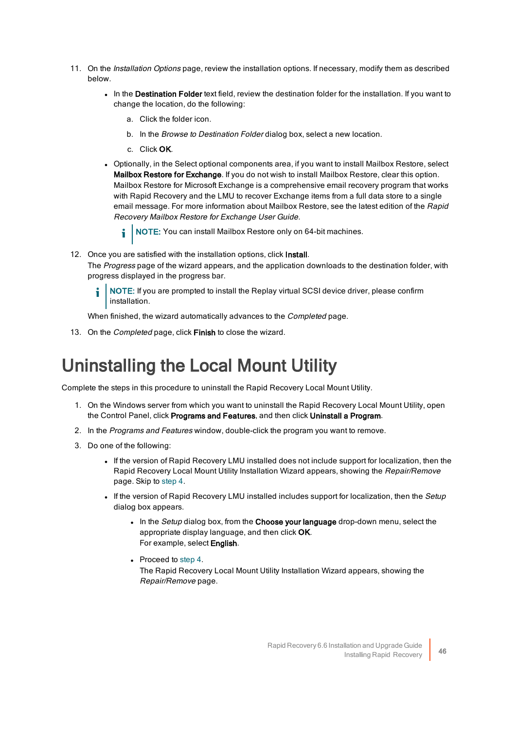11. On the *Installation Options* page, review the installation options. If necessary, modify them as described below.

    - In the **Destination Folder** text field, review the destination folder for the installation. If you want to change the location, do the following:

        a. Click the folder icon.

        b. In the *Browse to Destination Folder* dialog box, select a new location.

        c. Click **OK**.

    - Optionally, in the Select optional components area, if you want to install Mailbox Restore, select **Mailbox Restore for Exchange**. If you do not wish to install Mailbox Restore, clear this option. Mailbox Restore for Microsoft Exchange is a comprehensive email recovery program that works with Rapid Recovery and the LMU to recover Exchange items from a full data store to a single email message. For more information about Mailbox Restore, see the latest edition of the *Rapid Recovery Mailbox Restore for Exchange User Guide*.

        NOTE: You can install Mailbox Restore only on 64-bit machines.

12. Once you are satisfied with the installation options, click **Install**.
    The *Progress* page of the wizard appears, and the application downloads to the destination folder, with progress displayed in the progress bar.

    NOTE: If you are prompted to install the Replay virtual SCSI device driver, please confirm installation.

    When finished, the wizard automatically advances to the *Completed* page.

13. On the *Completed* page, click **Finish** to close the wizard.

# Uninstalling the Local Mount Utility

Complete the steps in this procedure to uninstall the Rapid Recovery Local Mount Utility.

1. On the Windows server from which you want to uninstall the Rapid Recovery Local Mount Utility, open the Control Panel, click **Programs and Features**, and then click **Uninstall a Program**.
2. In the *Programs and Features* window, double-click the program you want to remove.
3. Do one of the following:

    - If the version of Rapid Recovery LMU installed does not include support for localization, then the Rapid Recovery Local Mount Utility Installation Wizard appears, showing the *Repair/Remove* page. Skip to step 4.
    - If the version of Rapid Recovery LMU installed includes support for localization, then the *Setup* dialog box appears.

        - In the *Setup* dialog box, from the **Choose your language** drop-down menu, select the appropriate display language, and then click **OK**.
          For example, select **English**.
        - Proceed to step 4.
          The Rapid Recovery Local Mount Utility Installation Wizard appears, showing the *Repair/Remove* page.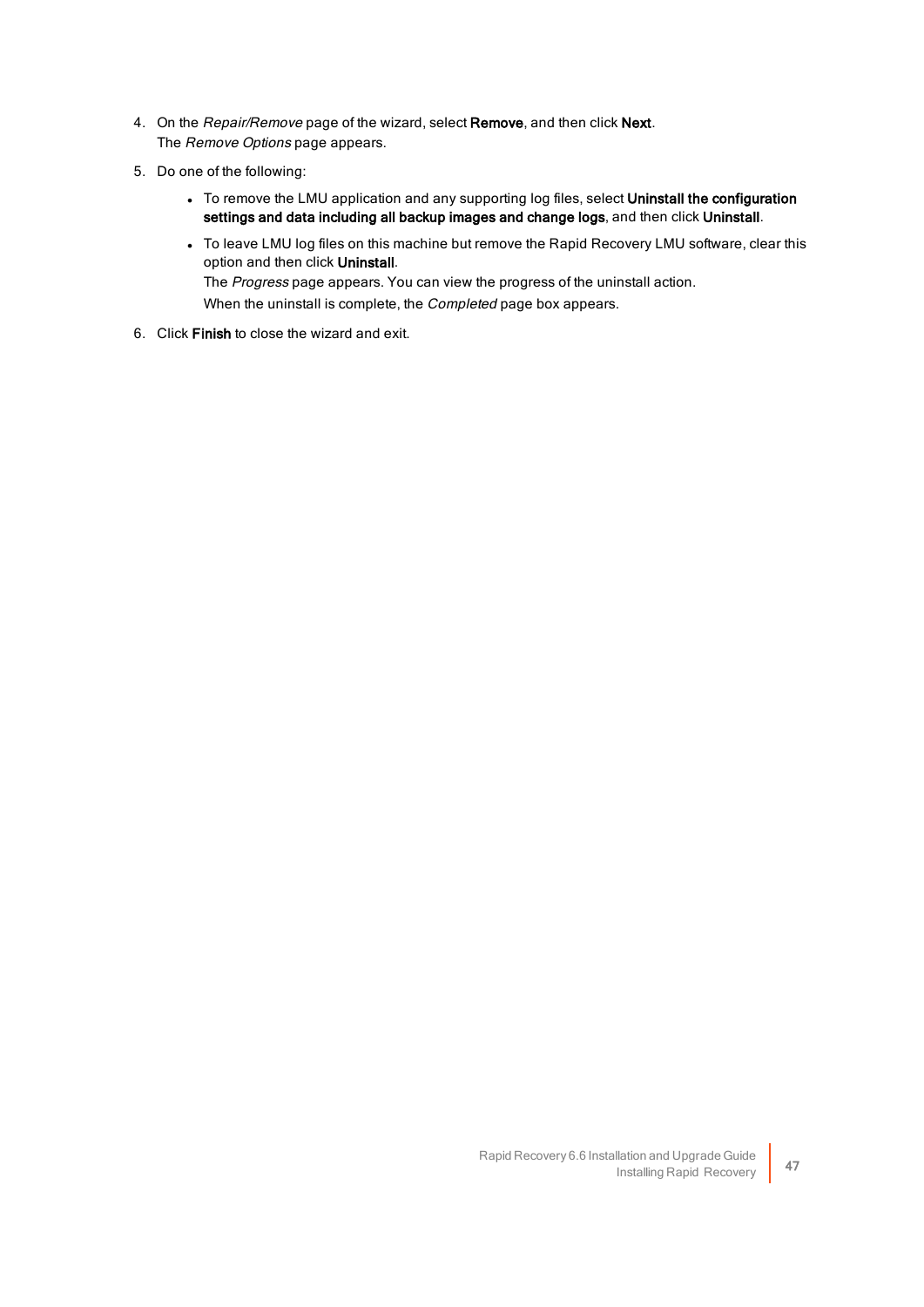4. On the *Repair/Remove* page of the wizard, select **Remove**, and then click **Next**.
   The *Remove Options* page appears.

5. Do one of the following:
   - To remove the LMU application and any supporting log files, select **Uninstall the configuration settings and data including all backup images and change logs**, and then click **Uninstall**.
   - To leave LMU log files on this machine but remove the Rapid Recovery LMU software, clear this option and then click **Uninstall**.
     The *Progress* page appears. You can view the progress of the uninstall action.
     When the uninstall is complete, the *Completed* page box appears.

6. Click **Finish** to close the wizard and exit.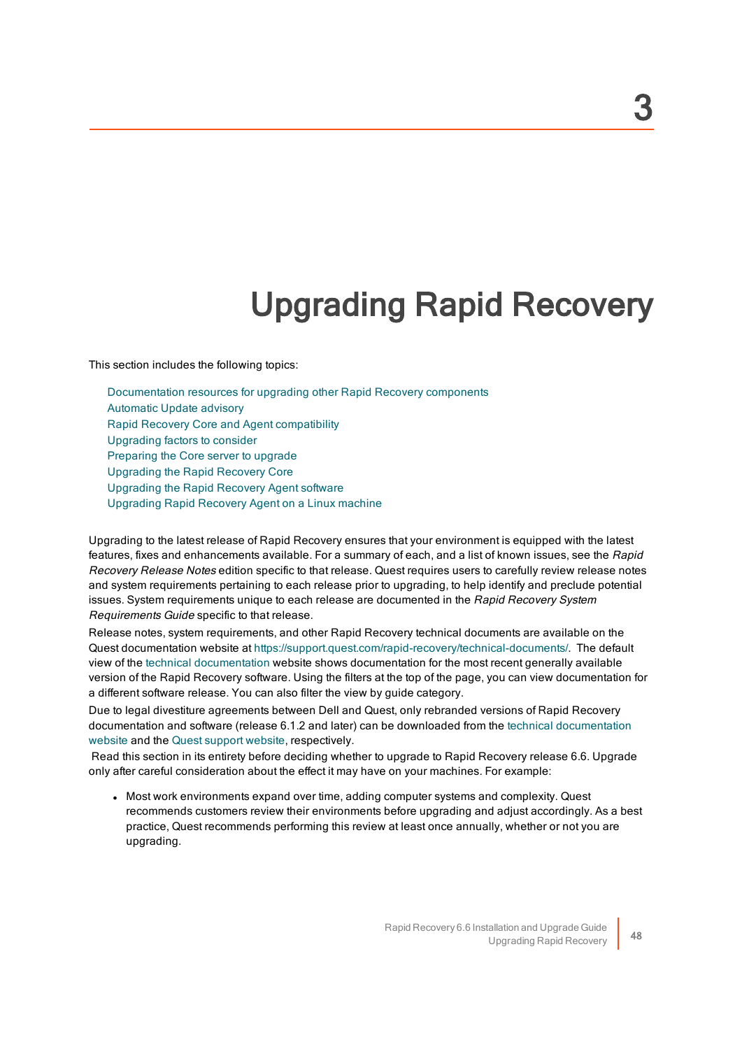# 3

# Upgrading Rapid Recovery

This section includes the following topics:

- Documentation resources for upgrading other Rapid Recovery components
- Automatic Update advisory
- Rapid Recovery Core and Agent compatibility
- Upgrading factors to consider
- Preparing the Core server to upgrade
- Upgrading the Rapid Recovery Core
- Upgrading the Rapid Recovery Agent software
- Upgrading Rapid Recovery Agent on a Linux machine

Upgrading to the latest release of Rapid Recovery ensures that your environment is equipped with the latest features, fixes and enhancements available. For a summary of each, and a list of known issues, see the *Rapid Recovery Release Notes* edition specific to that release. Quest requires users to carefully review release notes and system requirements pertaining to each release prior to upgrading, to help identify and preclude potential issues. System requirements unique to each release are documented in the *Rapid Recovery System Requirements Guide* specific to that release.

Release notes, system requirements, and other Rapid Recovery technical documents are available on the Quest documentation website at https://support.quest.com/rapid-recovery/technical-documents/. The default view of the technical documentation website shows documentation for the most recent generally available version of the Rapid Recovery software. Using the filters at the top of the page, you can view documentation for a different software release. You can also filter the view by guide category.

Due to legal divestiture agreements between Dell and Quest, only rebranded versions of Rapid Recovery documentation and software (release 6.1.2 and later) can be downloaded from the technical documentation website and the Quest support website, respectively.

Read this section in its entirety before deciding whether to upgrade to Rapid Recovery release 6.6. Upgrade only after careful consideration about the effect it may have on your machines. For example:

- Most work environments expand over time, adding computer systems and complexity. Quest recommends customers review their environments before upgrading and adjust accordingly. As a best practice, Quest recommends performing this review at least once annually, whether or not you are upgrading.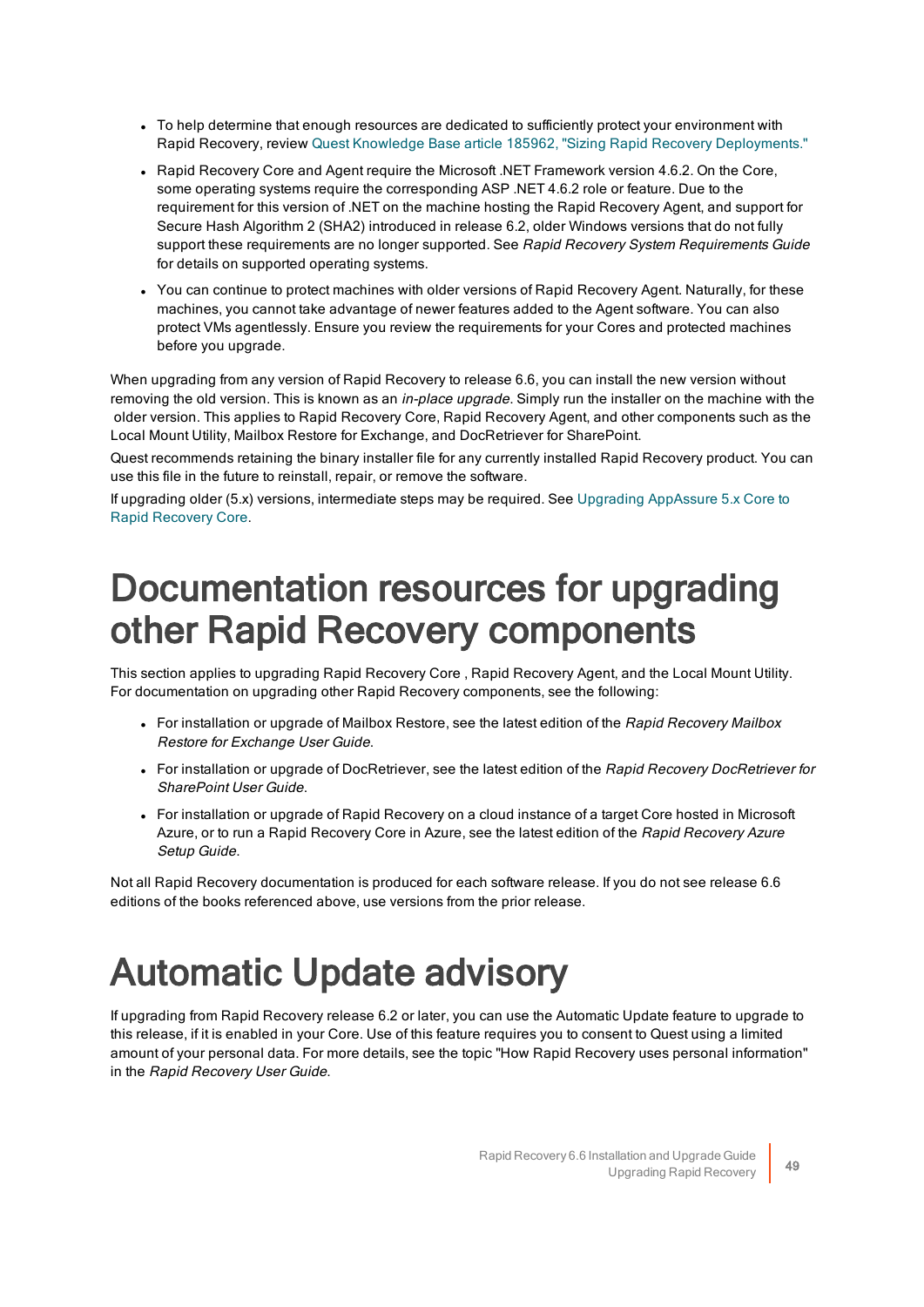- To help determine that enough resources are dedicated to sufficiently protect your environment with Rapid Recovery, review Quest Knowledge Base article 185962, "Sizing Rapid Recovery Deployments."
- Rapid Recovery Core and Agent require the Microsoft .NET Framework version 4.6.2. On the Core, some operating systems require the corresponding ASP .NET 4.6.2 role or feature. Due to the requirement for this version of .NET on the machine hosting the Rapid Recovery Agent, and support for Secure Hash Algorithm 2 (SHA2) introduced in release 6.2, older Windows versions that do not fully support these requirements are no longer supported. See *Rapid Recovery System Requirements Guide* for details on supported operating systems.
- You can continue to protect machines with older versions of Rapid Recovery Agent. Naturally, for these machines, you cannot take advantage of newer features added to the Agent software. You can also protect VMs agentlessly. Ensure you review the requirements for your Cores and protected machines before you upgrade.

When upgrading from any version of Rapid Recovery to release 6.6, you can install the new version without removing the old version. This is known as an *in-place upgrade*. Simply run the installer on the machine with the older version. This applies to Rapid Recovery Core, Rapid Recovery Agent, and other components such as the Local Mount Utility, Mailbox Restore for Exchange, and DocRetriever for SharePoint.

Quest recommends retaining the binary installer file for any currently installed Rapid Recovery product. You can use this file in the future to reinstall, repair, or remove the software.

If upgrading older (5.x) versions, intermediate steps may be required. See Upgrading AppAssure 5.x Core to Rapid Recovery Core.

# Documentation resources for upgrading other Rapid Recovery components

This section applies to upgrading Rapid Recovery Core , Rapid Recovery Agent, and the Local Mount Utility. For documentation on upgrading other Rapid Recovery components, see the following:

- For installation or upgrade of Mailbox Restore, see the latest edition of the *Rapid Recovery Mailbox Restore for Exchange User Guide*.
- For installation or upgrade of DocRetriever, see the latest edition of the *Rapid Recovery DocRetriever for SharePoint User Guide*.
- For installation or upgrade of Rapid Recovery on a cloud instance of a target Core hosted in Microsoft Azure, or to run a Rapid Recovery Core in Azure, see the latest edition of the *Rapid Recovery Azure Setup Guide*.

Not all Rapid Recovery documentation is produced for each software release. If you do not see release 6.6 editions of the books referenced above, use versions from the prior release.

# Automatic Update advisory

If upgrading from Rapid Recovery release 6.2 or later, you can use the Automatic Update feature to upgrade to this release, if it is enabled in your Core. Use of this feature requires you to consent to Quest using a limited amount of your personal data. For more details, see the topic "How Rapid Recovery uses personal information" in the *Rapid Recovery User Guide*.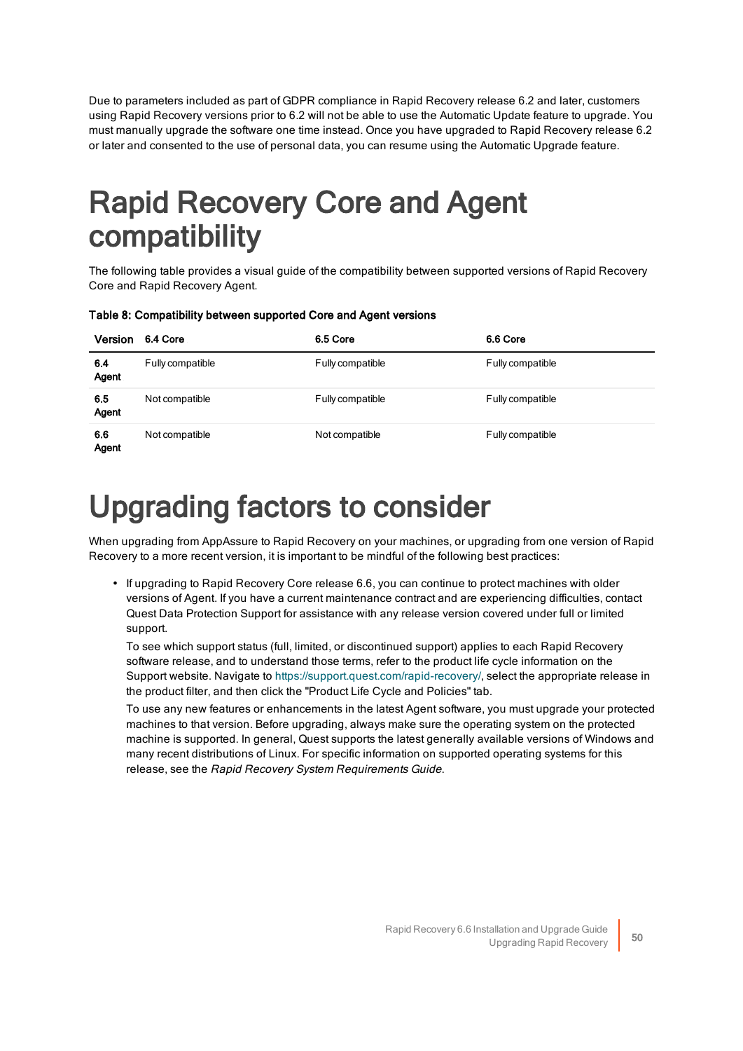Due to parameters included as part of GDPR compliance in Rapid Recovery release 6.2 and later, customers using Rapid Recovery versions prior to 6.2 will not be able to use the Automatic Update feature to upgrade. You must manually upgrade the software one time instead. Once you have upgraded to Rapid Recovery release 6.2 or later and consented to the use of personal data, you can resume using the Automatic Upgrade feature.

# Rapid Recovery Core and Agent compatibility

The following table provides a visual guide of the compatibility between supported versions of Rapid Recovery Core and Rapid Recovery Agent.

**Table 8: Compatibility between supported Core and Agent versions**

| Version | 6.4 Core | 6.5 Core | 6.6 Core |
|---|---|---|---|
| **6.4 Agent** | Fully compatible | Fully compatible | Fully compatible |
| **6.5 Agent** | Not compatible | Fully compatible | Fully compatible |
| **6.6 Agent** | Not compatible | Not compatible | Fully compatible |

# Upgrading factors to consider

When upgrading from AppAssure to Rapid Recovery on your machines, or upgrading from one version of Rapid Recovery to a more recent version, it is important to be mindful of the following best practices:

- If upgrading to Rapid Recovery Core release 6.6, you can continue to protect machines with older versions of Agent. If you have a current maintenance contract and are experiencing difficulties, contact Quest Data Protection Support for assistance with any release version covered under full or limited support.

  To see which support status (full, limited, or discontinued support) applies to each Rapid Recovery software release, and to understand those terms, refer to the product life cycle information on the Support website. Navigate to https://support.quest.com/rapid-recovery/, select the appropriate release in the product filter, and then click the "Product Life Cycle and Policies" tab.

  To use any new features or enhancements in the latest Agent software, you must upgrade your protected machines to that version. Before upgrading, always make sure the operating system on the protected machine is supported. In general, Quest supports the latest generally available versions of Windows and many recent distributions of Linux. For specific information on supported operating systems for this release, see the *Rapid Recovery System Requirements Guide*.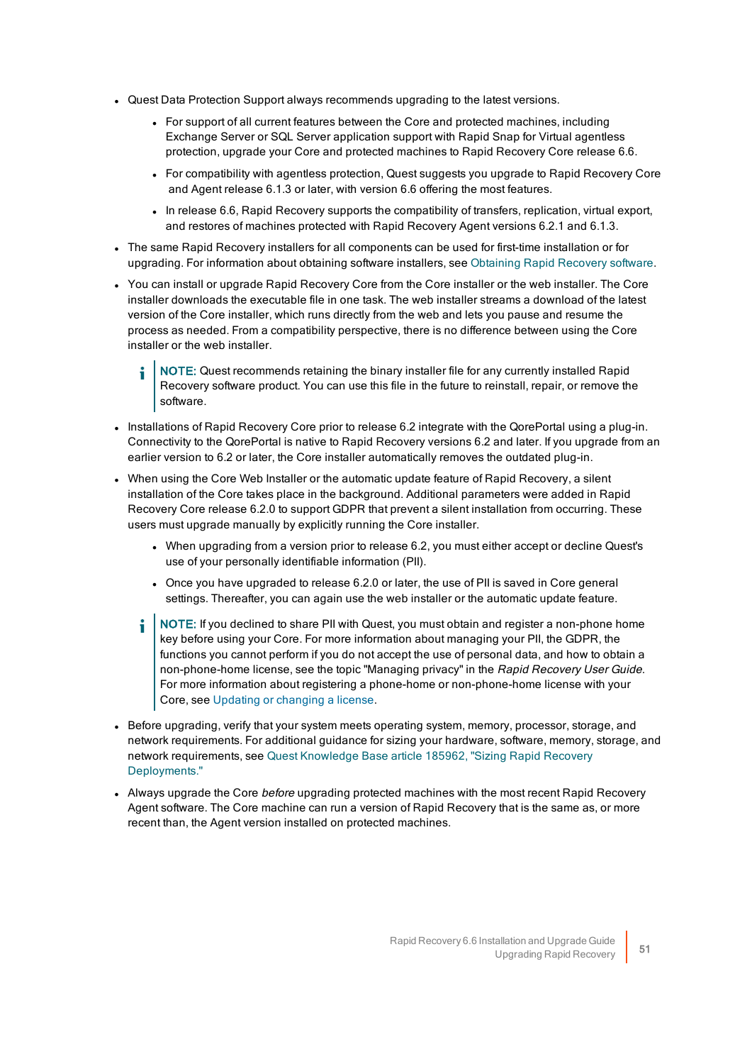- Quest Data Protection Support always recommends upgrading to the latest versions.
  - For support of all current features between the Core and protected machines, including Exchange Server or SQL Server application support with Rapid Snap for Virtual agentless protection, upgrade your Core and protected machines to Rapid Recovery Core release 6.6.
  - For compatibility with agentless protection, Quest suggests you upgrade to Rapid Recovery Core and Agent release 6.1.3 or later, with version 6.6 offering the most features.
  - In release 6.6, Rapid Recovery supports the compatibility of transfers, replication, virtual export, and restores of machines protected with Rapid Recovery Agent versions 6.2.1 and 6.1.3.
- The same Rapid Recovery installers for all components can be used for first-time installation or for upgrading. For information about obtaining software installers, see Obtaining Rapid Recovery software.
- You can install or upgrade Rapid Recovery Core from the Core installer or the web installer. The Core installer downloads the executable file in one task. The web installer streams a download of the latest version of the Core installer, which runs directly from the web and lets you pause and resume the process as needed. From a compatibility perspective, there is no difference between using the Core installer or the web installer.

  > **NOTE:** Quest recommends retaining the binary installer file for any currently installed Rapid Recovery software product. You can use this file in the future to reinstall, repair, or remove the software.

- Installations of Rapid Recovery Core prior to release 6.2 integrate with the QorePortal using a plug-in. Connectivity to the QorePortal is native to Rapid Recovery versions 6.2 and later. If you upgrade from an earlier version to 6.2 or later, the Core installer automatically removes the outdated plug-in.
- When using the Core Web Installer or the automatic update feature of Rapid Recovery, a silent installation of the Core takes place in the background. Additional parameters were added in Rapid Recovery Core release 6.2.0 to support GDPR that prevent a silent installation from occurring. These users must upgrade manually by explicitly running the Core installer.
  - When upgrading from a version prior to release 6.2, you must either accept or decline Quest's use of your personally identifiable information (PII).
  - Once you have upgraded to release 6.2.0 or later, the use of PII is saved in Core general settings. Thereafter, you can again use the web installer or the automatic update feature.

  > **NOTE:** If you declined to share PII with Quest, you must obtain and register a non-phone home key before using your Core. For more information about managing your PII, the GDPR, the functions you cannot perform if you do not accept the use of personal data, and how to obtain a non-phone-home license, see the topic "Managing privacy" in the *Rapid Recovery User Guide*. For more information about registering a phone-home or non-phone-home license with your Core, see Updating or changing a license.

- Before upgrading, verify that your system meets operating system, memory, processor, storage, and network requirements. For additional guidance for sizing your hardware, software, memory, storage, and network requirements, see Quest Knowledge Base article 185962, "Sizing Rapid Recovery Deployments."
- Always upgrade the Core *before* upgrading protected machines with the most recent Rapid Recovery Agent software. The Core machine can run a version of Rapid Recovery that is the same as, or more recent than, the Agent version installed on protected machines.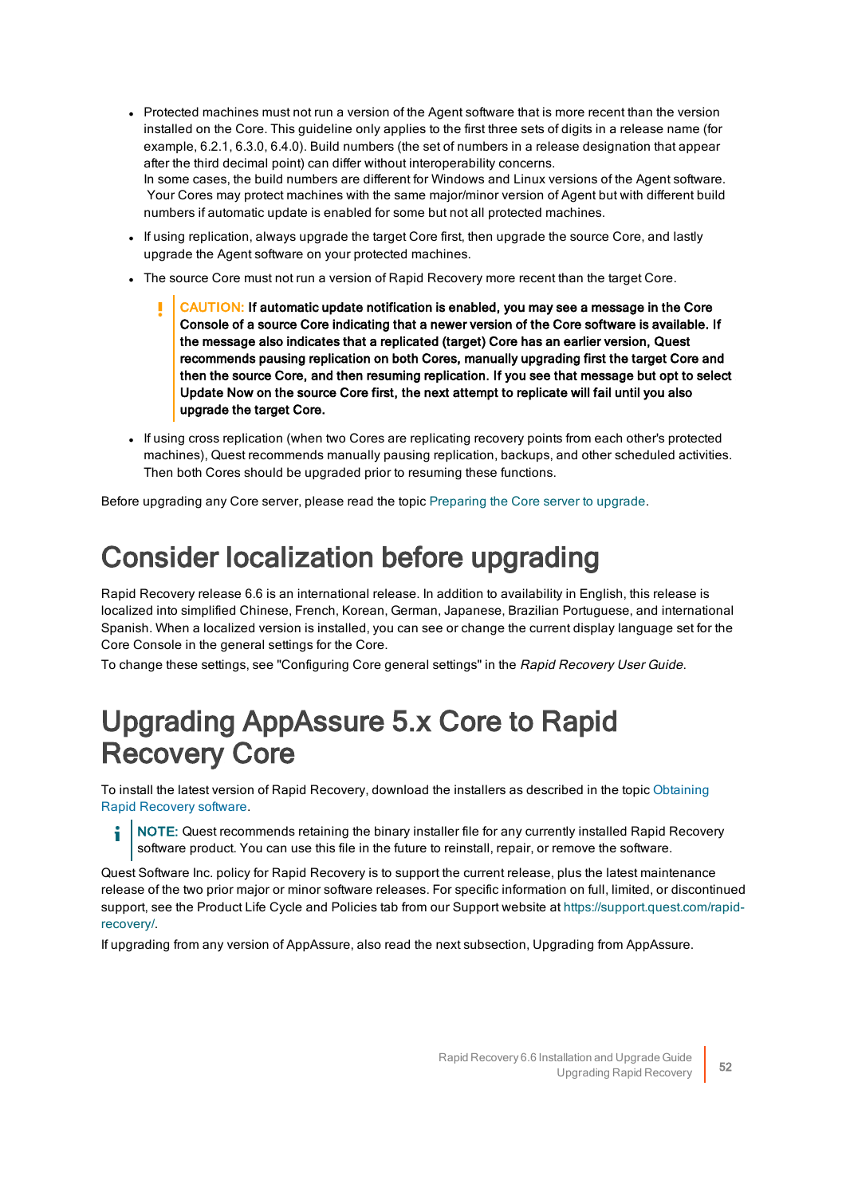- Protected machines must not run a version of the Agent software that is more recent than the version installed on the Core. This guideline only applies to the first three sets of digits in a release name (for example, 6.2.1, 6.3.0, 6.4.0). Build numbers (the set of numbers in a release designation that appear after the third decimal point) can differ without interoperability concerns.
  In some cases, the build numbers are different for Windows and Linux versions of the Agent software. Your Cores may protect machines with the same major/minor version of Agent but with different build numbers if automatic update is enabled for some but not all protected machines.
- If using replication, always upgrade the target Core first, then upgrade the source Core, and lastly upgrade the Agent software on your protected machines.
- The source Core must not run a version of Rapid Recovery more recent than the target Core.

  > **CAUTION: If automatic update notification is enabled, you may see a message in the Core Console of a source Core indicating that a newer version of the Core software is available. If the message also indicates that a replicated (target) Core has an earlier version, Quest recommends pausing replication on both Cores, manually upgrading first the target Core and then the source Core, and then resuming replication. If you see that message but opt to select Update Now on the source Core first, the next attempt to replicate will fail until you also upgrade the target Core.**

- If using cross replication (when two Cores are replicating recovery points from each other's protected machines), Quest recommends manually pausing replication, backups, and other scheduled activities. Then both Cores should be upgraded prior to resuming these functions.

Before upgrading any Core server, please read the topic Preparing the Core server to upgrade.

# Consider localization before upgrading

Rapid Recovery release 6.6 is an international release. In addition to availability in English, this release is localized into simplified Chinese, French, Korean, German, Japanese, Brazilian Portuguese, and international Spanish. When a localized version is installed, you can see or change the current display language set for the Core Console in the general settings for the Core.

To change these settings, see "Configuring Core general settings" in the *Rapid Recovery User Guide*.

# Upgrading AppAssure 5.x Core to Rapid Recovery Core

To install the latest version of Rapid Recovery, download the installers as described in the topic Obtaining Rapid Recovery software.

> **NOTE:** Quest recommends retaining the binary installer file for any currently installed Rapid Recovery software product. You can use this file in the future to reinstall, repair, or remove the software.

Quest Software Inc. policy for Rapid Recovery is to support the current release, plus the latest maintenance release of the two prior major or minor software releases. For specific information on full, limited, or discontinued support, see the Product Life Cycle and Policies tab from our Support website at https://support.quest.com/rapid-recovery/.

If upgrading from any version of AppAssure, also read the next subsection, Upgrading from AppAssure.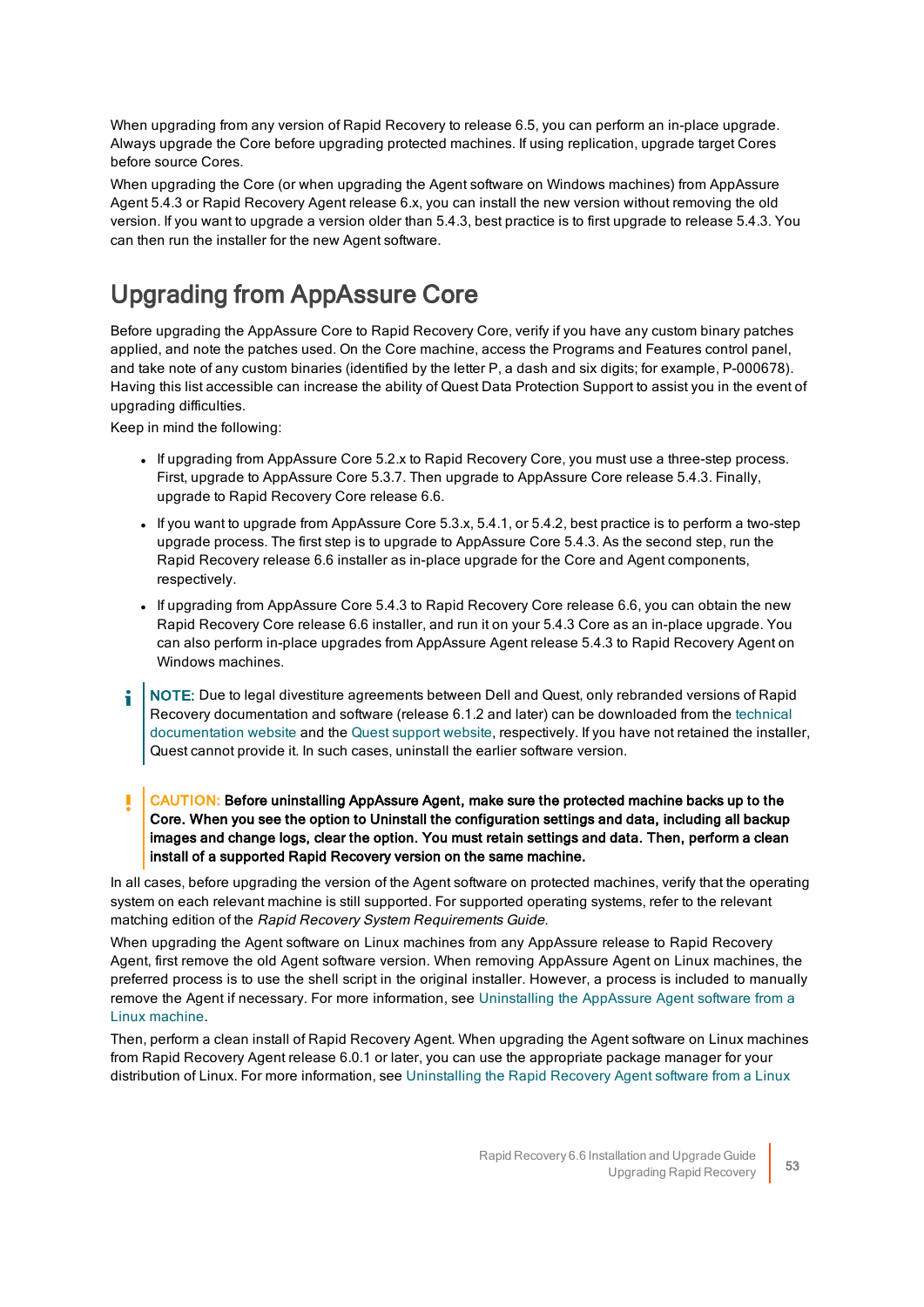When upgrading from any version of Rapid Recovery to release 6.5, you can perform an in-place upgrade. Always upgrade the Core before upgrading protected machines. If using replication, upgrade target Cores before source Cores.

When upgrading the Core (or when upgrading the Agent software on Windows machines) from AppAssure Agent 5.4.3 or Rapid Recovery Agent release 6.x, you can install the new version without removing the old version. If you want to upgrade a version older than 5.4.3, best practice is to first upgrade to release 5.4.3. You can then run the installer for the new Agent software.

## Upgrading from AppAssure Core

Before upgrading the AppAssure Core to Rapid Recovery Core, verify if you have any custom binary patches applied, and note the patches used. On the Core machine, access the Programs and Features control panel, and take note of any custom binaries (identified by the letter P, a dash and six digits; for example, P-000678). Having this list accessible can increase the ability of Quest Data Protection Support to assist you in the event of upgrading difficulties.

Keep in mind the following:

- If upgrading from AppAssure Core 5.2.x to Rapid Recovery Core, you must use a three-step process. First, upgrade to AppAssure Core 5.3.7. Then upgrade to AppAssure Core release 5.4.3. Finally, upgrade to Rapid Recovery Core release 6.6.
- If you want to upgrade from AppAssure Core 5.3.x, 5.4.1, or 5.4.2, best practice is to perform a two-step upgrade process. The first step is to upgrade to AppAssure Core 5.4.3. As the second step, run the Rapid Recovery release 6.6 installer as in-place upgrade for the Core and Agent components, respectively.
- If upgrading from AppAssure Core 5.4.3 to Rapid Recovery Core release 6.6, you can obtain the new Rapid Recovery Core release 6.6 installer, and run it on your 5.4.3 Core as an in-place upgrade. You can also perform in-place upgrades from AppAssure Agent release 5.4.3 to Rapid Recovery Agent on Windows machines.

> **NOTE:** Due to legal divestiture agreements between Dell and Quest, only rebranded versions of Rapid Recovery documentation and software (release 6.1.2 and later) can be downloaded from the technical documentation website and the Quest support website, respectively. If you have not retained the installer, Quest cannot provide it. In such cases, uninstall the earlier software version.

> **CAUTION: Before uninstalling AppAssure Agent, make sure the protected machine backs up to the Core. When you see the option to Uninstall the configuration settings and data, including all backup images and change logs, clear the option. You must retain settings and data. Then, perform a clean install of a supported Rapid Recovery version on the same machine.**

In all cases, before upgrading the version of the Agent software on protected machines, verify that the operating system on each relevant machine is still supported. For supported operating systems, refer to the relevant matching edition of the *Rapid Recovery System Requirements Guide*.

When upgrading the Agent software on Linux machines from any AppAssure release to Rapid Recovery Agent, first remove the old Agent software version. When removing AppAssure Agent on Linux machines, the preferred process is to use the shell script in the original installer. However, a process is included to manually remove the Agent if necessary. For more information, see Uninstalling the AppAssure Agent software from a Linux machine.

Then, perform a clean install of Rapid Recovery Agent. When upgrading the Agent software on Linux machines from Rapid Recovery Agent release 6.0.1 or later, you can use the appropriate package manager for your distribution of Linux. For more information, see Uninstalling the Rapid Recovery Agent software from a Linux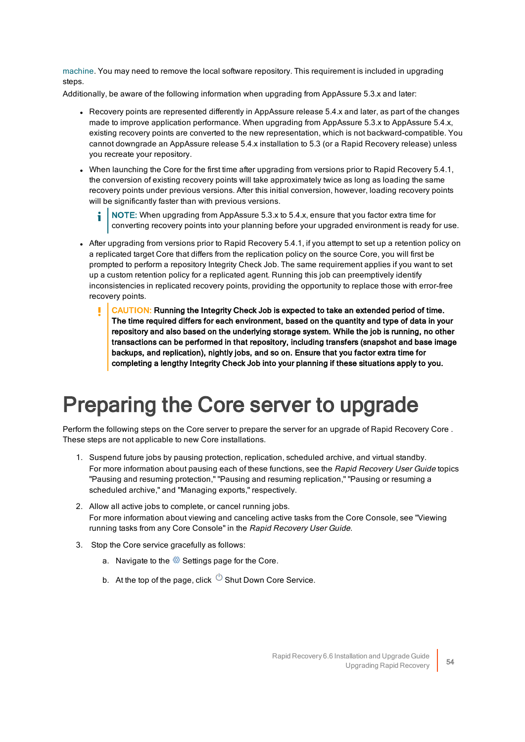machine. You may need to remove the local software repository. This requirement is included in upgrading steps.

Additionally, be aware of the following information when upgrading from AppAssure 5.3.x and later:

- Recovery points are represented differently in AppAssure release 5.4.x and later, as part of the changes made to improve application performance. When upgrading from AppAssure 5.3.x to AppAssure 5.4.x, existing recovery points are converted to the new representation, which is not backward-compatible. You cannot downgrade an AppAssure release 5.4.x installation to 5.3 (or a Rapid Recovery release) unless you recreate your repository.
- When launching the Core for the first time after upgrading from versions prior to Rapid Recovery 5.4.1, the conversion of existing recovery points will take approximately twice as long as loading the same recovery points under previous versions. After this initial conversion, however, loading recovery points will be significantly faster than with previous versions.

  NOTE: When upgrading from AppAssure 5.3.x to 5.4.x, ensure that you factor extra time for converting recovery points into your planning before your upgraded environment is ready for use.

- After upgrading from versions prior to Rapid Recovery 5.4.1, if you attempt to set up a retention policy on a replicated target Core that differs from the replication policy on the source Core, you will first be prompted to perform a repository Integrity Check Job. The same requirement applies if you want to set up a custom retention policy for a replicated agent. Running this job can preemptively identify inconsistencies in replicated recovery points, providing the opportunity to replace those with error-free recovery points.

  CAUTION: **Running the Integrity Check Job is expected to take an extended period of time. The time required differs for each environment, based on the quantity and type of data in your repository and also based on the underlying storage system. While the job is running, no other transactions can be performed in that repository, including transfers (snapshot and base image backups, and replication), nightly jobs, and so on. Ensure that you factor extra time for completing a lengthy Integrity Check Job into your planning if these situations apply to you.**

# Preparing the Core server to upgrade

Perform the following steps on the Core server to prepare the server for an upgrade of Rapid Recovery Core . These steps are not applicable to new Core installations.

1. Suspend future jobs by pausing protection, replication, scheduled archive, and virtual standby.
   For more information about pausing each of these functions, see the *Rapid Recovery User Guide* topics "Pausing and resuming protection," "Pausing and resuming replication," "Pausing or resuming a scheduled archive," and "Managing exports," respectively.
2. Allow all active jobs to complete, or cancel running jobs.
   For more information about viewing and canceling active tasks from the Core Console, see "Viewing running tasks from any Core Console" in the *Rapid Recovery User Guide*.
3. Stop the Core service gracefully as follows:
   a. Navigate to the Settings page for the Core.
   b. At the top of the page, click Shut Down Core Service.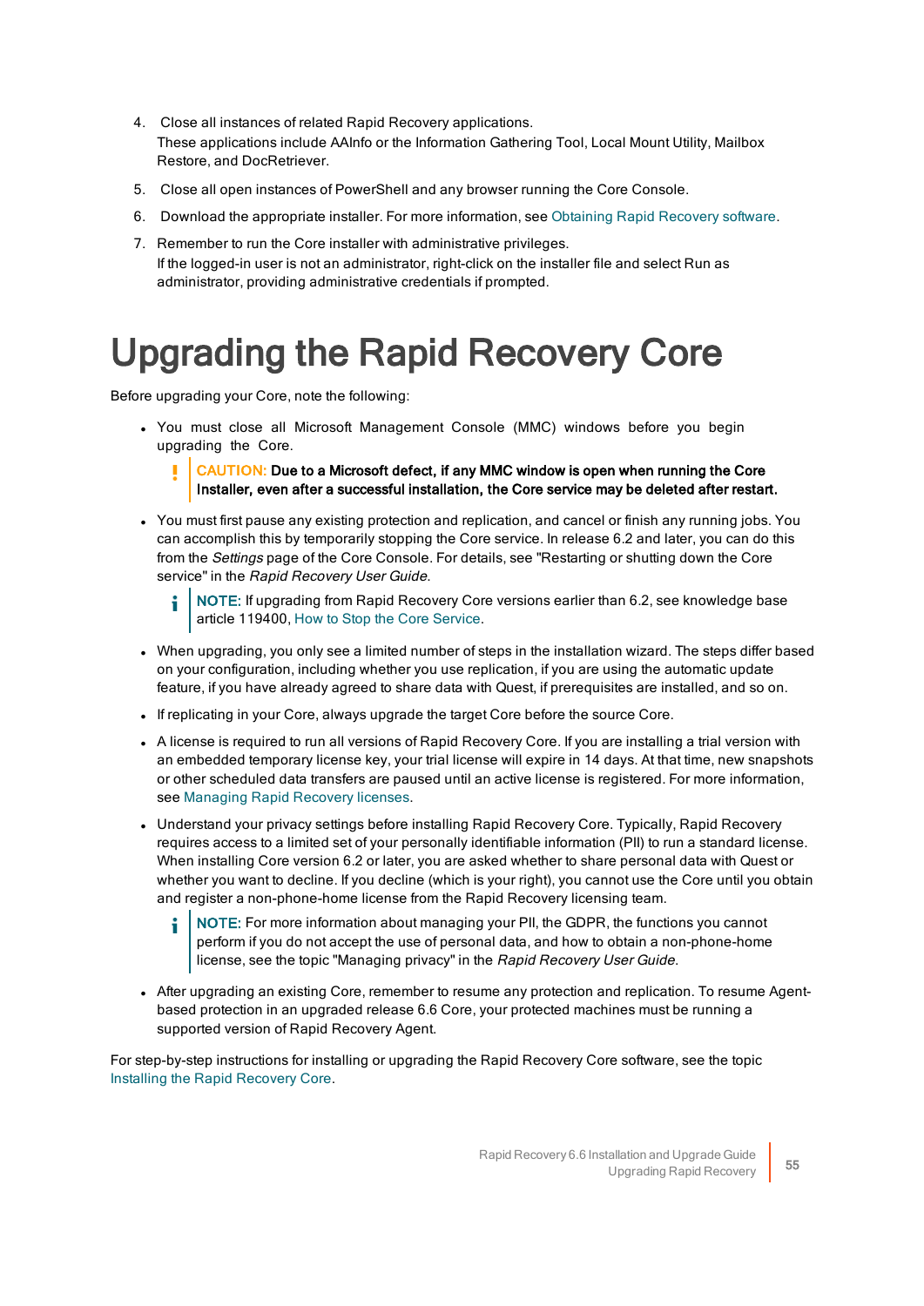4. Close all instances of related Rapid Recovery applications.
   These applications include AAInfo or the Information Gathering Tool, Local Mount Utility, Mailbox Restore, and DocRetriever.
5. Close all open instances of PowerShell and any browser running the Core Console.
6. Download the appropriate installer. For more information, see Obtaining Rapid Recovery software.
7. Remember to run the Core installer with administrative privileges.
   If the logged-in user is not an administrator, right-click on the installer file and select Run as administrator, providing administrative credentials if prompted.

# Upgrading the Rapid Recovery Core

Before upgrading your Core, note the following:

- You must close all Microsoft Management Console (MMC) windows before you begin upgrading the Core.

  > CAUTION: **Due to a Microsoft defect, if any MMC window is open when running the Core Installer, even after a successful installation, the Core service may be deleted after restart.**

- You must first pause any existing protection and replication, and cancel or finish any running jobs. You can accomplish this by temporarily stopping the Core service. In release 6.2 and later, you can do this from the *Settings* page of the Core Console. For details, see "Restarting or shutting down the Core service" in the *Rapid Recovery User Guide*.

  > NOTE: If upgrading from Rapid Recovery Core versions earlier than 6.2, see knowledge base article 119400, How to Stop the Core Service.

- When upgrading, you only see a limited number of steps in the installation wizard. The steps differ based on your configuration, including whether you use replication, if you are using the automatic update feature, if you have already agreed to share data with Quest, if prerequisites are installed, and so on.
- If replicating in your Core, always upgrade the target Core before the source Core.
- A license is required to run all versions of Rapid Recovery Core. If you are installing a trial version with an embedded temporary license key, your trial license will expire in 14 days. At that time, new snapshots or other scheduled data transfers are paused until an active license is registered. For more information, see Managing Rapid Recovery licenses.
- Understand your privacy settings before installing Rapid Recovery Core. Typically, Rapid Recovery requires access to a limited set of your personally identifiable information (PII) to run a standard license. When installing Core version 6.2 or later, you are asked whether to share personal data with Quest or whether you want to decline. If you decline (which is your right), you cannot use the Core until you obtain and register a non-phone-home license from the Rapid Recovery licensing team.

  > NOTE: For more information about managing your PII, the GDPR, the functions you cannot perform if you do not accept the use of personal data, and how to obtain a non-phone-home license, see the topic "Managing privacy" in the *Rapid Recovery User Guide*.

- After upgrading an existing Core, remember to resume any protection and replication. To resume Agent-based protection in an upgraded release 6.6 Core, your protected machines must be running a supported version of Rapid Recovery Agent.

For step-by-step instructions for installing or upgrading the Rapid Recovery Core software, see the topic Installing the Rapid Recovery Core.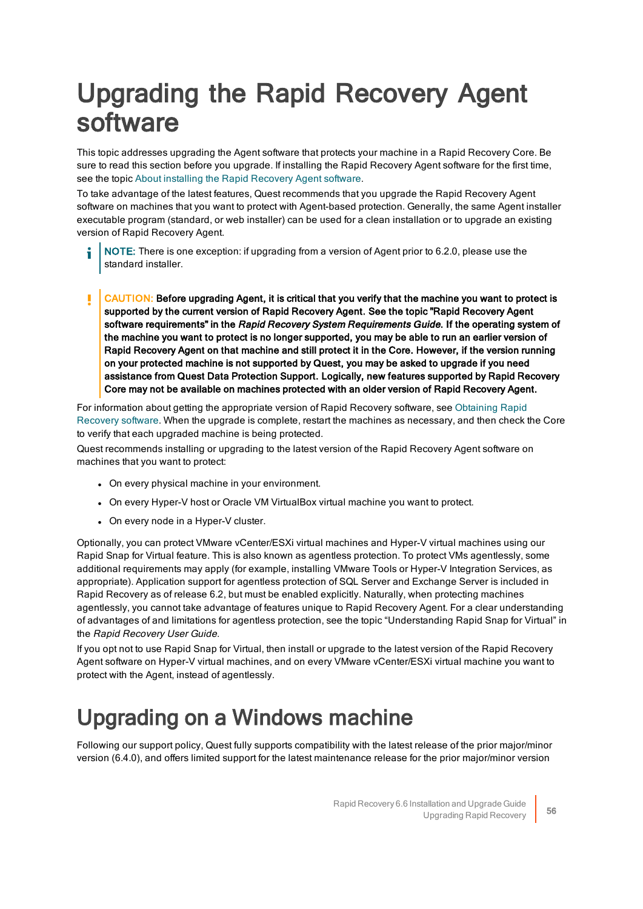# Upgrading the Rapid Recovery Agent software

This topic addresses upgrading the Agent software that protects your machine in a Rapid Recovery Core. Be sure to read this section before you upgrade. If installing the Rapid Recovery Agent software for the first time, see the topic About installing the Rapid Recovery Agent software.

To take advantage of the latest features, Quest recommends that you upgrade the Rapid Recovery Agent software on machines that you want to protect with Agent-based protection. Generally, the same Agent installer executable program (standard, or web installer) can be used for a clean installation or to upgrade an existing version of Rapid Recovery Agent.

> **NOTE:** There is one exception: if upgrading from a version of Agent prior to 6.2.0, please use the standard installer.

> **CAUTION: Before upgrading Agent, it is critical that you verify that the machine you want to protect is supported by the current version of Rapid Recovery Agent. See the topic "Rapid Recovery Agent software requirements" in the *Rapid Recovery System Requirements Guide*. If the operating system of the machine you want to protect is no longer supported, you may be able to run an earlier version of Rapid Recovery Agent on that machine and still protect it in the Core. However, if the version running on your protected machine is not supported by Quest, you may be asked to upgrade if you need assistance from Quest Data Protection Support. Logically, new features supported by Rapid Recovery Core may not be available on machines protected with an older version of Rapid Recovery Agent.**

For information about getting the appropriate version of Rapid Recovery software, see Obtaining Rapid Recovery software. When the upgrade is complete, restart the machines as necessary, and then check the Core to verify that each upgraded machine is being protected.

Quest recommends installing or upgrading to the latest version of the Rapid Recovery Agent software on machines that you want to protect:

- On every physical machine in your environment.
- On every Hyper-V host or Oracle VM VirtualBox virtual machine you want to protect.
- On every node in a Hyper-V cluster.

Optionally, you can protect VMware vCenter/ESXi virtual machines and Hyper-V virtual machines using our Rapid Snap for Virtual feature. This is also known as agentless protection. To protect VMs agentlessly, some additional requirements may apply (for example, installing VMware Tools or Hyper-V Integration Services, as appropriate). Application support for agentless protection of SQL Server and Exchange Server is included in Rapid Recovery as of release 6.2, but must be enabled explicitly. Naturally, when protecting machines agentlessly, you cannot take advantage of features unique to Rapid Recovery Agent. For a clear understanding of advantages of and limitations for agentless protection, see the topic "Understanding Rapid Snap for Virtual" in the *Rapid Recovery User Guide*.

If you opt not to use Rapid Snap for Virtual, then install or upgrade to the latest version of the Rapid Recovery Agent software on Hyper-V virtual machines, and on every VMware vCenter/ESXi virtual machine you want to protect with the Agent, instead of agentlessly.

# Upgrading on a Windows machine

Following our support policy, Quest fully supports compatibility with the latest release of the prior major/minor version (6.4.0), and offers limited support for the latest maintenance release for the prior major/minor version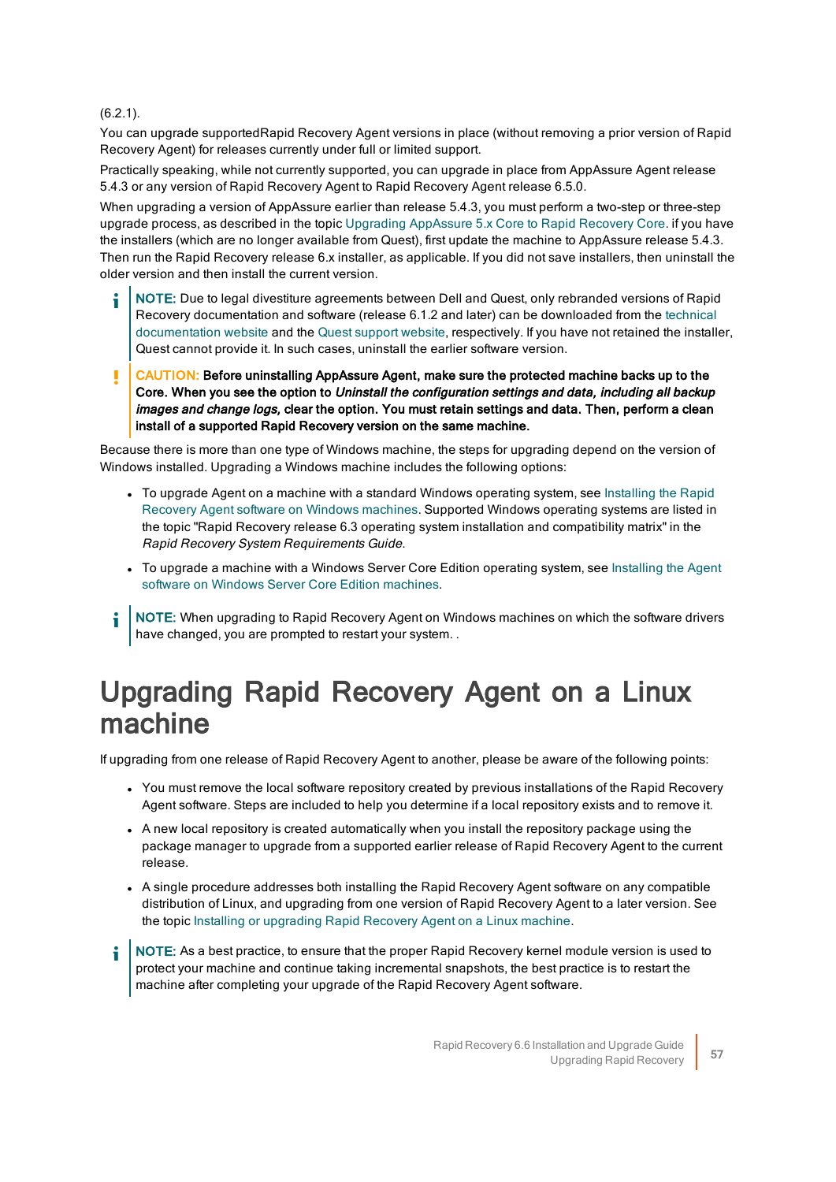(6.2.1).

You can upgrade supportedRapid Recovery Agent versions in place (without removing a prior version of Rapid Recovery Agent) for releases currently under full or limited support.

Practically speaking, while not currently supported, you can upgrade in place from AppAssure Agent release 5.4.3 or any version of Rapid Recovery Agent to Rapid Recovery Agent release 6.5.0.

When upgrading a version of AppAssure earlier than release 5.4.3, you must perform a two-step or three-step upgrade process, as described in the topic Upgrading AppAssure 5.x Core to Rapid Recovery Core. if you have the installers (which are no longer available from Quest), first update the machine to AppAssure release 5.4.3. Then run the Rapid Recovery release 6.x installer, as applicable. If you did not save installers, then uninstall the older version and then install the current version.

> **NOTE:** Due to legal divestiture agreements between Dell and Quest, only rebranded versions of Rapid Recovery documentation and software (release 6.1.2 and later) can be downloaded from the technical documentation website and the Quest support website, respectively. If you have not retained the installer, Quest cannot provide it. In such cases, uninstall the earlier software version.

> **CAUTION: Before uninstalling AppAssure Agent, make sure the protected machine backs up to the Core. When you see the option to *Uninstall the configuration settings and data, including all backup images and change logs,* clear the option. You must retain settings and data. Then, perform a clean install of a supported Rapid Recovery version on the same machine.**

Because there is more than one type of Windows machine, the steps for upgrading depend on the version of Windows installed. Upgrading a Windows machine includes the following options:

- To upgrade Agent on a machine with a standard Windows operating system, see Installing the Rapid Recovery Agent software on Windows machines. Supported Windows operating systems are listed in the topic "Rapid Recovery release 6.3 operating system installation and compatibility matrix" in the *Rapid Recovery System Requirements Guide*.
- To upgrade a machine with a Windows Server Core Edition operating system, see Installing the Agent software on Windows Server Core Edition machines.

> **NOTE:** When upgrading to Rapid Recovery Agent on Windows machines on which the software drivers have changed, you are prompted to restart your system. .

# Upgrading Rapid Recovery Agent on a Linux machine

If upgrading from one release of Rapid Recovery Agent to another, please be aware of the following points:

- You must remove the local software repository created by previous installations of the Rapid Recovery Agent software. Steps are included to help you determine if a local repository exists and to remove it.
- A new local repository is created automatically when you install the repository package using the package manager to upgrade from a supported earlier release of Rapid Recovery Agent to the current release.
- A single procedure addresses both installing the Rapid Recovery Agent software on any compatible distribution of Linux, and upgrading from one version of Rapid Recovery Agent to a later version. See the topic Installing or upgrading Rapid Recovery Agent on a Linux machine.

> **NOTE:** As a best practice, to ensure that the proper Rapid Recovery kernel module version is used to protect your machine and continue taking incremental snapshots, the best practice is to restart the machine after completing your upgrade of the Rapid Recovery Agent software.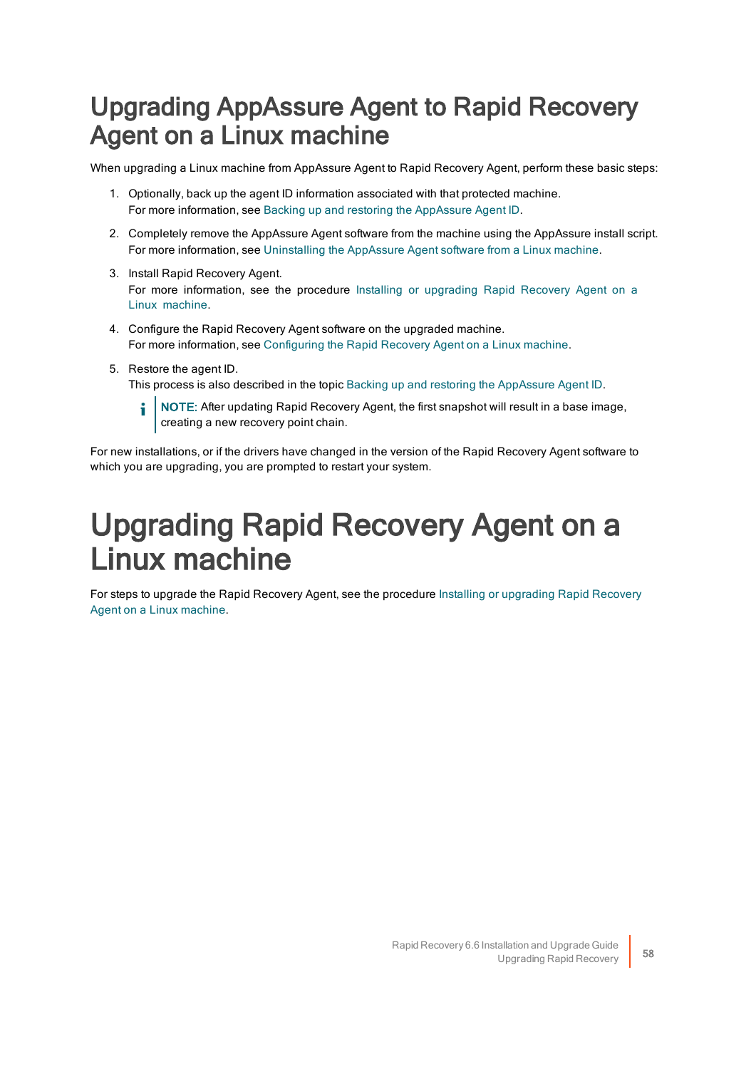# Upgrading AppAssure Agent to Rapid Recovery Agent on a Linux machine

When upgrading a Linux machine from AppAssure Agent to Rapid Recovery Agent, perform these basic steps:

1. Optionally, back up the agent ID information associated with that protected machine.
   For more information, see Backing up and restoring the AppAssure Agent ID.
2. Completely remove the AppAssure Agent software from the machine using the AppAssure install script.
   For more information, see Uninstalling the AppAssure Agent software from a Linux machine.
3. Install Rapid Recovery Agent.
   For more information, see the procedure Installing or upgrading Rapid Recovery Agent on a Linux machine.
4. Configure the Rapid Recovery Agent software on the upgraded machine.
   For more information, see Configuring the Rapid Recovery Agent on a Linux machine.
5. Restore the agent ID.
   This process is also described in the topic Backing up and restoring the AppAssure Agent ID.

   **NOTE**: After updating Rapid Recovery Agent, the first snapshot will result in a base image, creating a new recovery point chain.

For new installations, or if the drivers have changed in the version of the Rapid Recovery Agent software to which you are upgrading, you are prompted to restart your system.

# Upgrading Rapid Recovery Agent on a Linux machine

For steps to upgrade the Rapid Recovery Agent, see the procedure Installing or upgrading Rapid Recovery Agent on a Linux machine.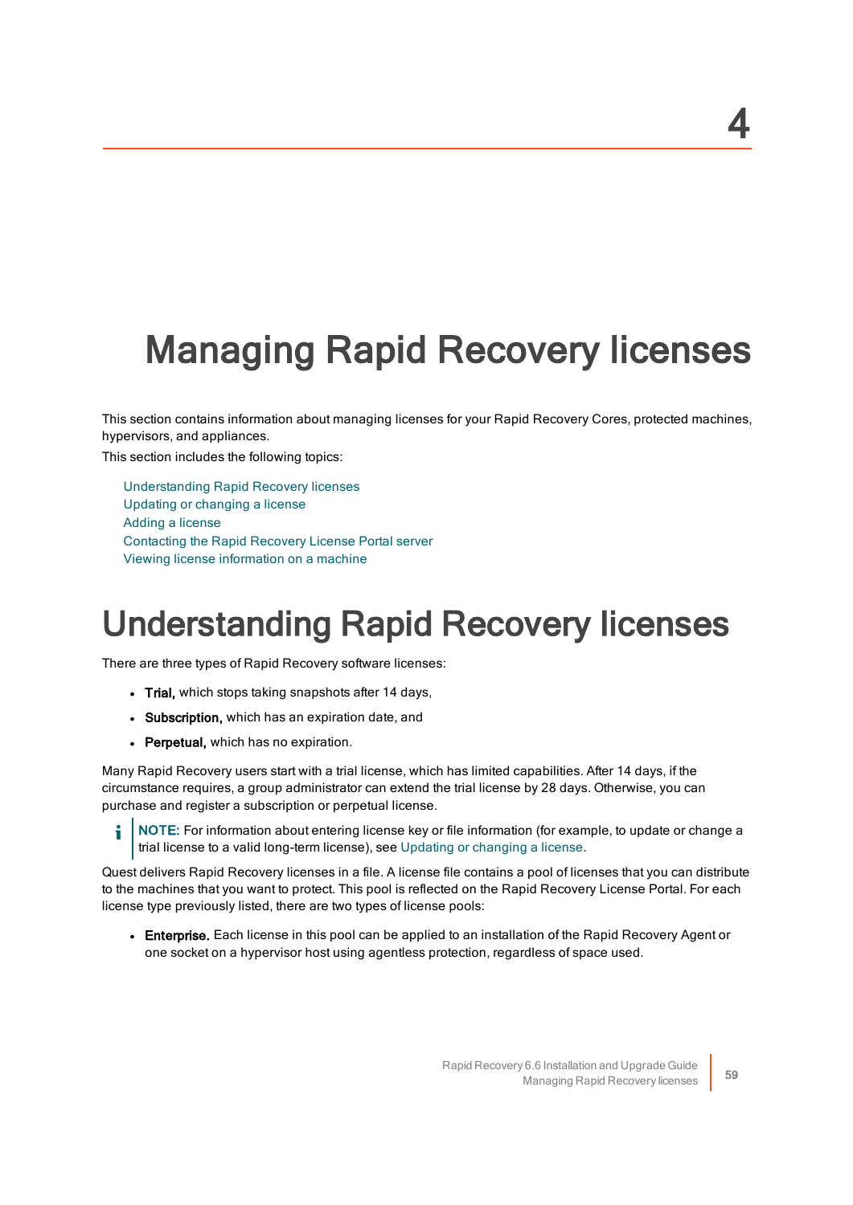# 4

# Managing Rapid Recovery licenses

This section contains information about managing licenses for your Rapid Recovery Cores, protected machines, hypervisors, and appliances.

This section includes the following topics:

- Understanding Rapid Recovery licenses
- Updating or changing a license
- Adding a license
- Contacting the Rapid Recovery License Portal server
- Viewing license information on a machine

# Understanding Rapid Recovery licenses

There are three types of Rapid Recovery software licenses:

- **Trial,** which stops taking snapshots after 14 days,
- **Subscription,** which has an expiration date, and
- **Perpetual,** which has no expiration.

Many Rapid Recovery users start with a trial license, which has limited capabilities. After 14 days, if the circumstance requires, a group administrator can extend the trial license by 28 days. Otherwise, you can purchase and register a subscription or perpetual license.

> **NOTE:** For information about entering license key or file information (for example, to update or change a trial license to a valid long-term license), see Updating or changing a license.

Quest delivers Rapid Recovery licenses in a file. A license file contains a pool of licenses that you can distribute to the machines that you want to protect. This pool is reflected on the Rapid Recovery License Portal. For each license type previously listed, there are two types of license pools:

- **Enterprise.** Each license in this pool can be applied to an installation of the Rapid Recovery Agent or one socket on a hypervisor host using agentless protection, regardless of space used.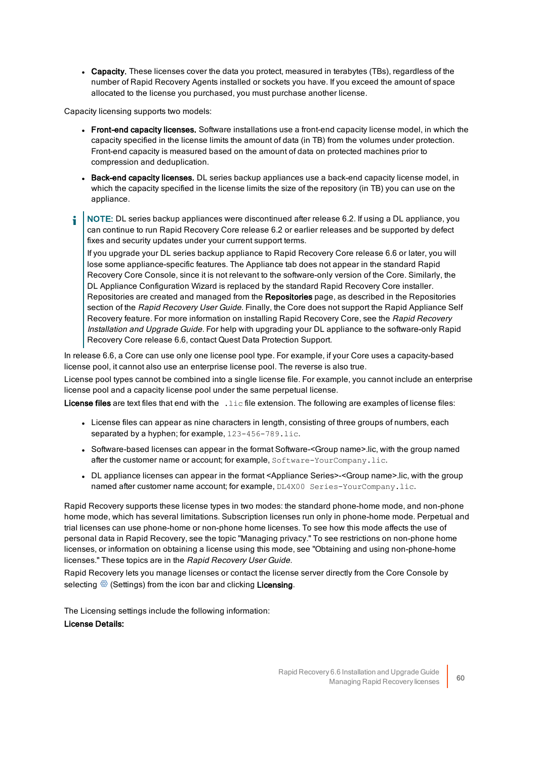- **Capacity.** These licenses cover the data you protect, measured in terabytes (TBs), regardless of the number of Rapid Recovery Agents installed or sockets you have. If you exceed the amount of space allocated to the license you purchased, you must purchase another license.

Capacity licensing supports two models:

- **Front-end capacity licenses.** Software installations use a front-end capacity license model, in which the capacity specified in the license limits the amount of data (in TB) from the volumes under protection. Front-end capacity is measured based on the amount of data on protected machines prior to compression and deduplication.
- **Back-end capacity licenses.** DL series backup appliances use a back-end capacity license model, in which the capacity specified in the license limits the size of the repository (in TB) you can use on the appliance.

> **NOTE:** DL series backup appliances were discontinued after release 6.2. If using a DL appliance, you can continue to run Rapid Recovery Core release 6.2 or earlier releases and be supported by defect fixes and security updates under your current support terms.
>
> If you upgrade your DL series backup appliance to Rapid Recovery Core release 6.6 or later, you will lose some appliance-specific features. The Appliance tab does not appear in the standard Rapid Recovery Core Console, since it is not relevant to the software-only version of the Core. Similarly, the DL Appliance Configuration Wizard is replaced by the standard Rapid Recovery Core installer. Repositories are created and managed from the **Repositories** page, as described in the Repositories section of the *Rapid Recovery User Guide*. Finally, the Core does not support the Rapid Appliance Self Recovery feature. For more information on installing Rapid Recovery Core, see the *Rapid Recovery Installation and Upgrade Guide*. For help with upgrading your DL appliance to the software-only Rapid Recovery Core release 6.6, contact Quest Data Protection Support.

In release 6.6, a Core can use only one license pool type. For example, if your Core uses a capacity-based license pool, it cannot also use an enterprise license pool. The reverse is also true.

License pool types cannot be combined into a single license file. For example, you cannot include an enterprise license pool and a capacity license pool under the same perpetual license.

**License files** are text files that end with the `.lic` file extension. The following are examples of license files:

- License files can appear as nine characters in length, consisting of three groups of numbers, each separated by a hyphen; for example, `123-456-789.lic`.
- Software-based licenses can appear in the format Software-<Group name>.lic, with the group named after the customer name or account; for example, `Software-YourCompany.lic`.
- DL appliance licenses can appear in the format <Appliance Series>-<Group name>.lic, with the group named after customer name account; for example, `DL4X00 Series-YourCompany.lic`.

Rapid Recovery supports these license types in two modes: the standard phone-home mode, and non-phone home mode, which has several limitations. Subscription licenses run only in phone-home mode. Perpetual and trial licenses can use phone-home or non-phone home licenses. To see how this mode affects the use of personal data in Rapid Recovery, see the topic "Managing privacy." To see restrictions on non-phone home licenses, or information on obtaining a license using this mode, see "Obtaining and using non-phone-home licenses." These topics are in the *Rapid Recovery User Guide*.

Rapid Recovery lets you manage licenses or contact the license server directly from the Core Console by selecting (Settings) from the icon bar and clicking **Licensing**.

The Licensing settings include the following information:

**License Details:**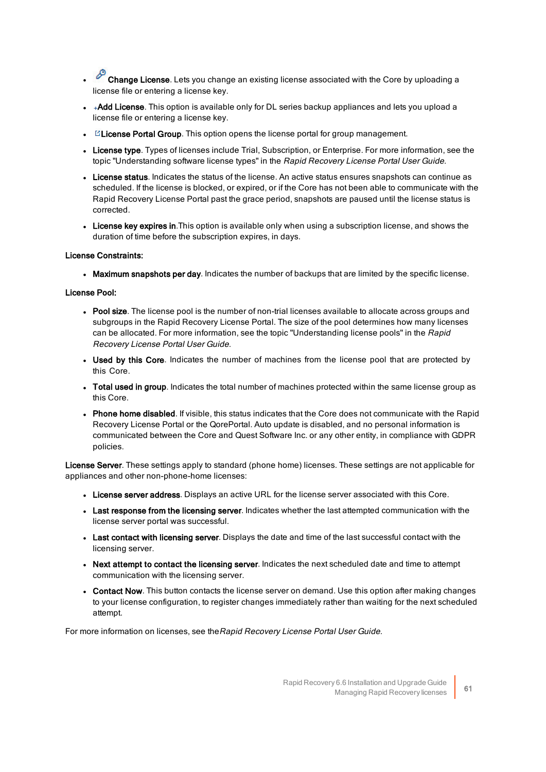- **Change License**. Lets you change an existing license associated with the Core by uploading a license file or entering a license key.
- **+Add License**. This option is available only for DL series backup appliances and lets you upload a license file or entering a license key.
- **License Portal Group**. This option opens the license portal for group management.
- **License type**. Types of licenses include Trial, Subscription, or Enterprise. For more information, see the topic "Understanding software license types" in the *Rapid Recovery License Portal User Guide*.
- **License status**. Indicates the status of the license. An active status ensures snapshots can continue as scheduled. If the license is blocked, or expired, or if the Core has not been able to communicate with the Rapid Recovery License Portal past the grace period, snapshots are paused until the license status is corrected.
- **License key expires in**.This option is available only when using a subscription license, and shows the duration of time before the subscription expires, in days.

**License Constraints:**

- **Maximum snapshots per day**. Indicates the number of backups that are limited by the specific license.

**License Pool:**

- **Pool size**. The license pool is the number of non-trial licenses available to allocate across groups and subgroups in the Rapid Recovery License Portal. The size of the pool determines how many licenses can be allocated. For more information, see the topic "Understanding license pools" in the *Rapid Recovery License Portal User Guide*.
- **Used by this Core**. Indicates the number of machines from the license pool that are protected by this Core.
- **Total used in group**. Indicates the total number of machines protected within the same license group as this Core.
- **Phone home disabled**. If visible, this status indicates that the Core does not communicate with the Rapid Recovery License Portal or the QorePortal. Auto update is disabled, and no personal information is communicated between the Core and Quest Software Inc. or any other entity, in compliance with GDPR policies.

**License Server**. These settings apply to standard (phone home) licenses. These settings are not applicable for appliances and other non-phone-home licenses:

- **License server address**. Displays an active URL for the license server associated with this Core.
- **Last response from the licensing server**. Indicates whether the last attempted communication with the license server portal was successful.
- **Last contact with licensing server**. Displays the date and time of the last successful contact with the licensing server.
- **Next attempt to contact the licensing server**. Indicates the next scheduled date and time to attempt communication with the licensing server.
- **Contact Now**. This button contacts the license server on demand. Use this option after making changes to your license configuration, to register changes immediately rather than waiting for the next scheduled attempt.

For more information on licenses, see the *Rapid Recovery License Portal User Guide*.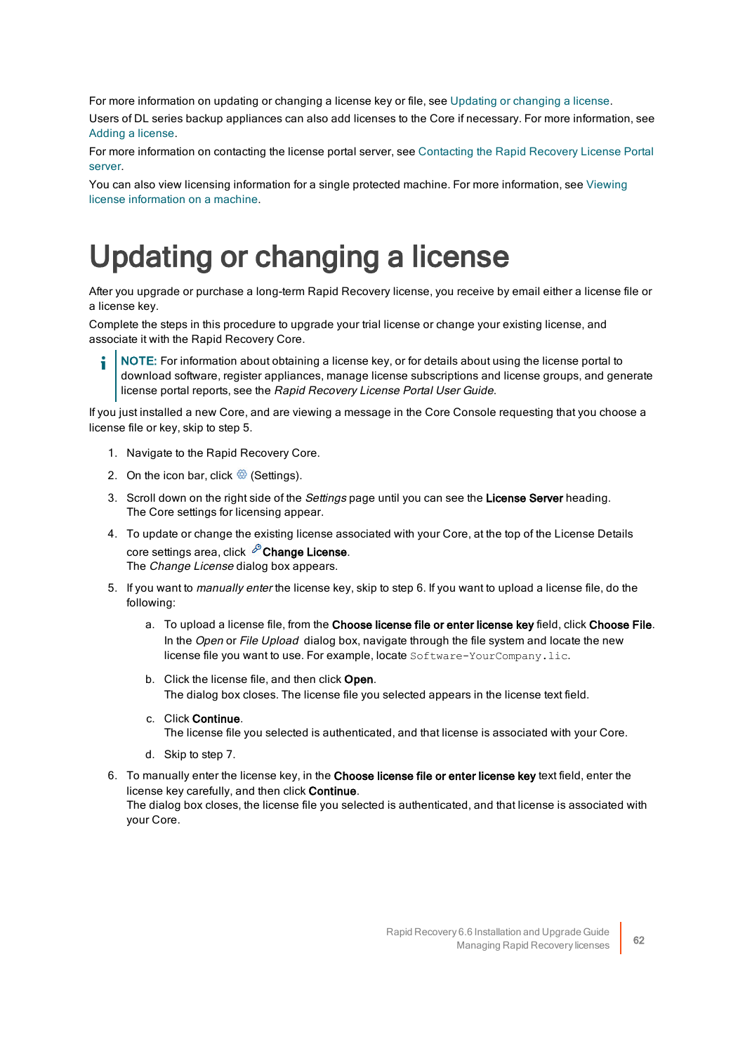For more information on updating or changing a license key or file, see Updating or changing a license.

Users of DL series backup appliances can also add licenses to the Core if necessary. For more information, see Adding a license.

For more information on contacting the license portal server, see Contacting the Rapid Recovery License Portal server.

You can also view licensing information for a single protected machine. For more information, see Viewing license information on a machine.

# Updating or changing a license

After you upgrade or purchase a long-term Rapid Recovery license, you receive by email either a license file or a license key.

Complete the steps in this procedure to upgrade your trial license or change your existing license, and associate it with the Rapid Recovery Core.

> **NOTE:** For information about obtaining a license key, or for details about using the license portal to download software, register appliances, manage license subscriptions and license groups, and generate license portal reports, see the *Rapid Recovery License Portal User Guide*.

If you just installed a new Core, and are viewing a message in the Core Console requesting that you choose a license file or key, skip to step 5.

1. Navigate to the Rapid Recovery Core.
2. On the icon bar, click (Settings).
3. Scroll down on the right side of the *Settings* page until you can see the **License Server** heading.
   The Core settings for licensing appear.
4. To update or change the existing license associated with your Core, at the top of the License Details core settings area, click **Change License**.
   The *Change License* dialog box appears.
5. If you want to *manually enter* the license key, skip to step 6. If you want to upload a license file, do the following:
   a. To upload a license file, from the **Choose license file or enter license key** field, click **Choose File**.
      In the *Open* or *File Upload* dialog box, navigate through the file system and locate the new license file you want to use. For example, locate `Software-YourCompany.lic`.
   b. Click the license file, and then click **Open**.
      The dialog box closes. The license file you selected appears in the license text field.
   c. Click **Continue**.
      The license file you selected is authenticated, and that license is associated with your Core.
   d. Skip to step 7.
6. To manually enter the license key, in the **Choose license file or enter license key** text field, enter the license key carefully, and then click **Continue**.
   The dialog box closes, the license file you selected is authenticated, and that license is associated with your Core.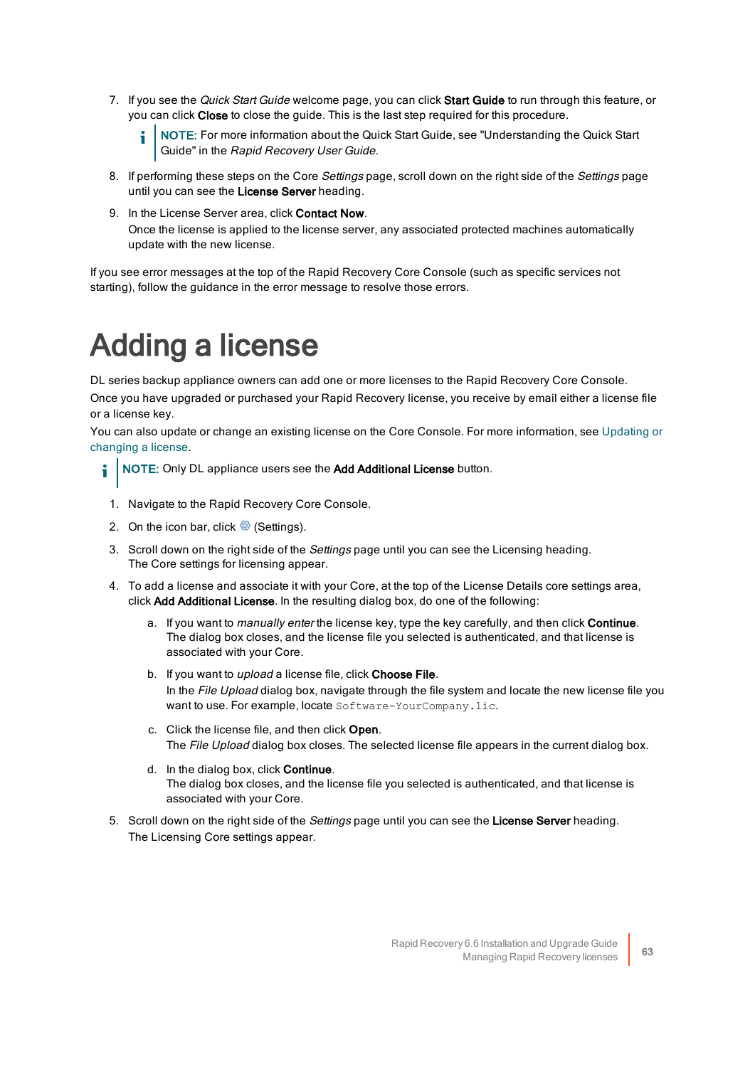7. If you see the *Quick Start Guide* welcome page, you can click **Start Guide** to run through this feature, or you can click **Close** to close the guide. This is the last step required for this procedure.

   > NOTE: For more information about the Quick Start Guide, see "Understanding the Quick Start Guide" in the *Rapid Recovery User Guide*.

8. If performing these steps on the Core *Settings* page, scroll down on the right side of the *Settings* page until you can see the **License Server** heading.
9. In the License Server area, click **Contact Now**.
   Once the license is applied to the license server, any associated protected machines automatically update with the new license.

If you see error messages at the top of the Rapid Recovery Core Console (such as specific services not starting), follow the guidance in the error message to resolve those errors.

# Adding a license

DL series backup appliance owners can add one or more licenses to the Rapid Recovery Core Console.

Once you have upgraded or purchased your Rapid Recovery license, you receive by email either a license file or a license key.

You can also update or change an existing license on the Core Console. For more information, see Updating or changing a license.

> NOTE: Only DL appliance users see the **Add Additional License** button.

1. Navigate to the Rapid Recovery Core Console.
2. On the icon bar, click (Settings).
3. Scroll down on the right side of the *Settings* page until you can see the Licensing heading.
   The Core settings for licensing appear.
4. To add a license and associate it with your Core, at the top of the License Details core settings area, click **Add Additional License**. In the resulting dialog box, do one of the following:
   a. If you want to *manually enter* the license key, type the key carefully, and then click **Continue**.
      The dialog box closes, and the license file you selected is authenticated, and that license is associated with your Core.
   b. If you want to *upload* a license file, click **Choose File**.
      In the *File Upload* dialog box, navigate through the file system and locate the new license file you want to use. For example, locate `Software-YourCompany.lic`.
   c. Click the license file, and then click **Open**.
      The *File Upload* dialog box closes. The selected license file appears in the current dialog box.
   d. In the dialog box, click **Continue**.
      The dialog box closes, and the license file you selected is authenticated, and that license is associated with your Core.
5. Scroll down on the right side of the *Settings* page until you can see the **License Server** heading.
   The Licensing Core settings appear.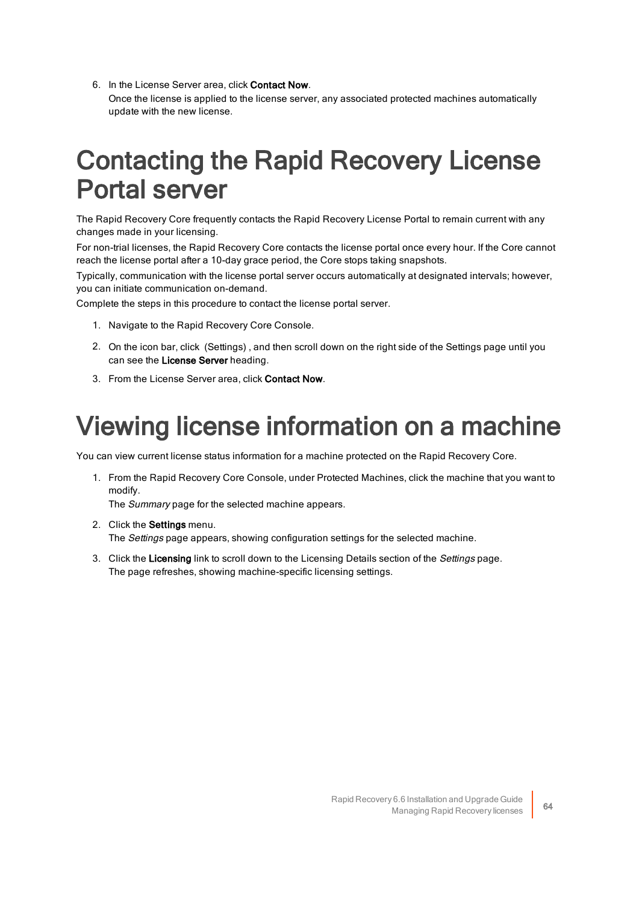6. In the License Server area, click **Contact Now**.
   Once the license is applied to the license server, any associated protected machines automatically update with the new license.

# Contacting the Rapid Recovery License Portal server

The Rapid Recovery Core frequently contacts the Rapid Recovery License Portal to remain current with any changes made in your licensing.

For non-trial licenses, the Rapid Recovery Core contacts the license portal once every hour. If the Core cannot reach the license portal after a 10-day grace period, the Core stops taking snapshots.

Typically, communication with the license portal server occurs automatically at designated intervals; however, you can initiate communication on-demand.

Complete the steps in this procedure to contact the license portal server.

1. Navigate to the Rapid Recovery Core Console.
2. On the icon bar, click  (Settings) , and then scroll down on the right side of the Settings page until you can see the **License Server** heading.
3. From the License Server area, click **Contact Now**.

# Viewing license information on a machine

You can view current license status information for a machine protected on the Rapid Recovery Core.

1. From the Rapid Recovery Core Console, under Protected Machines, click the machine that you want to modify.
   The *Summary* page for the selected machine appears.
2. Click the **Settings** menu.
   The *Settings* page appears, showing configuration settings for the selected machine.
3. Click the **Licensing** link to scroll down to the Licensing Details section of the *Settings* page.
   The page refreshes, showing machine-specific licensing settings.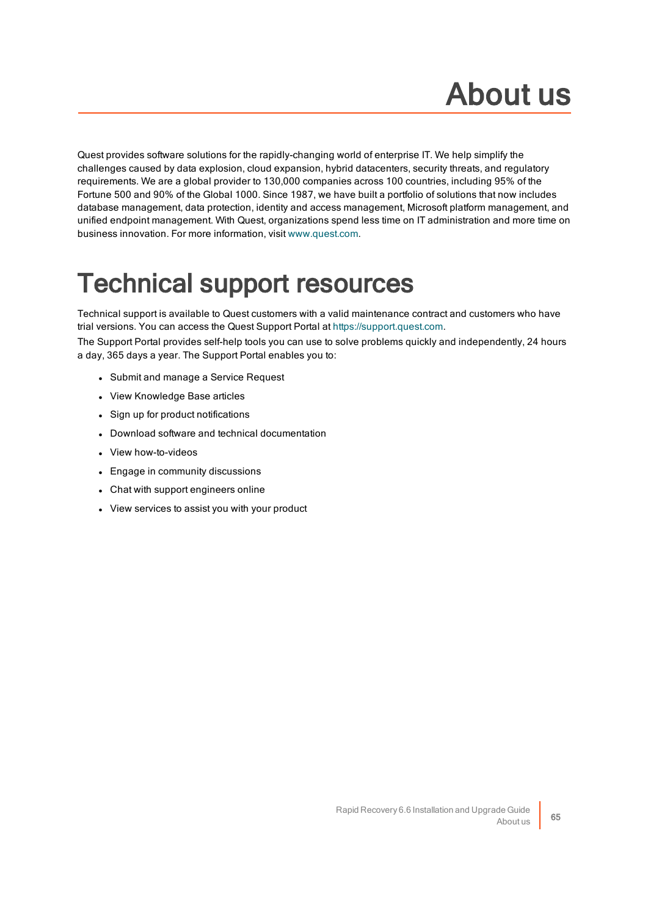# About us

Quest provides software solutions for the rapidly-changing world of enterprise IT. We help simplify the challenges caused by data explosion, cloud expansion, hybrid datacenters, security threats, and regulatory requirements. We are a global provider to 130,000 companies across 100 countries, including 95% of the Fortune 500 and 90% of the Global 1000. Since 1987, we have built a portfolio of solutions that now includes database management, data protection, identity and access management, Microsoft platform management, and unified endpoint management. With Quest, organizations spend less time on IT administration and more time on business innovation. For more information, visit www.quest.com.

# Technical support resources

Technical support is available to Quest customers with a valid maintenance contract and customers who have trial versions. You can access the Quest Support Portal at https://support.quest.com.

The Support Portal provides self-help tools you can use to solve problems quickly and independently, 24 hours a day, 365 days a year. The Support Portal enables you to:

- Submit and manage a Service Request
- View Knowledge Base articles
- Sign up for product notifications
- Download software and technical documentation
- View how-to-videos
- Engage in community discussions
- Chat with support engineers online
- View services to assist you with your product